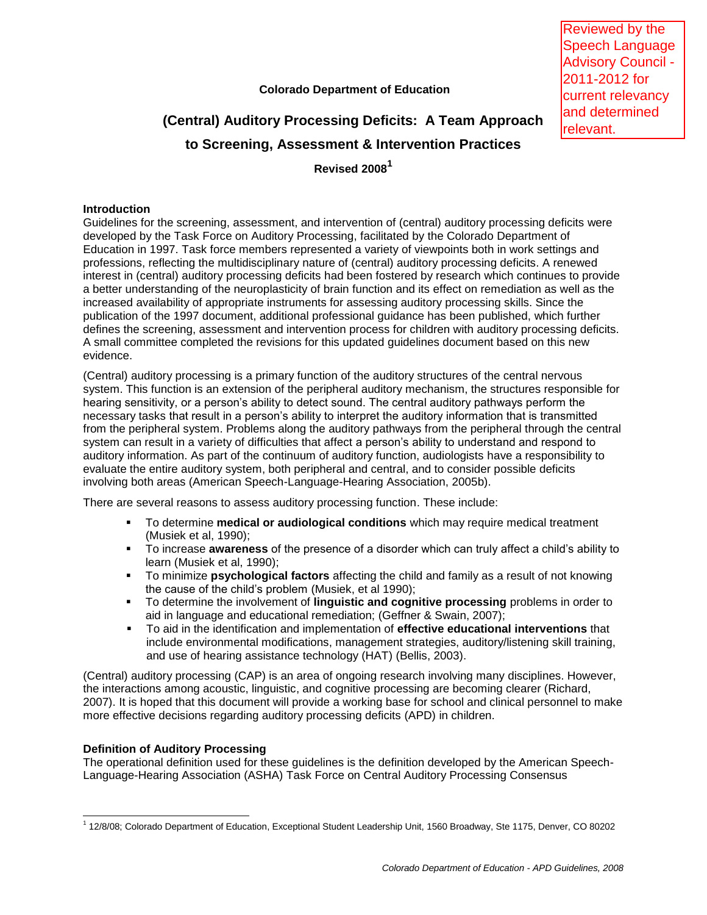Reviewed by the Speech Language Advisory Council - 2011-2012 for current relevancy and determined relevant.

**Colorado Department of Education**

# (Central) Auditory Processing Deficits: A Team Approach to Screening, Assessment & Intervention Practices

**Revised 2008[1]**

### Introduction

Guidelines for the screening, assessment, and intervention of (central) auditory processing deficits were developed by the Task Force on Auditory Processing, facilitated by the Colorado Department of Education in 1997. Task force members represented a variety of viewpoints both in work settings and professions, reflecting the multidisciplinary nature of (central) auditory processing deficits. A renewed interest in (central) auditory processing deficits had been fostered by research which continues to provide a better understanding of the neuroplasticity of brain function and its effect on remediation as well as the increased availability of appropriate instruments for assessing auditory processing skills. Since the publication of the 1997 document, additional professional guidance has been published, which further defines the screening, assessment and intervention process for children with auditory processing deficits. A small committee completed the revisions for this updated guidelines document based on this new evidence.

(Central) auditory processing is a primary function of the auditory structures of the central nervous system. This function is an extension of the peripheral auditory mechanism, the structures responsible for hearing sensitivity, or a person's ability to detect sound. The central auditory pathways perform the necessary tasks that result in a person's ability to interpret the auditory information that is transmitted from the peripheral system. Problems along the auditory pathways from the peripheral through the central system can result in a variety of difficulties that affect a person's ability to understand and respond to auditory information. As part of the continuum of auditory function, audiologists have a responsibility to evaluate the entire auditory system, both peripheral and central, and to consider possible deficits involving both areas (American Speech-Language-Hearing Association, 2005b).

There are several reasons to assess auditory processing function. These include:

- To determine **medical or audiological conditions** which may require medical treatment (Musiek et al, 1990);
- To increase **awareness** of the presence of a disorder which can truly affect a child's ability to learn (Musiek et al, 1990);
- To minimize **psychological factors** affecting the child and family as a result of not knowing the cause of the child's problem (Musiek, et al 1990);
- To determine the involvement of **linguistic and cognitive processing** problems in order to aid in language and educational remediation; (Geffner & Swain, 2007);
- To aid in the identification and implementation of **effective educational interventions** that include environmental modifications, management strategies, auditory/listening skill training, and use of hearing assistance technology (HAT) (Bellis, 2003).

(Central) auditory processing (CAP) is an area of ongoing research involving many disciplines. However, the interactions among acoustic, linguistic, and cognitive processing are becoming clearer (Richard, 2007). It is hoped that this document will provide a working base for school and clinical personnel to make more effective decisions regarding auditory processing deficits (APD) in children.

### Definition of Auditory Processing

The operational definition used for these guidelines is the definition developed by the American Speech-Language-Hearing Association (ASHA) Task Force on Central Auditory Processing Consensus

[1] 12/8/08; Colorado Department of Education, Exceptional Student Leadership Unit, 1560 Broadway, Ste 1175, Denver, CO 80202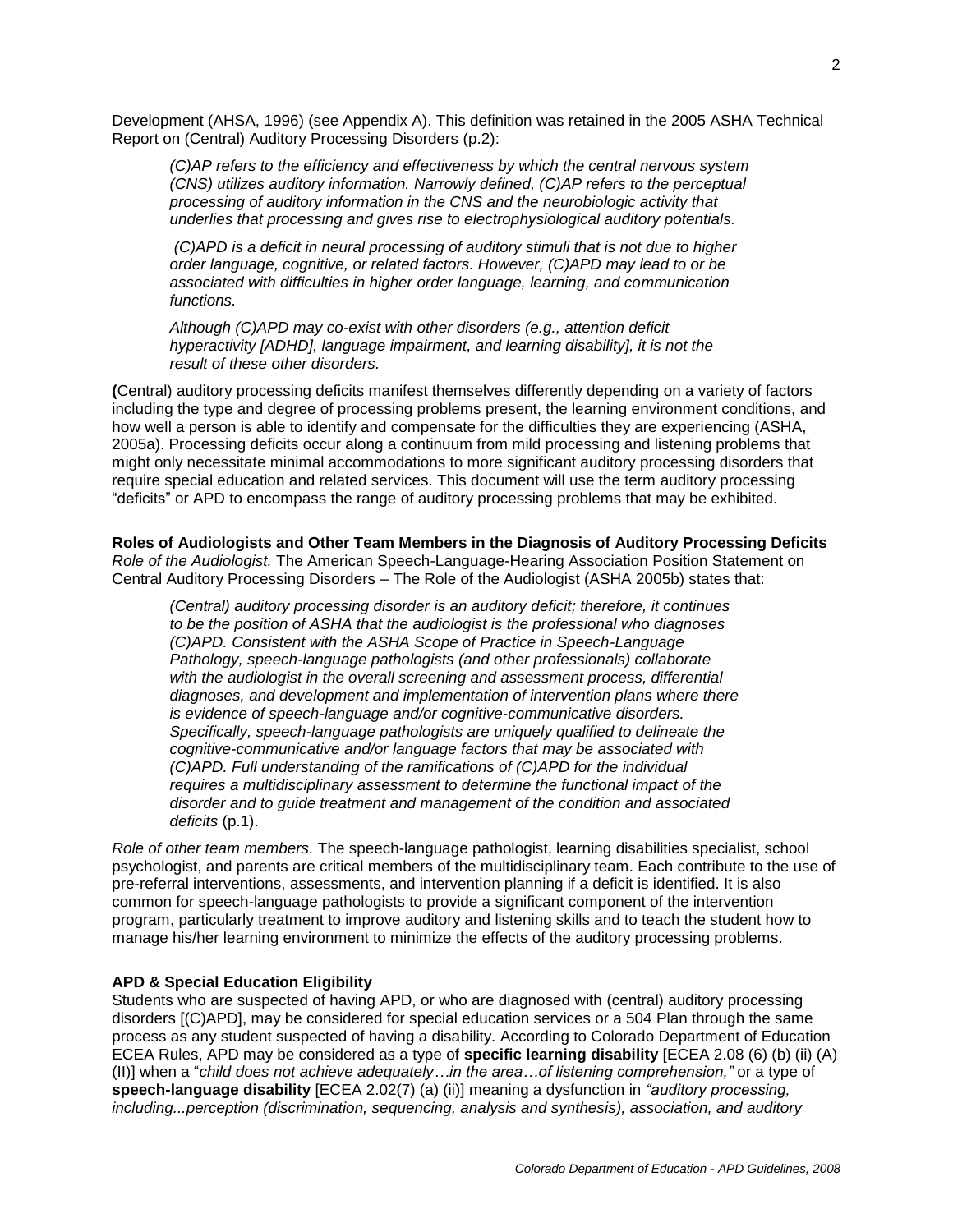Development (AHSA, 1996) (see Appendix A). This definition was retained in the 2005 ASHA Technical Report on (Central) Auditory Processing Disorders (p.2):

> *(C)AP refers to the efficiency and effectiveness by which the central nervous system (CNS) utilizes auditory information. Narrowly defined, (C)AP refers to the perceptual processing of auditory information in the CNS and the neurobiologic activity that underlies that processing and gives rise to electrophysiological auditory potentials.*
>
> *(C)APD is a deficit in neural processing of auditory stimuli that is not due to higher order language, cognitive, or related factors. However, (C)APD may lead to or be associated with difficulties in higher order language, learning, and communication functions.*
>
> *Although (C)APD may co-exist with other disorders (e.g., attention deficit hyperactivity [ADHD], language impairment, and learning disability], it is not the result of these other disorders.*

**(**Central) auditory processing deficits manifest themselves differently depending on a variety of factors including the type and degree of processing problems present, the learning environment conditions, and how well a person is able to identify and compensate for the difficulties they are experiencing (ASHA, 2005a). Processing deficits occur along a continuum from mild processing and listening problems that might only necessitate minimal accommodations to more significant auditory processing disorders that require special education and related services. This document will use the term auditory processing "deficits" or APD to encompass the range of auditory processing problems that may be exhibited.

**Roles of Audiologists and Other Team Members in the Diagnosis of Auditory Processing Deficits**

*Role of the Audiologist.* The American Speech-Language-Hearing Association Position Statement on Central Auditory Processing Disorders – The Role of the Audiologist (ASHA 2005b) states that:

> *(Central) auditory processing disorder is an auditory deficit; therefore, it continues to be the position of ASHA that the audiologist is the professional who diagnoses (C)APD. Consistent with the ASHA Scope of Practice in Speech-Language Pathology, speech-language pathologists (and other professionals) collaborate with the audiologist in the overall screening and assessment process, differential diagnoses, and development and implementation of intervention plans where there is evidence of speech-language and/or cognitive-communicative disorders. Specifically, speech-language pathologists are uniquely qualified to delineate the cognitive-communicative and/or language factors that may be associated with (C)APD. Full understanding of the ramifications of (C)APD for the individual requires a multidisciplinary assessment to determine the functional impact of the disorder and to guide treatment and management of the condition and associated deficits* (p.1).

*Role of other team members.* The speech-language pathologist, learning disabilities specialist, school psychologist, and parents are critical members of the multidisciplinary team. Each contribute to the use of pre-referral interventions, assessments, and intervention planning if a deficit is identified. It is also common for speech-language pathologists to provide a significant component of the intervention program, particularly treatment to improve auditory and listening skills and to teach the student how to manage his/her learning environment to minimize the effects of the auditory processing problems.

**APD & Special Education Eligibility**

Students who are suspected of having APD, or who are diagnosed with (central) auditory processing disorders [(C)APD], may be considered for special education services or a 504 Plan through the same process as any student suspected of having a disability. According to Colorado Department of Education ECEA Rules, APD may be considered as a type of **specific learning disability** [ECEA 2.08 (6) (b) (ii) (A) (II)] when a "*child does not achieve adequately…in the area…of listening comprehension,"* or a type of **speech-language disability** [ECEA 2.02(7) (a) (ii)] meaning a dysfunction in *"auditory processing, including...perception (discrimination, sequencing, analysis and synthesis), association, and auditory*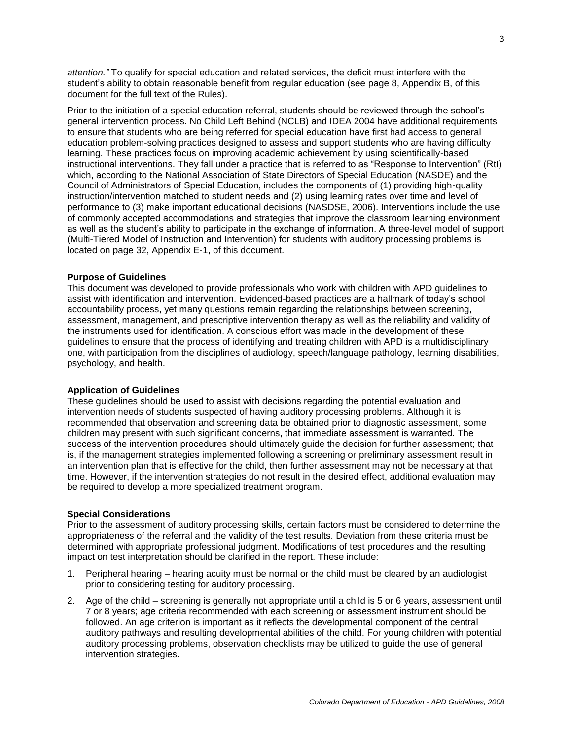*attention."* To qualify for special education and related services, the deficit must interfere with the student's ability to obtain reasonable benefit from regular education (see page 8, Appendix B, of this document for the full text of the Rules).

Prior to the initiation of a special education referral, students should be reviewed through the school's general intervention process. No Child Left Behind (NCLB) and IDEA 2004 have additional requirements to ensure that students who are being referred for special education have first had access to general education problem-solving practices designed to assess and support students who are having difficulty learning. These practices focus on improving academic achievement by using scientifically-based instructional interventions. They fall under a practice that is referred to as "Response to Intervention" (RtI) which, according to the National Association of State Directors of Special Education (NASDE) and the Council of Administrators of Special Education, includes the components of (1) providing high-quality instruction/intervention matched to student needs and (2) using learning rates over time and level of performance to (3) make important educational decisions (NASDSE, 2006). Interventions include the use of commonly accepted accommodations and strategies that improve the classroom learning environment as well as the student's ability to participate in the exchange of information. A three-level model of support (Multi-Tiered Model of Instruction and Intervention) for students with auditory processing problems is located on page 32, Appendix E-1, of this document.

**Purpose of Guidelines**

This document was developed to provide professionals who work with children with APD guidelines to assist with identification and intervention. Evidenced-based practices are a hallmark of today's school accountability process, yet many questions remain regarding the relationships between screening, assessment, management, and prescriptive intervention therapy as well as the reliability and validity of the instruments used for identification. A conscious effort was made in the development of these guidelines to ensure that the process of identifying and treating children with APD is a multidisciplinary one, with participation from the disciplines of audiology, speech/language pathology, learning disabilities, psychology, and health.

**Application of Guidelines**

These guidelines should be used to assist with decisions regarding the potential evaluation and intervention needs of students suspected of having auditory processing problems. Although it is recommended that observation and screening data be obtained prior to diagnostic assessment, some children may present with such significant concerns, that immediate assessment is warranted. The success of the intervention procedures should ultimately guide the decision for further assessment; that is, if the management strategies implemented following a screening or preliminary assessment result in an intervention plan that is effective for the child, then further assessment may not be necessary at that time. However, if the intervention strategies do not result in the desired effect, additional evaluation may be required to develop a more specialized treatment program.

**Special Considerations**

Prior to the assessment of auditory processing skills, certain factors must be considered to determine the appropriateness of the referral and the validity of the test results. Deviation from these criteria must be determined with appropriate professional judgment. Modifications of test procedures and the resulting impact on test interpretation should be clarified in the report. These include:

1. Peripheral hearing – hearing acuity must be normal or the child must be cleared by an audiologist prior to considering testing for auditory processing.
2. Age of the child – screening is generally not appropriate until a child is 5 or 6 years, assessment until 7 or 8 years; age criteria recommended with each screening or assessment instrument should be followed. An age criterion is important as it reflects the developmental component of the central auditory pathways and resulting developmental abilities of the child. For young children with potential auditory processing problems, observation checklists may be utilized to guide the use of general intervention strategies.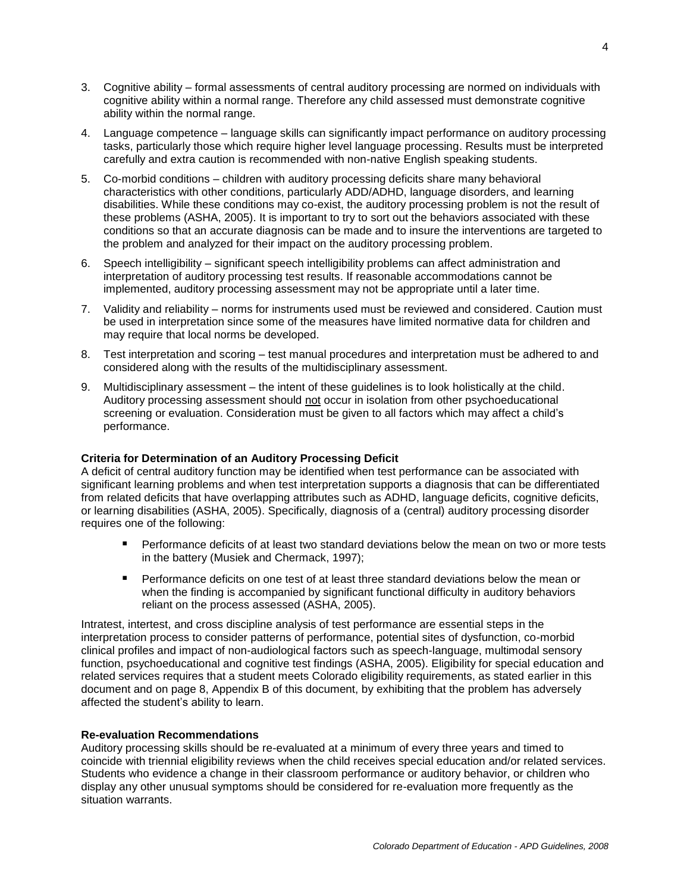3. Cognitive ability – formal assessments of central auditory processing are normed on individuals with cognitive ability within a normal range. Therefore any child assessed must demonstrate cognitive ability within the normal range.

4. Language competence – language skills can significantly impact performance on auditory processing tasks, particularly those which require higher level language processing. Results must be interpreted carefully and extra caution is recommended with non-native English speaking students.

5. Co-morbid conditions – children with auditory processing deficits share many behavioral characteristics with other conditions, particularly ADD/ADHD, language disorders, and learning disabilities. While these conditions may co-exist, the auditory processing problem is not the result of these problems (ASHA, 2005). It is important to try to sort out the behaviors associated with these conditions so that an accurate diagnosis can be made and to insure the interventions are targeted to the problem and analyzed for their impact on the auditory processing problem.

6. Speech intelligibility – significant speech intelligibility problems can affect administration and interpretation of auditory processing test results. If reasonable accommodations cannot be implemented, auditory processing assessment may not be appropriate until a later time.

7. Validity and reliability – norms for instruments used must be reviewed and considered. Caution must be used in interpretation since some of the measures have limited normative data for children and may require that local norms be developed.

8. Test interpretation and scoring – test manual procedures and interpretation must be adhered to and considered along with the results of the multidisciplinary assessment.

9. Multidisciplinary assessment – the intent of these guidelines is to look holistically at the child. Auditory processing assessment should <u>not</u> occur in isolation from other psychoeducational screening or evaluation. Consideration must be given to all factors which may affect a child's performance.

**Criteria for Determination of an Auditory Processing Deficit**

A deficit of central auditory function may be identified when test performance can be associated with significant learning problems and when test interpretation supports a diagnosis that can be differentiated from related deficits that have overlapping attributes such as ADHD, language deficits, cognitive deficits, or learning disabilities (ASHA, 2005). Specifically, diagnosis of a (central) auditory processing disorder requires one of the following:

- Performance deficits of at least two standard deviations below the mean on two or more tests in the battery (Musiek and Chermack, 1997);
- Performance deficits on one test of at least three standard deviations below the mean or when the finding is accompanied by significant functional difficulty in auditory behaviors reliant on the process assessed (ASHA, 2005).

Intratest, intertest, and cross discipline analysis of test performance are essential steps in the interpretation process to consider patterns of performance, potential sites of dysfunction, co-morbid clinical profiles and impact of non-audiological factors such as speech-language, multimodal sensory function, psychoeducational and cognitive test findings (ASHA, 2005). Eligibility for special education and related services requires that a student meets Colorado eligibility requirements, as stated earlier in this document and on page 8, Appendix B of this document, by exhibiting that the problem has adversely affected the student's ability to learn.

**Re-evaluation Recommendations**

Auditory processing skills should be re-evaluated at a minimum of every three years and timed to coincide with triennial eligibility reviews when the child receives special education and/or related services. Students who evidence a change in their classroom performance or auditory behavior, or children who display any other unusual symptoms should be considered for re-evaluation more frequently as the situation warrants.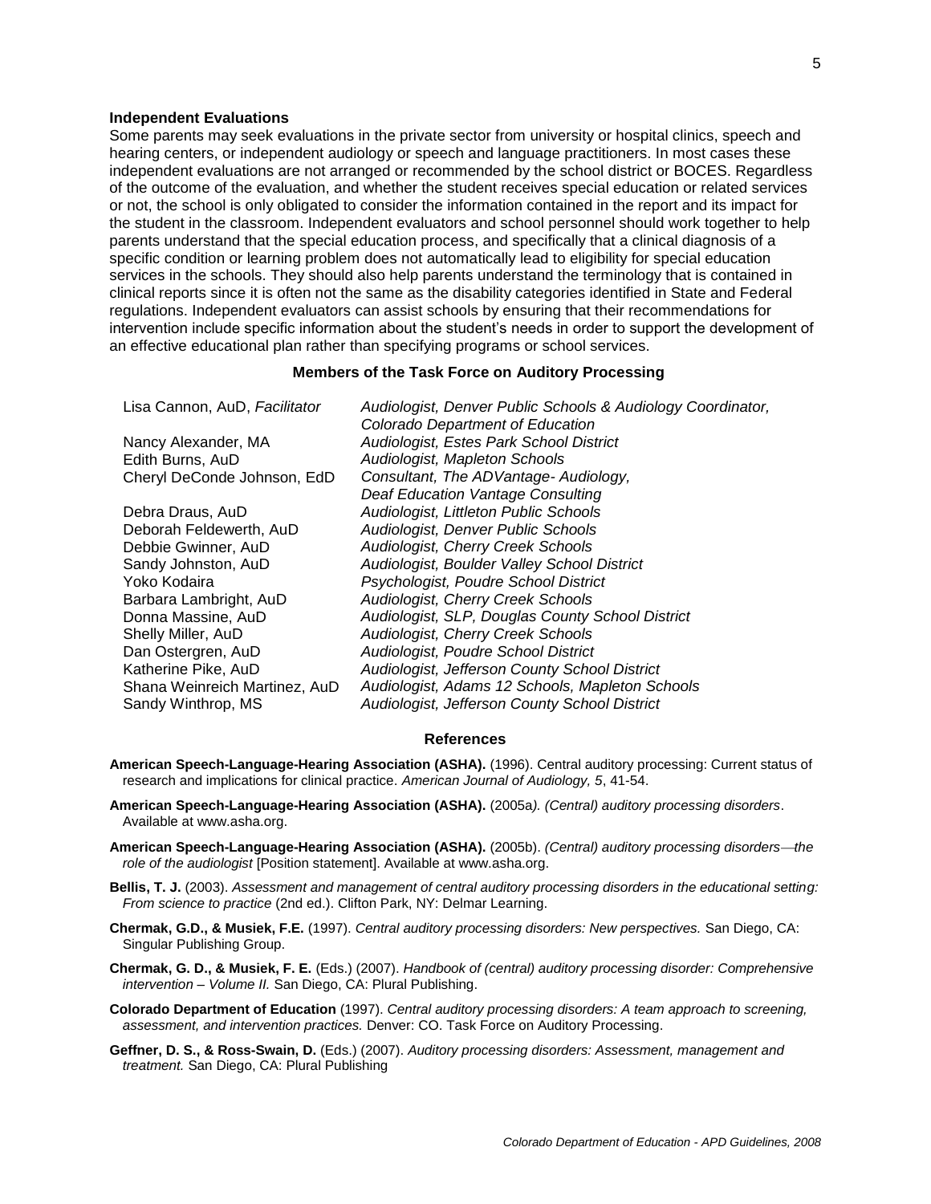### Independent Evaluations

Some parents may seek evaluations in the private sector from university or hospital clinics, speech and hearing centers, or independent audiology or speech and language practitioners. In most cases these independent evaluations are not arranged or recommended by the school district or BOCES. Regardless of the outcome of the evaluation, and whether the student receives special education or related services or not, the school is only obligated to consider the information contained in the report and its impact for the student in the classroom. Independent evaluators and school personnel should work together to help parents understand that the special education process, and specifically that a clinical diagnosis of a specific condition or learning problem does not automatically lead to eligibility for special education services in the schools. They should also help parents understand the terminology that is contained in clinical reports since it is often not the same as the disability categories identified in State and Federal regulations. Independent evaluators can assist schools by ensuring that their recommendations for intervention include specific information about the student's needs in order to support the development of an effective educational plan rather than specifying programs or school services.

### Members of the Task Force on Auditory Processing

| | |
|---|---|
| Lisa Cannon, AuD, *Facilitator* | *Audiologist, Denver Public Schools & Audiology Coordinator, Colorado Department of Education* |
| Nancy Alexander, MA | *Audiologist, Estes Park School District* |
| Edith Burns, AuD | *Audiologist, Mapleton Schools* |
| Cheryl DeConde Johnson, EdD | *Consultant, The ADVantage- Audiology, Deaf Education Vantage Consulting* |
| Debra Draus, AuD | *Audiologist, Littleton Public Schools* |
| Deborah Feldewerth, AuD | *Audiologist, Denver Public Schools* |
| Debbie Gwinner, AuD | *Audiologist, Cherry Creek Schools* |
| Sandy Johnston, AuD | *Audiologist, Boulder Valley School District* |
| Yoko Kodaira | *Psychologist, Poudre School District* |
| Barbara Lambright, AuD | *Audiologist, Cherry Creek Schools* |
| Donna Massine, AuD | *Audiologist, SLP, Douglas County School District* |
| Shelly Miller, AuD | *Audiologist, Cherry Creek Schools* |
| Dan Ostergren, AuD | *Audiologist, Poudre School District* |
| Katherine Pike, AuD | *Audiologist, Jefferson County School District* |
| Shana Weinreich Martinez, AuD | *Audiologist, Adams 12 Schools, Mapleton Schools* |
| Sandy Winthrop, MS | *Audiologist, Jefferson County School District* |

### References

**American Speech-Language-Hearing Association (ASHA).** (1996). Central auditory processing: Current status of research and implications for clinical practice. *American Journal of Audiology, 5*, 41-54.

**American Speech-Language-Hearing Association (ASHA).** (2005a*). (Central) auditory processing disorders*. Available at www.asha.org.

**American Speech-Language-Hearing Association (ASHA).** (2005b). *(Central) auditory processing disorders—the role of the audiologist* [Position statement]. Available at www.asha.org.

**Bellis, T. J.** (2003). *Assessment and management of central auditory processing disorders in the educational setting: From science to practice* (2nd ed.). Clifton Park, NY: Delmar Learning.

**Chermak, G.D., & Musiek, F.E.** (1997). *Central auditory processing disorders: New perspectives.* San Diego, CA: Singular Publishing Group.

**Chermak, G. D., & Musiek, F. E.** (Eds.) (2007). *Handbook of (central) auditory processing disorder: Comprehensive intervention – Volume II.* San Diego, CA: Plural Publishing.

**Colorado Department of Education** (1997). *Central auditory processing disorders: A team approach to screening, assessment, and intervention practices.* Denver: CO. Task Force on Auditory Processing.

**Geffner, D. S., & Ross-Swain, D.** (Eds.) (2007). *Auditory processing disorders: Assessment, management and treatment.* San Diego, CA: Plural Publishing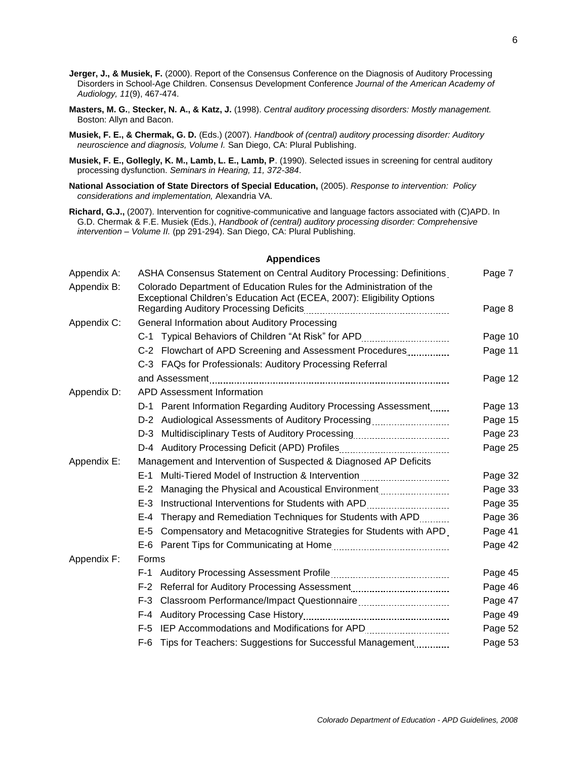**Jerger, J., & Musiek, F.** (2000). Report of the Consensus Conference on the Diagnosis of Auditory Processing Disorders in School-Age Children. Consensus Development Conference *Journal of the American Academy of Audiology, 11*(9), 467-474.

**Masters, M. G.**, **Stecker, N. A., & Katz, J.** (1998). *Central auditory processing disorders: Mostly management.* Boston: Allyn and Bacon.

**Musiek, F. E., & Chermak, G. D.** (Eds.) (2007). *Handbook of (central) auditory processing disorder: Auditory neuroscience and diagnosis, Volume I.* San Diego, CA: Plural Publishing.

**Musiek, F. E., Gollegly, K. M., Lamb, L. E., Lamb, P**. (1990). Selected issues in screening for central auditory processing dysfunction. *Seminars in Hearing, 11, 372-384*.

**National Association of State Directors of Special Education,** (2005). *Response to intervention: Policy considerations and implementation,* Alexandria VA.

**Richard, G.J.,** (2007). Intervention for cognitive-communicative and language factors associated with (C)APD. In G.D. Chermak & F.E. Musiek (Eds.), *Handbook of (central) auditory processing disorder: Comprehensive intervention – Volume II.* (pp 291-294). San Diego, CA: Plural Publishing.

## Appendices

| | | |
|---|---|---|
| Appendix A: | ASHA Consensus Statement on Central Auditory Processing: Definitions | Page 7 |
| Appendix B: | Colorado Department of Education Rules for the Administration of the Exceptional Children's Education Act (ECEA, 2007): Eligibility Options Regarding Auditory Processing Deficits | Page 8 |
| Appendix C: | General Information about Auditory Processing | |
| | C-1 Typical Behaviors of Children "At Risk" for APD | Page 10 |
| | C-2 Flowchart of APD Screening and Assessment Procedures | Page 11 |
| | C-3 FAQs for Professionals: Auditory Processing Referral and Assessment | Page 12 |
| Appendix D: | APD Assessment Information | |
| | D-1 Parent Information Regarding Auditory Processing Assessment | Page 13 |
| | D-2 Audiological Assessments of Auditory Processing | Page 15 |
| | D-3 Multidisciplinary Tests of Auditory Processing | Page 23 |
| | D-4 Auditory Processing Deficit (APD) Profiles | Page 25 |
| Appendix E: | Management and Intervention of Suspected & Diagnosed AP Deficits | |
| | E-1 Multi-Tiered Model of Instruction & Intervention | Page 32 |
| | E-2 Managing the Physical and Acoustical Environment | Page 33 |
| | E-3 Instructional Interventions for Students with APD | Page 35 |
| | E-4 Therapy and Remediation Techniques for Students with APD | Page 36 |
| | E-5 Compensatory and Metacognitive Strategies for Students with APD | Page 41 |
| | E-6 Parent Tips for Communicating at Home | Page 42 |
| Appendix F: | Forms | |
| | F-1 Auditory Processing Assessment Profile | Page 45 |
| | F-2 Referral for Auditory Processing Assessment | Page 46 |
| | F-3 Classroom Performance/Impact Questionnaire | Page 47 |
| | F-4 Auditory Processing Case History | Page 49 |
| | F-5 IEP Accommodations and Modifications for APD | Page 52 |
| | F-6 Tips for Teachers: Suggestions for Successful Management | Page 53 |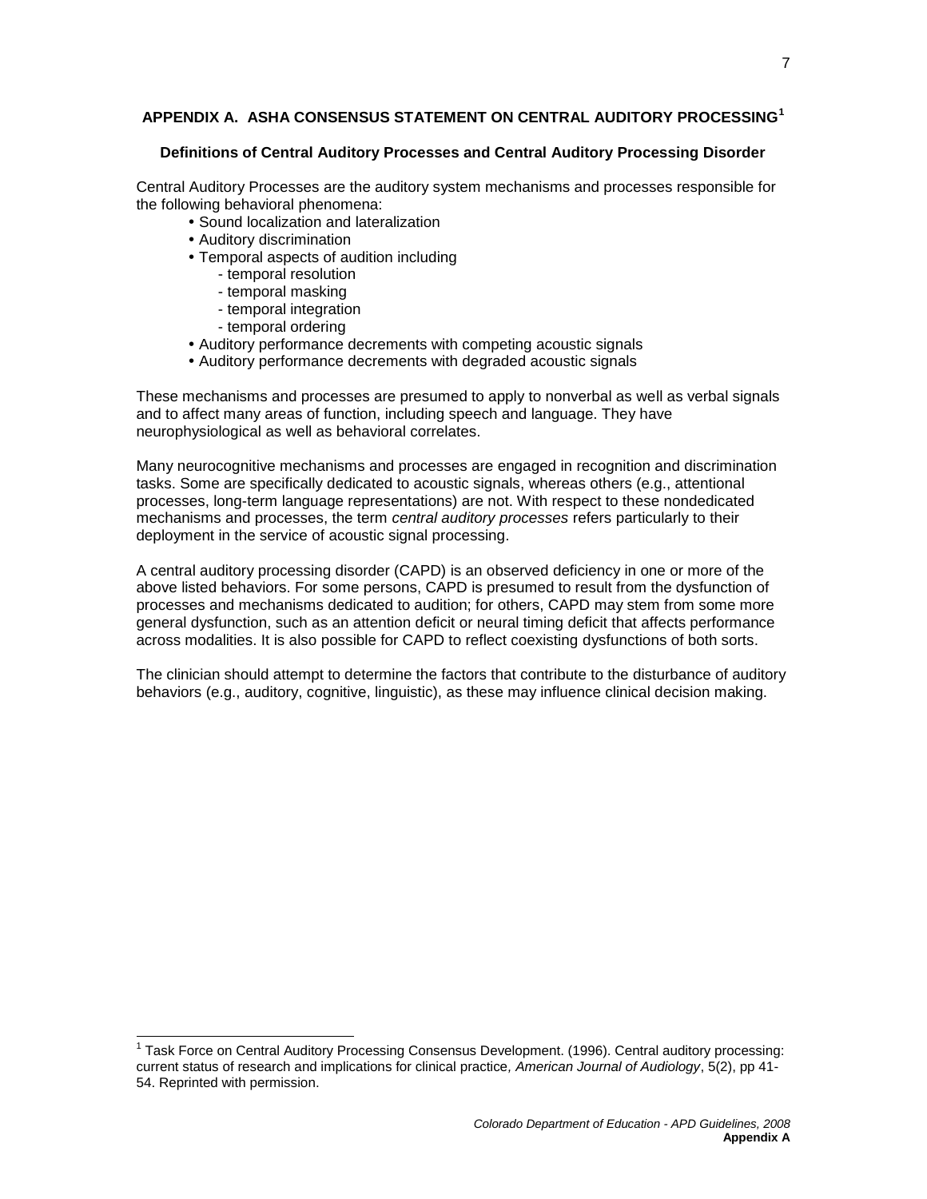## APPENDIX A. ASHA CONSENSUS STATEMENT ON CENTRAL AUDITORY PROCESSING[1]

### Definitions of Central Auditory Processes and Central Auditory Processing Disorder

Central Auditory Processes are the auditory system mechanisms and processes responsible for the following behavioral phenomena:

- Sound localization and lateralization
- Auditory discrimination
- Temporal aspects of audition including
  - temporal resolution
  - temporal masking
  - temporal integration
  - temporal ordering
- Auditory performance decrements with competing acoustic signals
- Auditory performance decrements with degraded acoustic signals

These mechanisms and processes are presumed to apply to nonverbal as well as verbal signals and to affect many areas of function, including speech and language. They have neurophysiological as well as behavioral correlates.

Many neurocognitive mechanisms and processes are engaged in recognition and discrimination tasks. Some are specifically dedicated to acoustic signals, whereas others (e.g., attentional processes, long-term language representations) are not. With respect to these nondedicated mechanisms and processes, the term *central auditory processes* refers particularly to their deployment in the service of acoustic signal processing.

A central auditory processing disorder (CAPD) is an observed deficiency in one or more of the above listed behaviors. For some persons, CAPD is presumed to result from the dysfunction of processes and mechanisms dedicated to audition; for others, CAPD may stem from some more general dysfunction, such as an attention deficit or neural timing deficit that affects performance across modalities. It is also possible for CAPD to reflect coexisting dysfunctions of both sorts.

The clinician should attempt to determine the factors that contribute to the disturbance of auditory behaviors (e.g., auditory, cognitive, linguistic), as these may influence clinical decision making.

---

[1] Task Force on Central Auditory Processing Consensus Development. (1996). Central auditory processing: current status of research and implications for clinical practice, *American Journal of Audiology*, 5(2), pp 41-54. Reprinted with permission.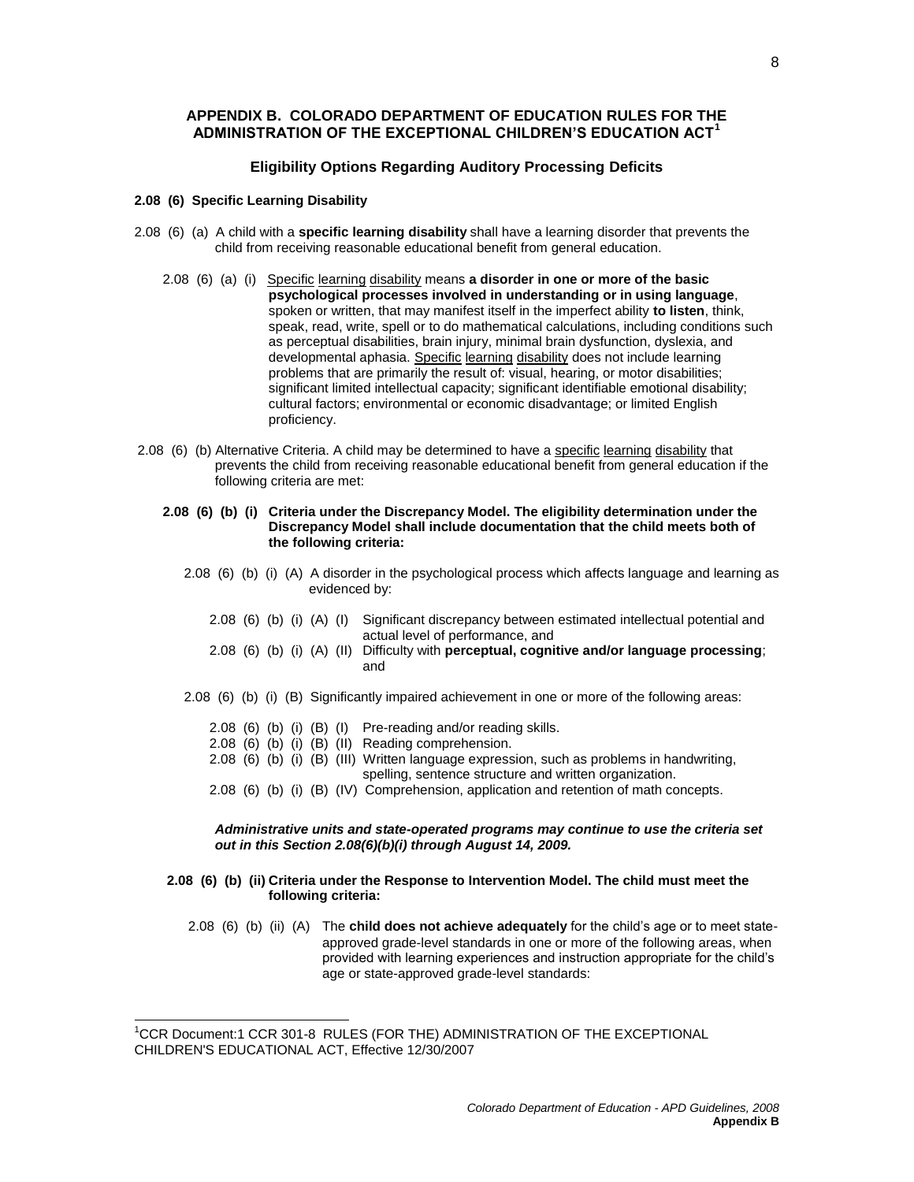## APPENDIX B. COLORADO DEPARTMENT OF EDUCATION RULES FOR THE ADMINISTRATION OF THE EXCEPTIONAL CHILDREN'S EDUCATION ACT[1]

### Eligibility Options Regarding Auditory Processing Deficits

**2.08 (6) Specific Learning Disability**

2.08 (6) (a) A child with a **specific learning disability** shall have a learning disorder that prevents the child from receiving reasonable educational benefit from general education.

2.08 (6) (a) (i) Specific learning disability means **a disorder in one or more of the basic psychological processes involved in understanding or in using language**, spoken or written, that may manifest itself in the imperfect ability **to listen**, think, speak, read, write, spell or to do mathematical calculations, including conditions such as perceptual disabilities, brain injury, minimal brain dysfunction, dyslexia, and developmental aphasia. Specific learning disability does not include learning problems that are primarily the result of: visual, hearing, or motor disabilities; significant limited intellectual capacity; significant identifiable emotional disability; cultural factors; environmental or economic disadvantage; or limited English proficiency.

2.08 (6) (b) Alternative Criteria. A child may be determined to have a specific learning disability that prevents the child from receiving reasonable educational benefit from general education if the following criteria are met:

**2.08 (6) (b) (i) Criteria under the Discrepancy Model. The eligibility determination under the Discrepancy Model shall include documentation that the child meets both of the following criteria:**

2.08 (6) (b) (i) (A) A disorder in the psychological process which affects language and learning as evidenced by:

2.08 (6) (b) (i) (A) (I) Significant discrepancy between estimated intellectual potential and actual level of performance, and

2.08 (6) (b) (i) (A) (II) Difficulty with **perceptual, cognitive and/or language processing**; and

2.08 (6) (b) (i) (B) Significantly impaired achievement in one or more of the following areas:

2.08 (6) (b) (i) (B) (I) Pre-reading and/or reading skills.

2.08 (6) (b) (i) (B) (II) Reading comprehension.

2.08 (6) (b) (i) (B) (III) Written language expression, such as problems in handwriting, spelling, sentence structure and written organization.

2.08 (6) (b) (i) (B) (IV) Comprehension, application and retention of math concepts.

***Administrative units and state-operated programs may continue to use the criteria set out in this Section 2.08(6)(b)(i) through August 14, 2009.***

**2.08 (6) (b) (ii) Criteria under the Response to Intervention Model. The child must meet the following criteria:**

2.08 (6) (b) (ii) (A) The **child does not achieve adequately** for the child's age or to meet state-approved grade-level standards in one or more of the following areas, when provided with learning experiences and instruction appropriate for the child's age or state-approved grade-level standards:

---

[1]CCR Document:1 CCR 301-8 RULES (FOR THE) ADMINISTRATION OF THE EXCEPTIONAL CHILDREN'S EDUCATIONAL ACT, Effective 12/30/2007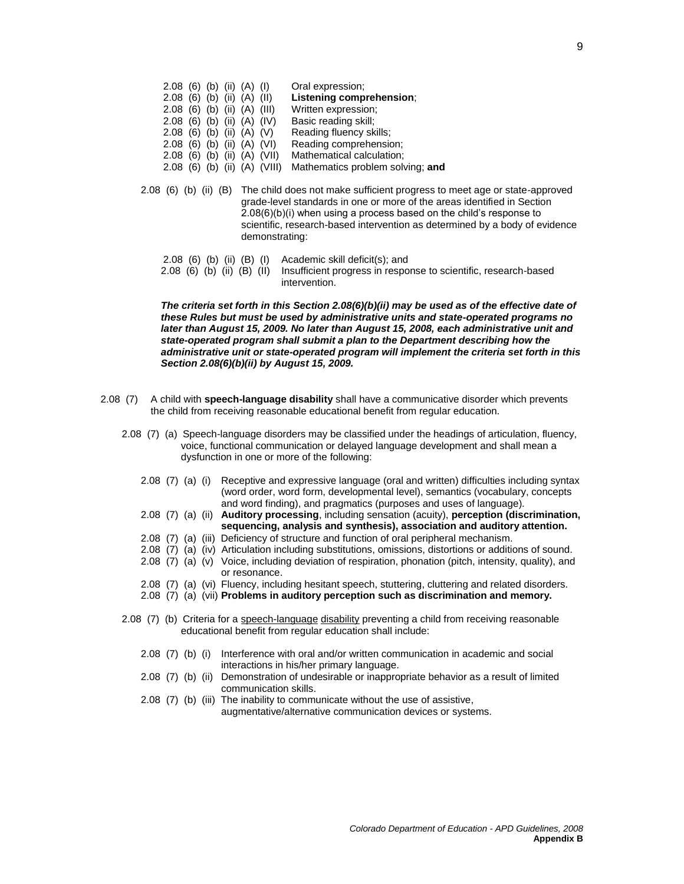2.08 (6) (b) (ii) (A) (I) Oral expression;
2.08 (6) (b) (ii) (A) (II) **Listening comprehension**;
2.08 (6) (b) (ii) (A) (III) Written expression;
2.08 (6) (b) (ii) (A) (IV) Basic reading skill;
2.08 (6) (b) (ii) (A) (V) Reading fluency skills;
2.08 (6) (b) (ii) (A) (VI) Reading comprehension;
2.08 (6) (b) (ii) (A) (VII) Mathematical calculation;
2.08 (6) (b) (ii) (A) (VIII) Mathematics problem solving; **and**

2.08 (6) (b) (ii) (B) The child does not make sufficient progress to meet age or state-approved grade-level standards in one or more of the areas identified in Section 2.08(6)(b)(i) when using a process based on the child's response to scientific, research-based intervention as determined by a body of evidence demonstrating:

2.08 (6) (b) (ii) (B) (I) Academic skill deficit(s); and
2.08 (6) (b) (ii) (B) (II) Insufficient progress in response to scientific, research-based intervention.

***The criteria set forth in this Section 2.08(6)(b)(ii) may be used as of the effective date of these Rules but must be used by administrative units and state-operated programs no later than August 15, 2009. No later than August 15, 2008, each administrative unit and state-operated program shall submit a plan to the Department describing how the administrative unit or state-operated program will implement the criteria set forth in this Section 2.08(6)(b)(ii) by August 15, 2009.***

2.08 (7) A child with **speech-language disability** shall have a communicative disorder which prevents the child from receiving reasonable educational benefit from regular education.

2.08 (7) (a) Speech-language disorders may be classified under the headings of articulation, fluency, voice, functional communication or delayed language development and shall mean a dysfunction in one or more of the following:

2.08 (7) (a) (i) Receptive and expressive language (oral and written) difficulties including syntax (word order, word form, developmental level), semantics (vocabulary, concepts and word finding), and pragmatics (purposes and uses of language).
2.08 (7) (a) (ii) **Auditory processing**, including sensation (acuity), **perception (discrimination, sequencing, analysis and synthesis), association and auditory attention.**
2.08 (7) (a) (iii) Deficiency of structure and function of oral peripheral mechanism.
2.08 (7) (a) (iv) Articulation including substitutions, omissions, distortions or additions of sound.
2.08 (7) (a) (v) Voice, including deviation of respiration, phonation (pitch, intensity, quality), and or resonance.
2.08 (7) (a) (vi) Fluency, including hesitant speech, stuttering, cluttering and related disorders.
2.08 (7) (a) (vii) **Problems in auditory perception such as discrimination and memory.**

2.08 (7) (b) Criteria for a speech-language disability preventing a child from receiving reasonable educational benefit from regular education shall include:

2.08 (7) (b) (i) Interference with oral and/or written communication in academic and social interactions in his/her primary language.
2.08 (7) (b) (ii) Demonstration of undesirable or inappropriate behavior as a result of limited communication skills.
2.08 (7) (b) (iii) The inability to communicate without the use of assistive, augmentative/alternative communication devices or systems.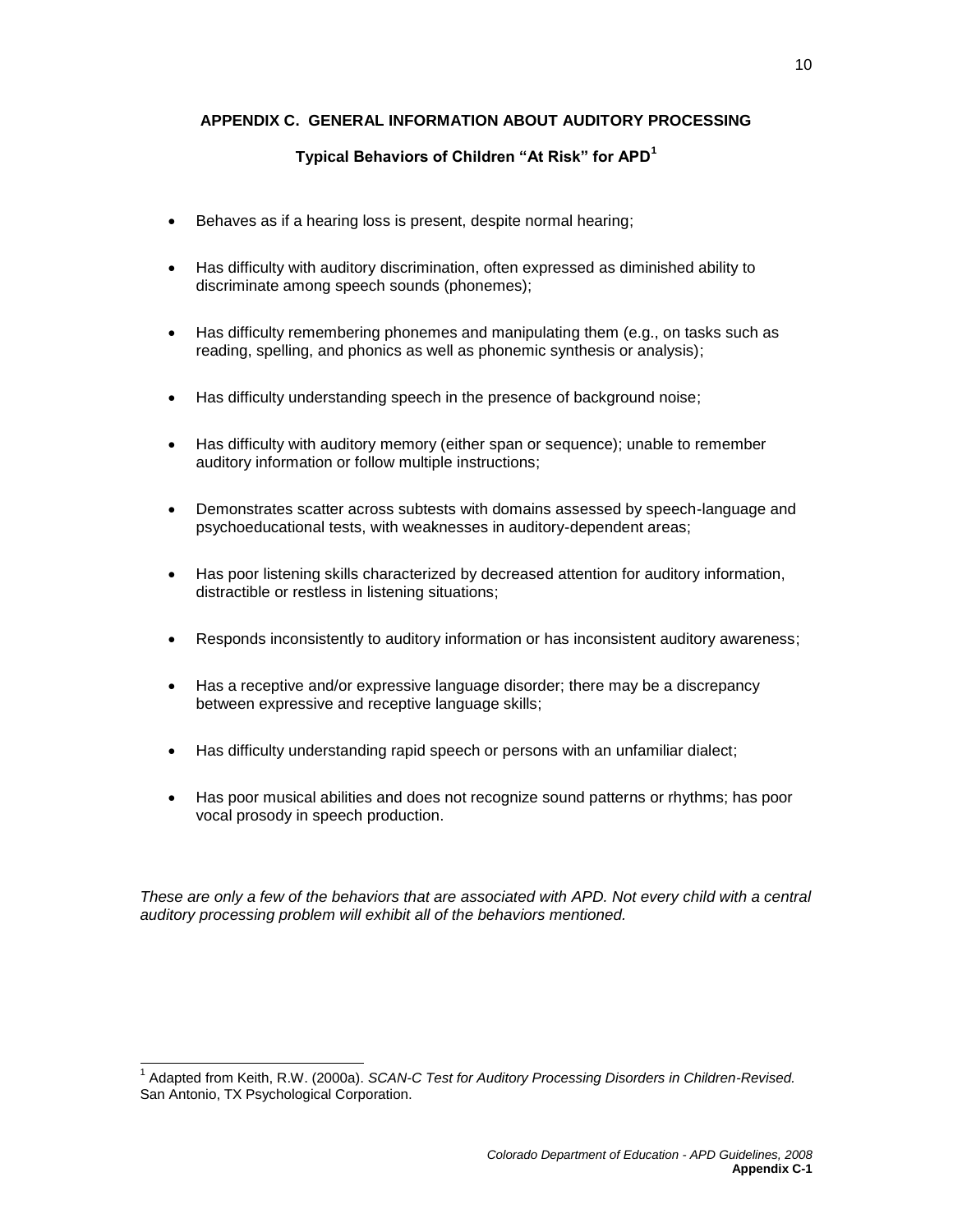## APPENDIX C. GENERAL INFORMATION ABOUT AUDITORY PROCESSING

### Typical Behaviors of Children "At Risk" for APD[1]

- Behaves as if a hearing loss is present, despite normal hearing;
- Has difficulty with auditory discrimination, often expressed as diminished ability to discriminate among speech sounds (phonemes);
- Has difficulty remembering phonemes and manipulating them (e.g., on tasks such as reading, spelling, and phonics as well as phonemic synthesis or analysis);
- Has difficulty understanding speech in the presence of background noise;
- Has difficulty with auditory memory (either span or sequence); unable to remember auditory information or follow multiple instructions;
- Demonstrates scatter across subtests with domains assessed by speech-language and psychoeducational tests, with weaknesses in auditory-dependent areas;
- Has poor listening skills characterized by decreased attention for auditory information, distractible or restless in listening situations;
- Responds inconsistently to auditory information or has inconsistent auditory awareness;
- Has a receptive and/or expressive language disorder; there may be a discrepancy between expressive and receptive language skills;
- Has difficulty understanding rapid speech or persons with an unfamiliar dialect;
- Has poor musical abilities and does not recognize sound patterns or rhythms; has poor vocal prosody in speech production.

*These are only a few of the behaviors that are associated with APD. Not every child with a central auditory processing problem will exhibit all of the behaviors mentioned.*

---

[1] Adapted from Keith, R.W. (2000a). *SCAN-C Test for Auditory Processing Disorders in Children-Revised.* San Antonio, TX Psychological Corporation.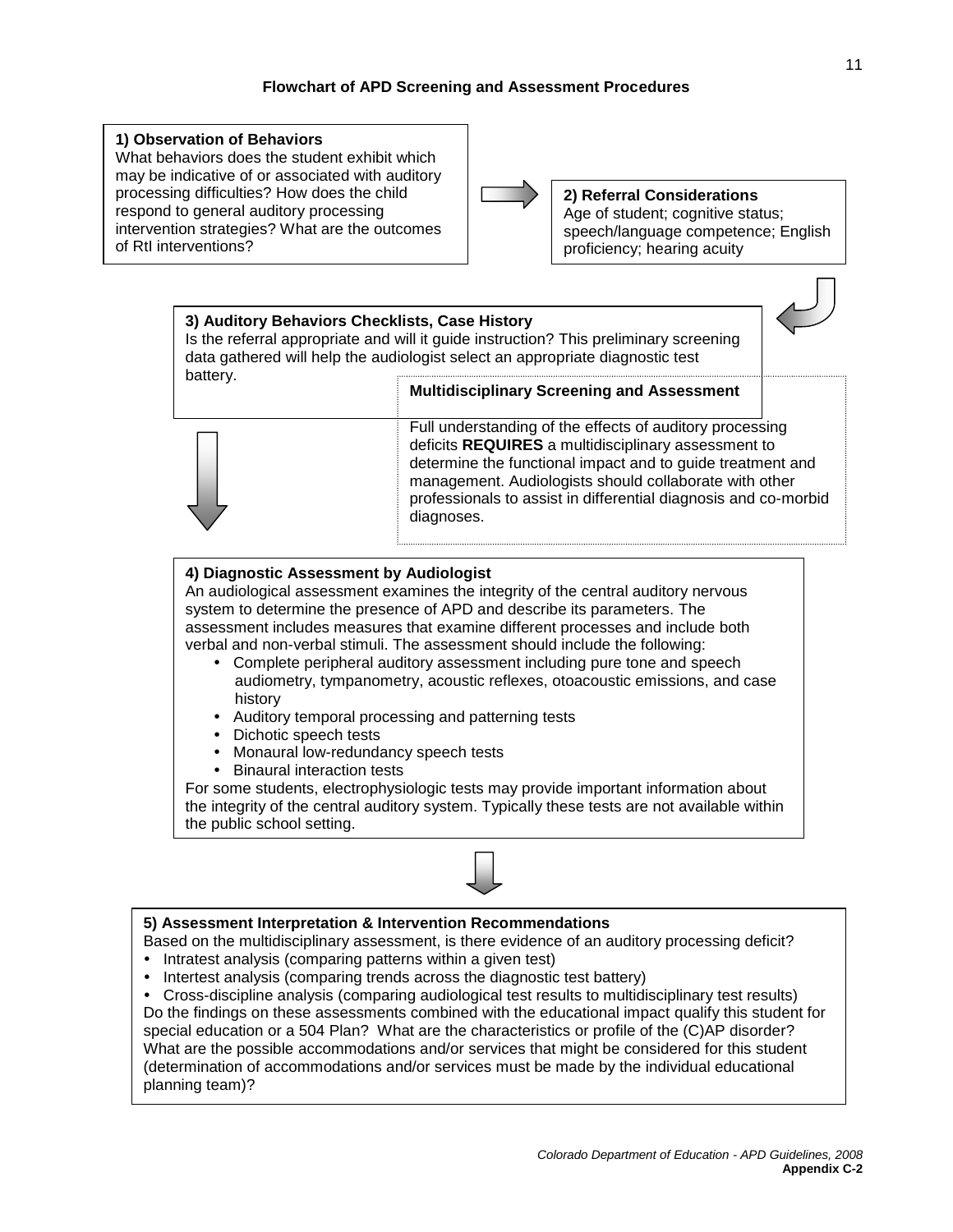## Flowchart of APD Screening and Assessment Procedures

**1) Observation of Behaviors**
What behaviors does the student exhibit which may be indicative of or associated with auditory processing difficulties? How does the child respond to general auditory processing intervention strategies? What are the outcomes of RtI interventions?

**2) Referral Considerations**
Age of student; cognitive status; speech/language competence; English proficiency; hearing acuity

**3) Auditory Behaviors Checklists, Case History**
Is the referral appropriate and will it guide instruction? This preliminary screening data gathered will help the audiologist select an appropriate diagnostic test battery.

**Multidisciplinary Screening and Assessment**

Full understanding of the effects of auditory processing deficits **REQUIRES** a multidisciplinary assessment to determine the functional impact and to guide treatment and management. Audiologists should collaborate with other professionals to assist in differential diagnosis and co-morbid diagnoses.

**4) Diagnostic Assessment by Audiologist**
An audiological assessment examines the integrity of the central auditory nervous system to determine the presence of APD and describe its parameters. The assessment includes measures that examine different processes and include both verbal and non-verbal stimuli. The assessment should include the following:

- Complete peripheral auditory assessment including pure tone and speech audiometry, tympanometry, acoustic reflexes, otoacoustic emissions, and case history
- Auditory temporal processing and patterning tests
- Dichotic speech tests
- Monaural low-redundancy speech tests
- Binaural interaction tests

For some students, electrophysiologic tests may provide important information about the integrity of the central auditory system. Typically these tests are not available within the public school setting.

**5) Assessment Interpretation & Intervention Recommendations**
Based on the multidisciplinary assessment, is there evidence of an auditory processing deficit?

- Intratest analysis (comparing patterns within a given test)
- Intertest analysis (comparing trends across the diagnostic test battery)
- Cross-discipline analysis (comparing audiological test results to multidisciplinary test results)

Do the findings on these assessments combined with the educational impact qualify this student for special education or a 504 Plan? What are the characteristics or profile of the (C)AP disorder? What are the possible accommodations and/or services that might be considered for this student (determination of accommodations and/or services must be made by the individual educational planning team)?

*Colorado Department of Education - APD Guidelines, 2008*
**Appendix C-2**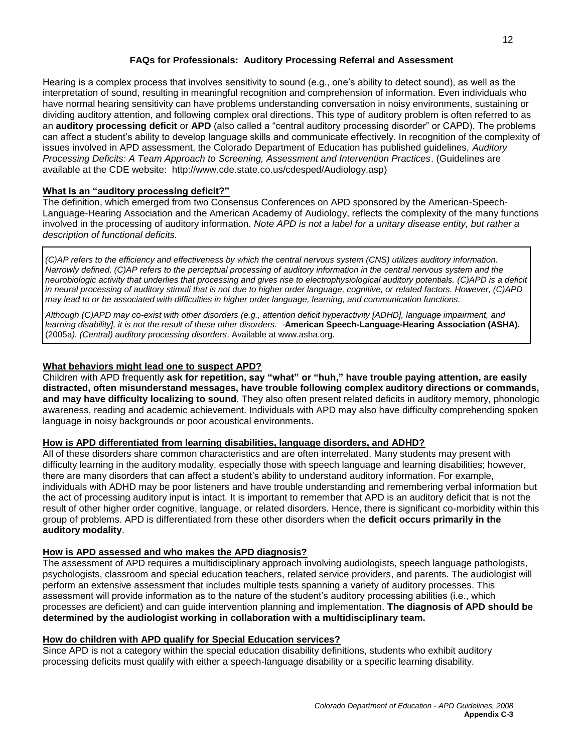## FAQs for Professionals: Auditory Processing Referral and Assessment

Hearing is a complex process that involves sensitivity to sound (e.g., one's ability to detect sound), as well as the interpretation of sound, resulting in meaningful recognition and comprehension of information. Even individuals who have normal hearing sensitivity can have problems understanding conversation in noisy environments, sustaining or dividing auditory attention, and following complex oral directions. This type of auditory problem is often referred to as an **auditory processing deficit** or **APD** (also called a "central auditory processing disorder" or CAPD). The problems can affect a student's ability to develop language skills and communicate effectively. In recognition of the complexity of issues involved in APD assessment, the Colorado Department of Education has published guidelines, *Auditory Processing Deficits: A Team Approach to Screening, Assessment and Intervention Practices*. (Guidelines are available at the CDE website: http://www.cde.state.co.us/cdesped/Audiology.asp)

### What is an "auditory processing deficit?"

The definition, which emerged from two Consensus Conferences on APD sponsored by the American-Speech-Language-Hearing Association and the American Academy of Audiology, reflects the complexity of the many functions involved in the processing of auditory information. *Note APD is not a label for a unitary disease entity, but rather a description of functional deficits.*

> *(C)AP refers to the efficiency and effectiveness by which the central nervous system (CNS) utilizes auditory information. Narrowly defined, (C)AP refers to the perceptual processing of auditory information in the central nervous system and the neurobiologic activity that underlies that processing and gives rise to electrophysiological auditory potentials. (C)APD is a deficit in neural processing of auditory stimuli that is not due to higher order language, cognitive, or related factors. However, (C)APD may lead to or be associated with difficulties in higher order language, learning, and communication functions.*
>
> *Although (C)APD may co-exist with other disorders (e.g., attention deficit hyperactivity [ADHD], language impairment, and learning disability], it is not the result of these other disorders.* -**American Speech-Language-Hearing Association (ASHA).** (2005a*). (Central) auditory processing disorders*. Available at www.asha.org.

### What behaviors might lead one to suspect APD?

Children with APD frequently **ask for repetition, say "what" or "huh," have trouble paying attention, are easily distracted, often misunderstand messages, have trouble following complex auditory directions or commands, and may have difficulty localizing to sound**. They also often present related deficits in auditory memory, phonologic awareness, reading and academic achievement. Individuals with APD may also have difficulty comprehending spoken language in noisy backgrounds or poor acoustical environments.

### How is APD differentiated from learning disabilities, language disorders, and ADHD?

All of these disorders share common characteristics and are often interrelated. Many students may present with difficulty learning in the auditory modality, especially those with speech language and learning disabilities; however, there are many disorders that can affect a student's ability to understand auditory information. For example, individuals with ADHD may be poor listeners and have trouble understanding and remembering verbal information but the act of processing auditory input is intact. It is important to remember that APD is an auditory deficit that is not the result of other higher order cognitive, language, or related disorders. Hence, there is significant co-morbidity within this group of problems. APD is differentiated from these other disorders when the **deficit occurs primarily in the auditory modality**.

### How is APD assessed and who makes the APD diagnosis?

The assessment of APD requires a multidisciplinary approach involving audiologists, speech language pathologists, psychologists, classroom and special education teachers, related service providers, and parents. The audiologist will perform an extensive assessment that includes multiple tests spanning a variety of auditory processes. This assessment will provide information as to the nature of the student's auditory processing abilities (i.e., which processes are deficient) and can guide intervention planning and implementation. **The diagnosis of APD should be determined by the audiologist working in collaboration with a multidisciplinary team.**

### How do children with APD qualify for Special Education services?

Since APD is not a category within the special education disability definitions, students who exhibit auditory processing deficits must qualify with either a speech-language disability or a specific learning disability.

*Colorado Department of Education - APD Guidelines, 2008*
**Appendix C-3**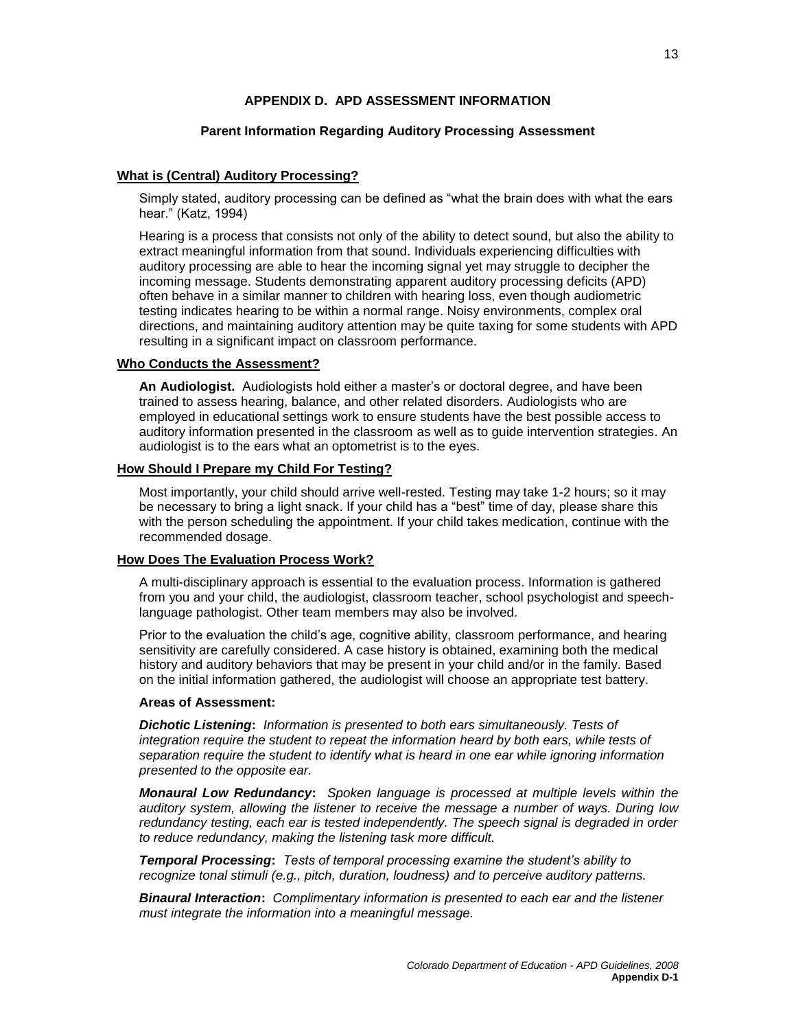# APPENDIX D. APD ASSESSMENT INFORMATION

## Parent Information Regarding Auditory Processing Assessment

**What is (Central) Auditory Processing?**

Simply stated, auditory processing can be defined as "what the brain does with what the ears hear." (Katz, 1994)

Hearing is a process that consists not only of the ability to detect sound, but also the ability to extract meaningful information from that sound. Individuals experiencing difficulties with auditory processing are able to hear the incoming signal yet may struggle to decipher the incoming message. Students demonstrating apparent auditory processing deficits (APD) often behave in a similar manner to children with hearing loss, even though audiometric testing indicates hearing to be within a normal range. Noisy environments, complex oral directions, and maintaining auditory attention may be quite taxing for some students with APD resulting in a significant impact on classroom performance.

**Who Conducts the Assessment?**

**An Audiologist.** Audiologists hold either a master's or doctoral degree, and have been trained to assess hearing, balance, and other related disorders. Audiologists who are employed in educational settings work to ensure students have the best possible access to auditory information presented in the classroom as well as to guide intervention strategies. An audiologist is to the ears what an optometrist is to the eyes.

**How Should I Prepare my Child For Testing?**

Most importantly, your child should arrive well-rested. Testing may take 1-2 hours; so it may be necessary to bring a light snack. If your child has a "best" time of day, please share this with the person scheduling the appointment. If your child takes medication, continue with the recommended dosage.

**How Does The Evaluation Process Work?**

A multi-disciplinary approach is essential to the evaluation process. Information is gathered from you and your child, the audiologist, classroom teacher, school psychologist and speech-language pathologist. Other team members may also be involved.

Prior to the evaluation the child's age, cognitive ability, classroom performance, and hearing sensitivity are carefully considered. A case history is obtained, examining both the medical history and auditory behaviors that may be present in your child and/or in the family. Based on the initial information gathered, the audiologist will choose an appropriate test battery.

**Areas of Assessment:**

***Dichotic Listening*:** *Information is presented to both ears simultaneously. Tests of integration require the student to repeat the information heard by both ears, while tests of separation require the student to identify what is heard in one ear while ignoring information presented to the opposite ear.*

***Monaural Low Redundancy*:** *Spoken language is processed at multiple levels within the auditory system, allowing the listener to receive the message a number of ways. During low redundancy testing, each ear is tested independently. The speech signal is degraded in order to reduce redundancy, making the listening task more difficult.*

***Temporal Processing*:** *Tests of temporal processing examine the student's ability to recognize tonal stimuli (e.g., pitch, duration, loudness) and to perceive auditory patterns.*

***Binaural Interaction*:** *Complimentary information is presented to each ear and the listener must integrate the information into a meaningful message.*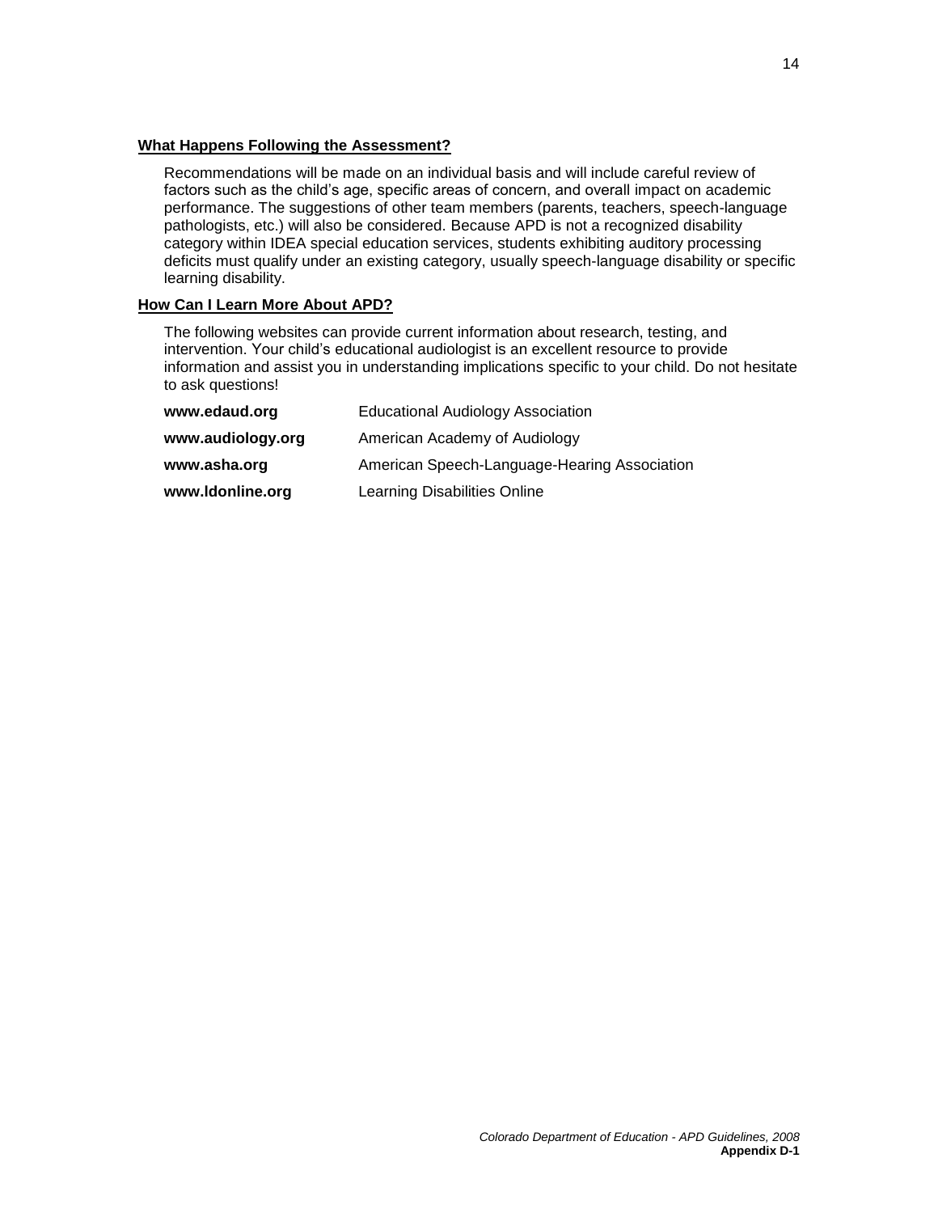**What Happens Following the Assessment?**

Recommendations will be made on an individual basis and will include careful review of factors such as the child's age, specific areas of concern, and overall impact on academic performance. The suggestions of other team members (parents, teachers, speech-language pathologists, etc.) will also be considered. Because APD is not a recognized disability category within IDEA special education services, students exhibiting auditory processing deficits must qualify under an existing category, usually speech-language disability or specific learning disability.

**How Can I Learn More About APD?**

The following websites can provide current information about research, testing, and intervention. Your child's educational audiologist is an excellent resource to provide information and assist you in understanding implications specific to your child. Do not hesitate to ask questions!

| | |
|---|---|
| **www.edaud.org** | Educational Audiology Association |
| **www.audiology.org** | American Academy of Audiology |
| **www.asha.org** | American Speech-Language-Hearing Association |
| **www.ldonline.org** | Learning Disabilities Online |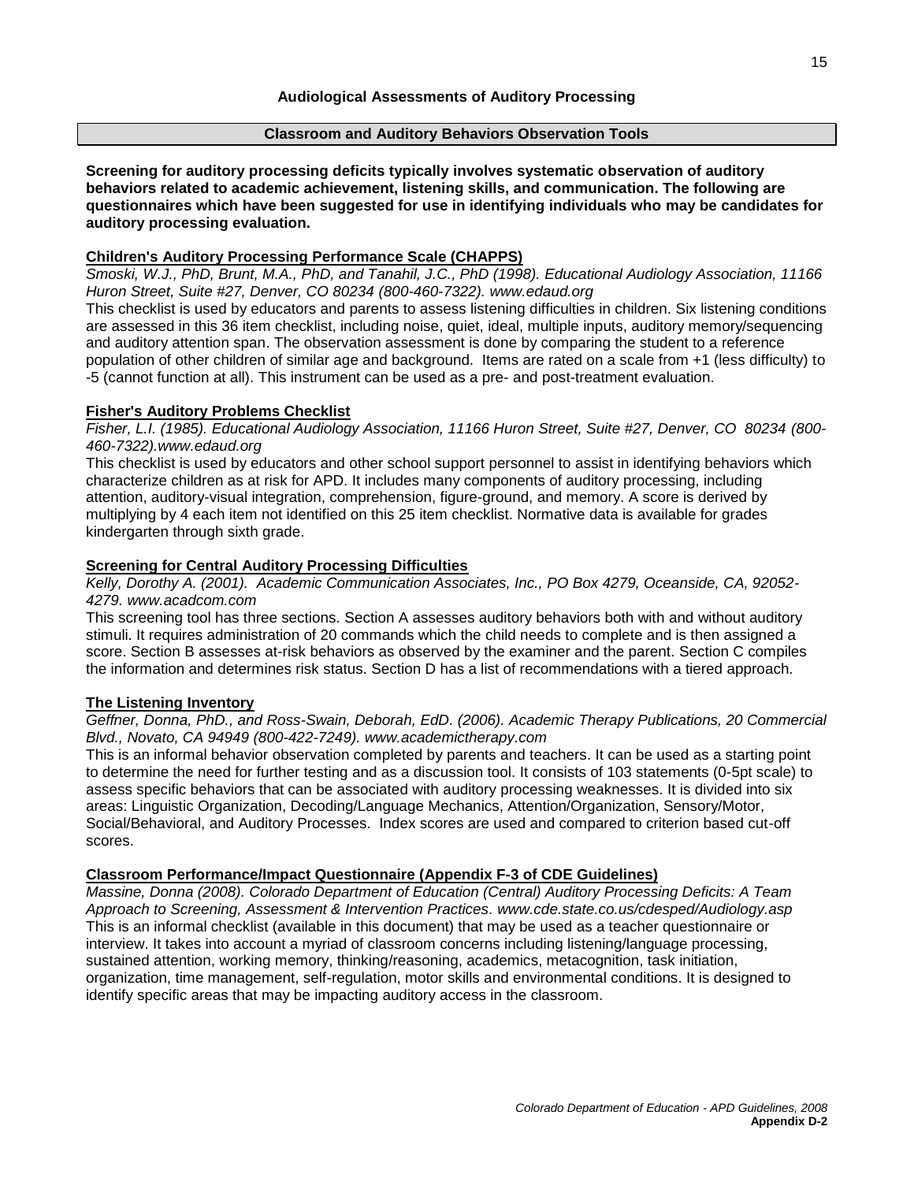## Audiological Assessments of Auditory Processing

### Classroom and Auditory Behaviors Observation Tools

**Screening for auditory processing deficits typically involves systematic observation of auditory behaviors related to academic achievement, listening skills, and communication. The following are questionnaires which have been suggested for use in identifying individuals who may be candidates for auditory processing evaluation.**

**Children's Auditory Processing Performance Scale (CHAPPS)**

*Smoski, W.J., PhD, Brunt, M.A., PhD, and Tanahil, J.C., PhD (1998). Educational Audiology Association, 11166 Huron Street, Suite #27, Denver, CO 80234 (800-460-7322). www.edaud.org*

This checklist is used by educators and parents to assess listening difficulties in children. Six listening conditions are assessed in this 36 item checklist, including noise, quiet, ideal, multiple inputs, auditory memory/sequencing and auditory attention span. The observation assessment is done by comparing the student to a reference population of other children of similar age and background. Items are rated on a scale from +1 (less difficulty) to -5 (cannot function at all). This instrument can be used as a pre- and post-treatment evaluation.

**Fisher's Auditory Problems Checklist**

*Fisher, L.I. (1985). Educational Audiology Association, 11166 Huron Street, Suite #27, Denver, CO 80234 (800-460-7322).www.edaud.org*

This checklist is used by educators and other school support personnel to assist in identifying behaviors which characterize children as at risk for APD. It includes many components of auditory processing, including attention, auditory-visual integration, comprehension, figure-ground, and memory. A score is derived by multiplying by 4 each item not identified on this 25 item checklist. Normative data is available for grades kindergarten through sixth grade.

**Screening for Central Auditory Processing Difficulties**

*Kelly, Dorothy A. (2001). Academic Communication Associates, Inc., PO Box 4279, Oceanside, CA, 92052-4279. www.acadcom.com*

This screening tool has three sections. Section A assesses auditory behaviors both with and without auditory stimuli. It requires administration of 20 commands which the child needs to complete and is then assigned a score. Section B assesses at-risk behaviors as observed by the examiner and the parent. Section C compiles the information and determines risk status. Section D has a list of recommendations with a tiered approach.

**The Listening Inventory**

*Geffner, Donna, PhD., and Ross-Swain, Deborah, EdD. (2006). Academic Therapy Publications, 20 Commercial Blvd., Novato, CA 94949 (800-422-7249). www.academictherapy.com*

This is an informal behavior observation completed by parents and teachers. It can be used as a starting point to determine the need for further testing and as a discussion tool. It consists of 103 statements (0-5pt scale) to assess specific behaviors that can be associated with auditory processing weaknesses. It is divided into six areas: Linguistic Organization, Decoding/Language Mechanics, Attention/Organization, Sensory/Motor, Social/Behavioral, and Auditory Processes. Index scores are used and compared to criterion based cut-off scores.

**Classroom Performance/Impact Questionnaire (Appendix F-3 of CDE Guidelines)**

*Massine, Donna (2008). Colorado Department of Education (Central) Auditory Processing Deficits: A Team Approach to Screening, Assessment & Intervention Practices. www.cde.state.co.us/cdesped/Audiology.asp*

This is an informal checklist (available in this document) that may be used as a teacher questionnaire or interview. It takes into account a myriad of classroom concerns including listening/language processing, sustained attention, working memory, thinking/reasoning, academics, metacognition, task initiation, organization, time management, self-regulation, motor skills and environmental conditions. It is designed to identify specific areas that may be impacting auditory access in the classroom.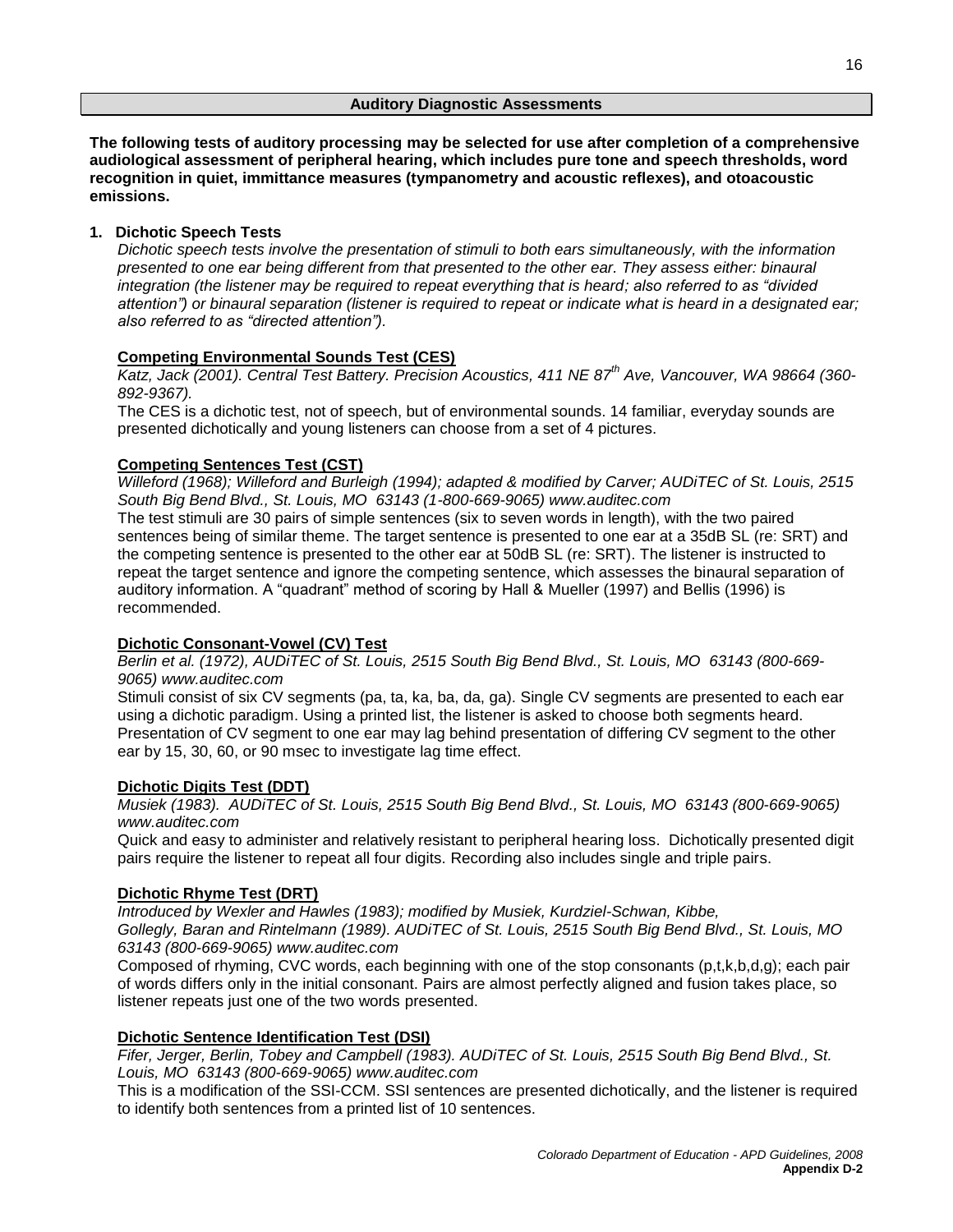## Auditory Diagnostic Assessments

**The following tests of auditory processing may be selected for use after completion of a comprehensive audiological assessment of peripheral hearing, which includes pure tone and speech thresholds, word recognition in quiet, immittance measures (tympanometry and acoustic reflexes), and otoacoustic emissions.**

### 1. Dichotic Speech Tests

*Dichotic speech tests involve the presentation of stimuli to both ears simultaneously, with the information presented to one ear being different from that presented to the other ear. They assess either: binaural integration (the listener may be required to repeat everything that is heard; also referred to as "divided attention") or binaural separation (listener is required to repeat or indicate what is heard in a designated ear; also referred to as "directed attention").*

**Competing Environmental Sounds Test (CES)**

*Katz, Jack (2001). Central Test Battery. Precision Acoustics, 411 NE 87th Ave, Vancouver, WA 98664 (360-892-9367).*

The CES is a dichotic test, not of speech, but of environmental sounds. 14 familiar, everyday sounds are presented dichotically and young listeners can choose from a set of 4 pictures.

**Competing Sentences Test (CST)**

*Willeford (1968); Willeford and Burleigh (1994); adapted & modified by Carver; AUDiTEC of St. Louis, 2515 South Big Bend Blvd., St. Louis, MO 63143 (1-800-669-9065) www.auditec.com*

The test stimuli are 30 pairs of simple sentences (six to seven words in length), with the two paired sentences being of similar theme. The target sentence is presented to one ear at a 35dB SL (re: SRT) and the competing sentence is presented to the other ear at 50dB SL (re: SRT). The listener is instructed to repeat the target sentence and ignore the competing sentence, which assesses the binaural separation of auditory information. A "quadrant" method of scoring by Hall & Mueller (1997) and Bellis (1996) is recommended.

**Dichotic Consonant-Vowel (CV) Test**

*Berlin et al. (1972), AUDiTEC of St. Louis, 2515 South Big Bend Blvd., St. Louis, MO 63143 (800-669-9065) www.auditec.com*

Stimuli consist of six CV segments (pa, ta, ka, ba, da, ga). Single CV segments are presented to each ear using a dichotic paradigm. Using a printed list, the listener is asked to choose both segments heard. Presentation of CV segment to one ear may lag behind presentation of differing CV segment to the other ear by 15, 30, 60, or 90 msec to investigate lag time effect.

**Dichotic Digits Test (DDT)**

*Musiek (1983). AUDiTEC of St. Louis, 2515 South Big Bend Blvd., St. Louis, MO 63143 (800-669-9065) www.auditec.com*

Quick and easy to administer and relatively resistant to peripheral hearing loss. Dichotically presented digit pairs require the listener to repeat all four digits. Recording also includes single and triple pairs.

**Dichotic Rhyme Test (DRT)**

*Introduced by Wexler and Hawles (1983); modified by Musiek, Kurdziel-Schwan, Kibbe, Gollegly, Baran and Rintelmann (1989). AUDiTEC of St. Louis, 2515 South Big Bend Blvd., St. Louis, MO 63143 (800-669-9065) www.auditec.com*

Composed of rhyming, CVC words, each beginning with one of the stop consonants (p,t,k,b,d,g); each pair of words differs only in the initial consonant. Pairs are almost perfectly aligned and fusion takes place, so listener repeats just one of the two words presented.

**Dichotic Sentence Identification Test (DSI)**

*Fifer, Jerger, Berlin, Tobey and Campbell (1983). AUDiTEC of St. Louis, 2515 South Big Bend Blvd., St. Louis, MO 63143 (800-669-9065) www.auditec.com*

This is a modification of the SSI-CCM. SSI sentences are presented dichotically, and the listener is required to identify both sentences from a printed list of 10 sentences.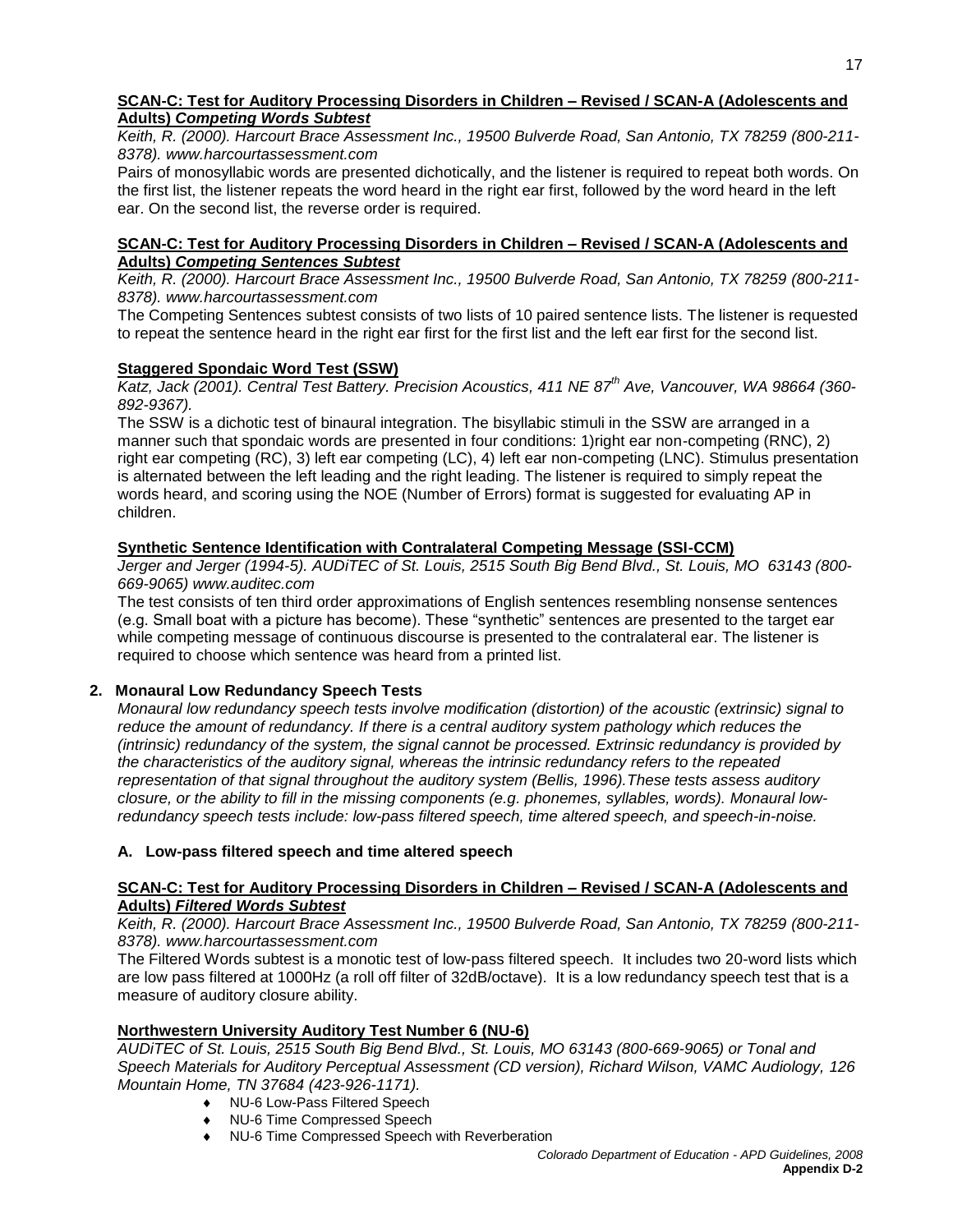**SCAN-C: Test for Auditory Processing Disorders in Children – Revised / SCAN-A (Adolescents and Adults) *Competing Words Subtest***

*Keith, R. (2000). Harcourt Brace Assessment Inc., 19500 Bulverde Road, San Antonio, TX 78259 (800-211-8378). www.harcourtassessment.com*

Pairs of monosyllabic words are presented dichotically, and the listener is required to repeat both words. On the first list, the listener repeats the word heard in the right ear first, followed by the word heard in the left ear. On the second list, the reverse order is required.

**SCAN-C: Test for Auditory Processing Disorders in Children – Revised / SCAN-A (Adolescents and Adults) *Competing Sentences Subtest***

*Keith, R. (2000). Harcourt Brace Assessment Inc., 19500 Bulverde Road, San Antonio, TX 78259 (800-211-8378). www.harcourtassessment.com*

The Competing Sentences subtest consists of two lists of 10 paired sentence lists. The listener is requested to repeat the sentence heard in the right ear first for the first list and the left ear first for the second list.

**Staggered Spondaic Word Test (SSW)**

*Katz, Jack (2001). Central Test Battery. Precision Acoustics, 411 NE 87th Ave, Vancouver, WA 98664 (360-892-9367).*

The SSW is a dichotic test of binaural integration. The bisyllabic stimuli in the SSW are arranged in a manner such that spondaic words are presented in four conditions: 1)right ear non-competing (RNC), 2) right ear competing (RC), 3) left ear competing (LC), 4) left ear non-competing (LNC). Stimulus presentation is alternated between the left leading and the right leading. The listener is required to simply repeat the words heard, and scoring using the NOE (Number of Errors) format is suggested for evaluating AP in children.

**Synthetic Sentence Identification with Contralateral Competing Message (SSI-CCM)**

*Jerger and Jerger (1994-5). AUDiTEC of St. Louis, 2515 South Big Bend Blvd., St. Louis, MO 63143 (800-669-9065) www.auditec.com*

The test consists of ten third order approximations of English sentences resembling nonsense sentences (e.g. Small boat with a picture has become). These "synthetic" sentences are presented to the target ear while competing message of continuous discourse is presented to the contralateral ear. The listener is required to choose which sentence was heard from a printed list.

## 2. Monaural Low Redundancy Speech Tests

*Monaural low redundancy speech tests involve modification (distortion) of the acoustic (extrinsic) signal to reduce the amount of redundancy. If there is a central auditory system pathology which reduces the (intrinsic) redundancy of the system, the signal cannot be processed. Extrinsic redundancy is provided by the characteristics of the auditory signal, whereas the intrinsic redundancy refers to the repeated representation of that signal throughout the auditory system (Bellis, 1996).These tests assess auditory closure, or the ability to fill in the missing components (e.g. phonemes, syllables, words). Monaural low-redundancy speech tests include: low-pass filtered speech, time altered speech, and speech-in-noise.*

### A. Low-pass filtered speech and time altered speech

**SCAN-C: Test for Auditory Processing Disorders in Children – Revised / SCAN-A (Adolescents and Adults) *Filtered Words Subtest***

*Keith, R. (2000). Harcourt Brace Assessment Inc., 19500 Bulverde Road, San Antonio, TX 78259 (800-211-8378). www.harcourtassessment.com*

The Filtered Words subtest is a monotic test of low-pass filtered speech. It includes two 20-word lists which are low pass filtered at 1000Hz (a roll off filter of 32dB/octave). It is a low redundancy speech test that is a measure of auditory closure ability.

**Northwestern University Auditory Test Number 6 (NU-6)**

*AUDiTEC of St. Louis, 2515 South Big Bend Blvd., St. Louis, MO 63143 (800-669-9065) or Tonal and Speech Materials for Auditory Perceptual Assessment (CD version), Richard Wilson, VAMC Audiology, 126 Mountain Home, TN 37684 (423-926-1171).*

- NU-6 Low-Pass Filtered Speech
- NU-6 Time Compressed Speech
- NU-6 Time Compressed Speech with Reverberation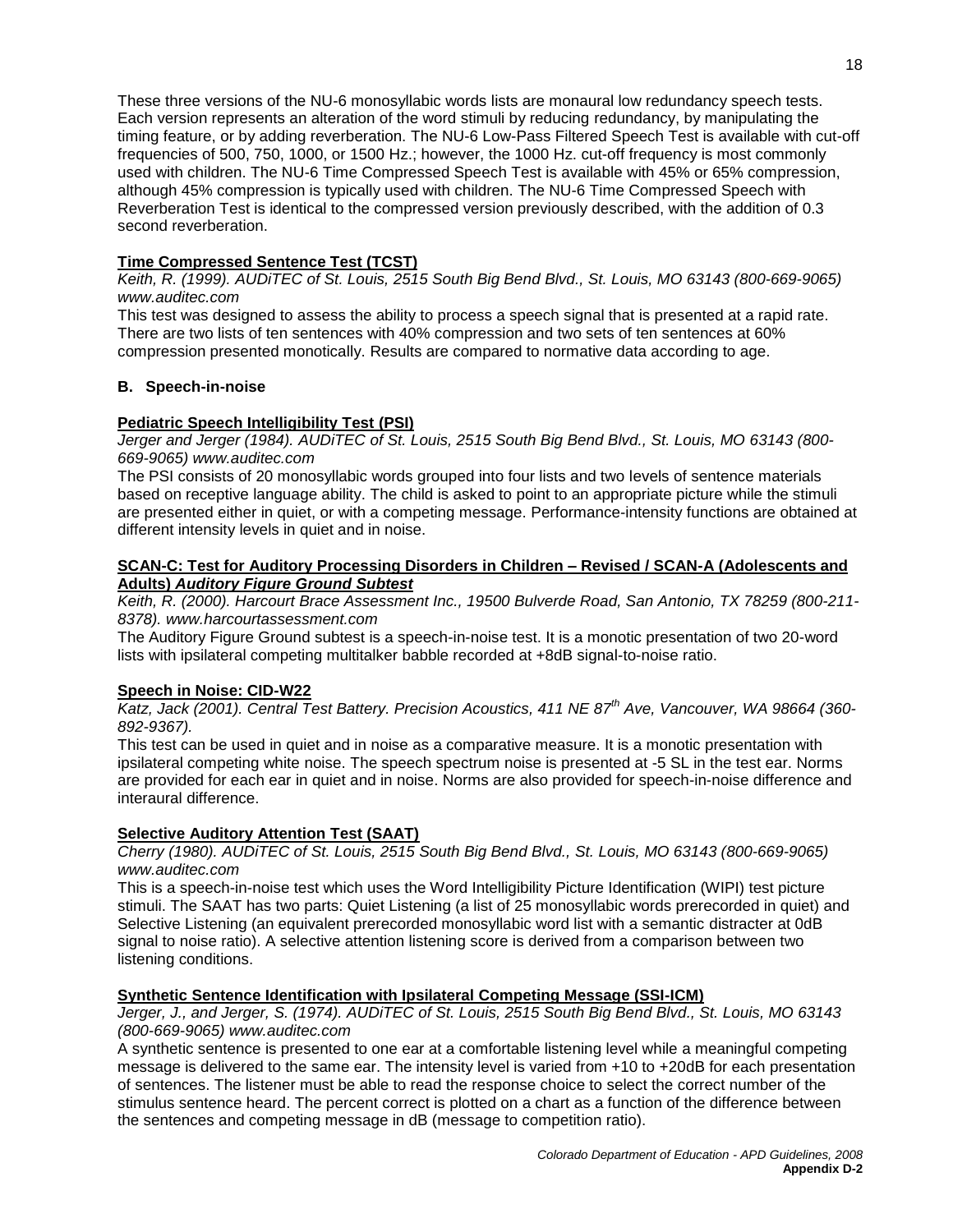These three versions of the NU-6 monosyllabic words lists are monaural low redundancy speech tests. Each version represents an alteration of the word stimuli by reducing redundancy, by manipulating the timing feature, or by adding reverberation. The NU-6 Low-Pass Filtered Speech Test is available with cut-off frequencies of 500, 750, 1000, or 1500 Hz.; however, the 1000 Hz. cut-off frequency is most commonly used with children. The NU-6 Time Compressed Speech Test is available with 45% or 65% compression, although 45% compression is typically used with children. The NU-6 Time Compressed Speech with Reverberation Test is identical to the compressed version previously described, with the addition of 0.3 second reverberation.

**Time Compressed Sentence Test (TCST)**

*Keith, R. (1999). AUDiTEC of St. Louis, 2515 South Big Bend Blvd., St. Louis, MO 63143 (800-669-9065) www.auditec.com*

This test was designed to assess the ability to process a speech signal that is presented at a rapid rate. There are two lists of ten sentences with 40% compression and two sets of ten sentences at 60% compression presented monotically. Results are compared to normative data according to age.

### B. Speech-in-noise

**Pediatric Speech Intelligibility Test (PSI)**

*Jerger and Jerger (1984). AUDiTEC of St. Louis, 2515 South Big Bend Blvd., St. Louis, MO 63143 (800-669-9065) www.auditec.com*

The PSI consists of 20 monosyllabic words grouped into four lists and two levels of sentence materials based on receptive language ability. The child is asked to point to an appropriate picture while the stimuli are presented either in quiet, or with a competing message. Performance-intensity functions are obtained at different intensity levels in quiet and in noise.

**SCAN-C: Test for Auditory Processing Disorders in Children – Revised / SCAN-A (Adolescents and Adults) *Auditory Figure Ground Subtest***

*Keith, R. (2000). Harcourt Brace Assessment Inc., 19500 Bulverde Road, San Antonio, TX 78259 (800-211-8378). www.harcourtassessment.com*

The Auditory Figure Ground subtest is a speech-in-noise test. It is a monotic presentation of two 20-word lists with ipsilateral competing multitalker babble recorded at +8dB signal-to-noise ratio.

**Speech in Noise: CID-W22**

*Katz, Jack (2001). Central Test Battery. Precision Acoustics, 411 NE 87th Ave, Vancouver, WA 98664 (360-892-9367).*

This test can be used in quiet and in noise as a comparative measure. It is a monotic presentation with ipsilateral competing white noise. The speech spectrum noise is presented at -5 SL in the test ear. Norms are provided for each ear in quiet and in noise. Norms are also provided for speech-in-noise difference and interaural difference.

**Selective Auditory Attention Test (SAAT)**

*Cherry (1980). AUDiTEC of St. Louis, 2515 South Big Bend Blvd., St. Louis, MO 63143 (800-669-9065) www.auditec.com*

This is a speech-in-noise test which uses the Word Intelligibility Picture Identification (WIPI) test picture stimuli. The SAAT has two parts: Quiet Listening (a list of 25 monosyllabic words prerecorded in quiet) and Selective Listening (an equivalent prerecorded monosyllabic word list with a semantic distracter at 0dB signal to noise ratio). A selective attention listening score is derived from a comparison between two listening conditions.

**Synthetic Sentence Identification with Ipsilateral Competing Message (SSI-ICM)**

*Jerger, J., and Jerger, S. (1974). AUDiTEC of St. Louis, 2515 South Big Bend Blvd., St. Louis, MO 63143 (800-669-9065) www.auditec.com*

A synthetic sentence is presented to one ear at a comfortable listening level while a meaningful competing message is delivered to the same ear. The intensity level is varied from +10 to +20dB for each presentation of sentences. The listener must be able to read the response choice to select the correct number of the stimulus sentence heard. The percent correct is plotted on a chart as a function of the difference between the sentences and competing message in dB (message to competition ratio).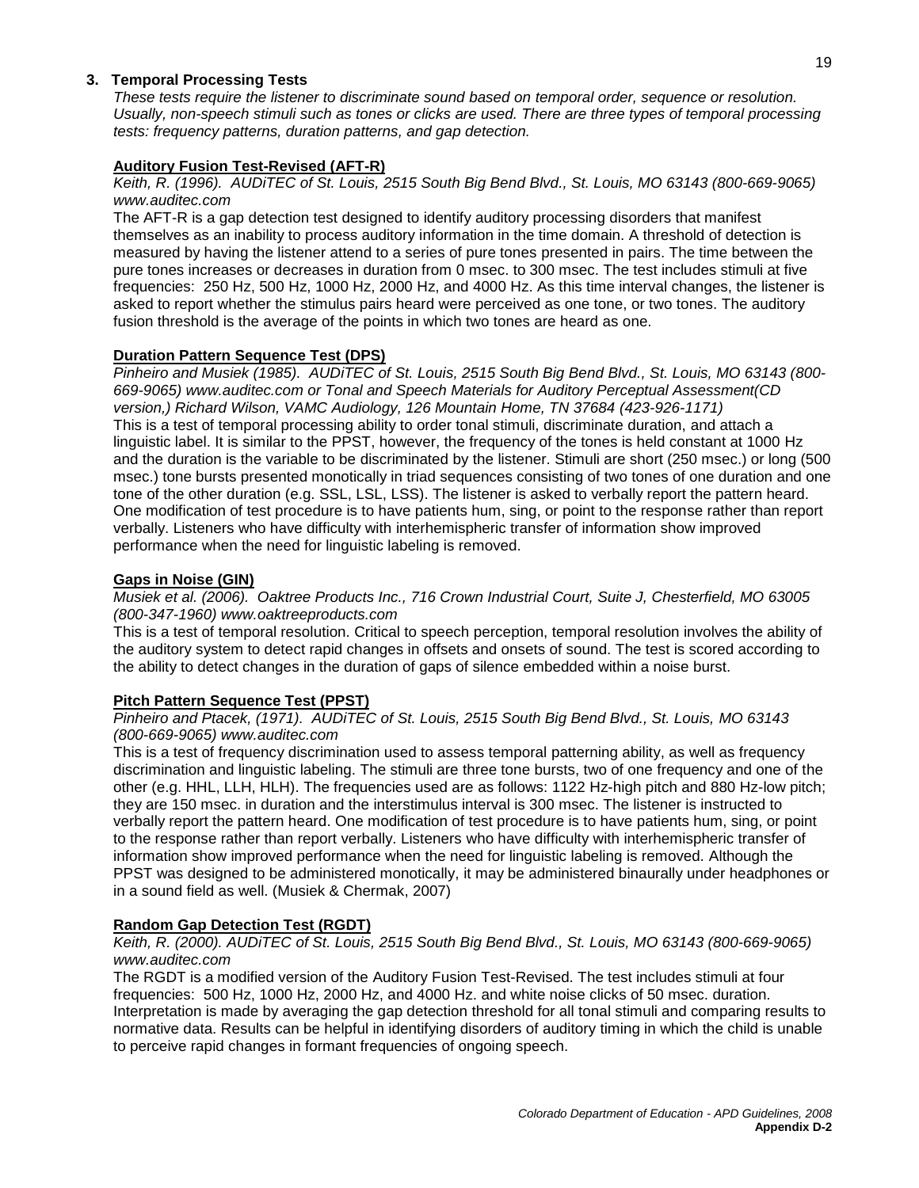### 3. Temporal Processing Tests

*These tests require the listener to discriminate sound based on temporal order, sequence or resolution. Usually, non-speech stimuli such as tones or clicks are used. There are three types of temporal processing tests: frequency patterns, duration patterns, and gap detection.*

**Auditory Fusion Test-Revised (AFT-R)**

*Keith, R. (1996). AUDiTEC of St. Louis, 2515 South Big Bend Blvd., St. Louis, MO 63143 (800-669-9065) www.auditec.com*

The AFT-R is a gap detection test designed to identify auditory processing disorders that manifest themselves as an inability to process auditory information in the time domain. A threshold of detection is measured by having the listener attend to a series of pure tones presented in pairs. The time between the pure tones increases or decreases in duration from 0 msec. to 300 msec. The test includes stimuli at five frequencies: 250 Hz, 500 Hz, 1000 Hz, 2000 Hz, and 4000 Hz. As this time interval changes, the listener is asked to report whether the stimulus pairs heard were perceived as one tone, or two tones. The auditory fusion threshold is the average of the points in which two tones are heard as one.

**Duration Pattern Sequence Test (DPS)**

*Pinheiro and Musiek (1985). AUDiTEC of St. Louis, 2515 South Big Bend Blvd., St. Louis, MO 63143 (800-669-9065) www.auditec.com or Tonal and Speech Materials for Auditory Perceptual Assessment(CD version,) Richard Wilson, VAMC Audiology, 126 Mountain Home, TN 37684 (423-926-1171)*

This is a test of temporal processing ability to order tonal stimuli, discriminate duration, and attach a linguistic label. It is similar to the PPST, however, the frequency of the tones is held constant at 1000 Hz and the duration is the variable to be discriminated by the listener. Stimuli are short (250 msec.) or long (500 msec.) tone bursts presented monotically in triad sequences consisting of two tones of one duration and one tone of the other duration (e.g. SSL, LSL, LSS). The listener is asked to verbally report the pattern heard. One modification of test procedure is to have patients hum, sing, or point to the response rather than report verbally. Listeners who have difficulty with interhemispheric transfer of information show improved performance when the need for linguistic labeling is removed.

**Gaps in Noise (GIN)**

*Musiek et al. (2006). Oaktree Products Inc., 716 Crown Industrial Court, Suite J, Chesterfield, MO 63005 (800-347-1960) www.oaktreeproducts.com*

This is a test of temporal resolution. Critical to speech perception, temporal resolution involves the ability of the auditory system to detect rapid changes in offsets and onsets of sound. The test is scored according to the ability to detect changes in the duration of gaps of silence embedded within a noise burst.

**Pitch Pattern Sequence Test (PPST)**

*Pinheiro and Ptacek, (1971). AUDiTEC of St. Louis, 2515 South Big Bend Blvd., St. Louis, MO 63143 (800-669-9065) www.auditec.com*

This is a test of frequency discrimination used to assess temporal patterning ability, as well as frequency discrimination and linguistic labeling. The stimuli are three tone bursts, two of one frequency and one of the other (e.g. HHL, LLH, HLH). The frequencies used are as follows: 1122 Hz-high pitch and 880 Hz-low pitch; they are 150 msec. in duration and the interstimulus interval is 300 msec. The listener is instructed to verbally report the pattern heard. One modification of test procedure is to have patients hum, sing, or point to the response rather than report verbally. Listeners who have difficulty with interhemispheric transfer of information show improved performance when the need for linguistic labeling is removed. Although the PPST was designed to be administered monotically, it may be administered binaurally under headphones or in a sound field as well. (Musiek & Chermak, 2007)

**Random Gap Detection Test (RGDT)**

*Keith, R. (2000). AUDiTEC of St. Louis, 2515 South Big Bend Blvd., St. Louis, MO 63143 (800-669-9065) www.auditec.com*

The RGDT is a modified version of the Auditory Fusion Test-Revised. The test includes stimuli at four frequencies: 500 Hz, 1000 Hz, 2000 Hz, and 4000 Hz. and white noise clicks of 50 msec. duration. Interpretation is made by averaging the gap detection threshold for all tonal stimuli and comparing results to normative data. Results can be helpful in identifying disorders of auditory timing in which the child is unable to perceive rapid changes in formant frequencies of ongoing speech.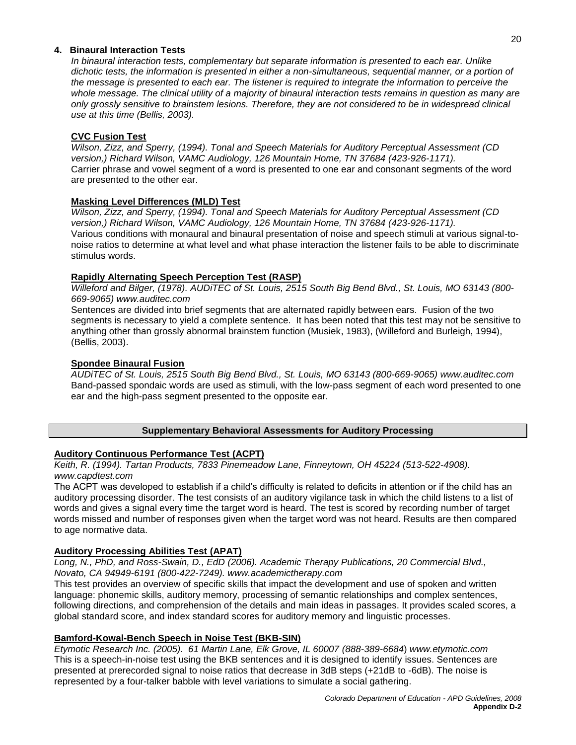### 4. Binaural Interaction Tests

*In binaural interaction tests, complementary but separate information is presented to each ear. Unlike dichotic tests, the information is presented in either a non-simultaneous, sequential manner, or a portion of the message is presented to each ear. The listener is required to integrate the information to perceive the whole message. The clinical utility of a majority of binaural interaction tests remains in question as many are only grossly sensitive to brainstem lesions. Therefore, they are not considered to be in widespread clinical use at this time (Bellis, 2003).*

**CVC Fusion Test**

*Wilson, Zizz, and Sperry, (1994). Tonal and Speech Materials for Auditory Perceptual Assessment (CD version,) Richard Wilson, VAMC Audiology, 126 Mountain Home, TN 37684 (423-926-1171).*
Carrier phrase and vowel segment of a word is presented to one ear and consonant segments of the word are presented to the other ear.

**Masking Level Differences (MLD) Test**

*Wilson, Zizz, and Sperry, (1994). Tonal and Speech Materials for Auditory Perceptual Assessment (CD version,) Richard Wilson, VAMC Audiology, 126 Mountain Home, TN 37684 (423-926-1171).*
Various conditions with monaural and binaural presentation of noise and speech stimuli at various signal-to-noise ratios to determine at what level and what phase interaction the listener fails to be able to discriminate stimulus words.

**Rapidly Alternating Speech Perception Test (RASP)**

*Willeford and Bilger, (1978). AUDiTEC of St. Louis, 2515 South Big Bend Blvd., St. Louis, MO 63143 (800-669-9065) www.auditec.com*
Sentences are divided into brief segments that are alternated rapidly between ears. Fusion of the two segments is necessary to yield a complete sentence. It has been noted that this test may not be sensitive to anything other than grossly abnormal brainstem function (Musiek, 1983), (Willeford and Burleigh, 1994), (Bellis, 2003).

**Spondee Binaural Fusion**

*AUDiTEC of St. Louis, 2515 South Big Bend Blvd., St. Louis, MO 63143 (800-669-9065) www.auditec.com*
Band-passed spondaic words are used as stimuli, with the low-pass segment of each word presented to one ear and the high-pass segment presented to the opposite ear.

## Supplementary Behavioral Assessments for Auditory Processing

**Auditory Continuous Performance Test (ACPT)**

*Keith, R. (1994). Tartan Products, 7833 Pinemeadow Lane, Finneytown, OH 45224 (513-522-4908). www.capdtest.com*
The ACPT was developed to establish if a child's difficulty is related to deficits in attention or if the child has an auditory processing disorder. The test consists of an auditory vigilance task in which the child listens to a list of words and gives a signal every time the target word is heard. The test is scored by recording number of target words missed and number of responses given when the target word was not heard. Results are then compared to age normative data.

**Auditory Processing Abilities Test (APAT)**

*Long, N., PhD, and Ross-Swain, D., EdD (2006). Academic Therapy Publications, 20 Commercial Blvd., Novato, CA 94949-6191 (800-422-7249). www.academictherapy.com*
This test provides an overview of specific skills that impact the development and use of spoken and written language: phonemic skills, auditory memory, processing of semantic relationships and complex sentences, following directions, and comprehension of the details and main ideas in passages. It provides scaled scores, a global standard score, and index standard scores for auditory memory and linguistic processes.

**Bamford-Kowal-Bench Speech in Noise Test (BKB-SIN)**

*Etymotic Research Inc. (2005). 61 Martin Lane, Elk Grove, IL 60007 (888-389-6684) www.etymotic.com*
This is a speech-in-noise test using the BKB sentences and it is designed to identify issues. Sentences are presented at prerecorded signal to noise ratios that decrease in 3dB steps (+21dB to -6dB). The noise is represented by a four-talker babble with level variations to simulate a social gathering.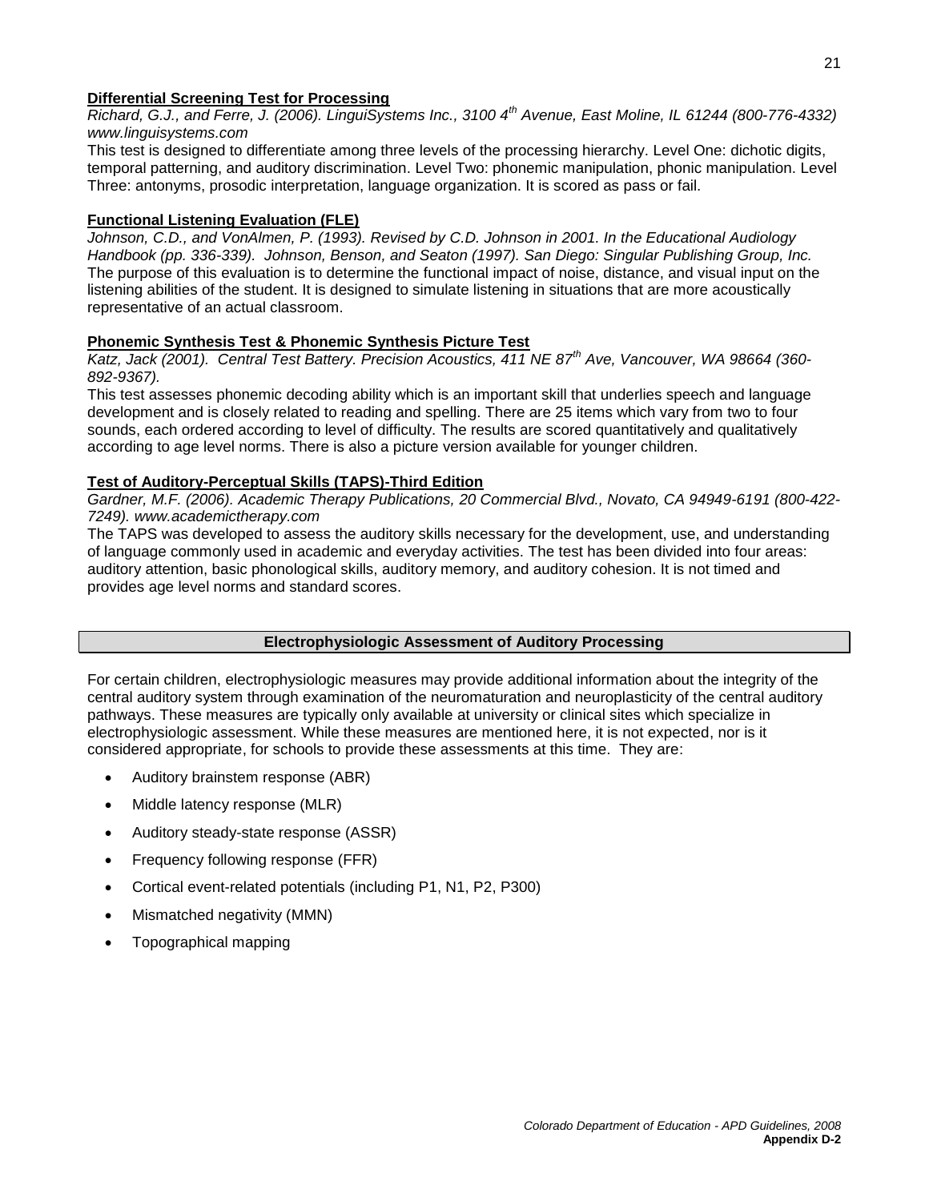**Differential Screening Test for Processing**

*Richard, G.J., and Ferre, J. (2006). LinguiSystems Inc., 3100 4th Avenue, East Moline, IL 61244 (800-776-4332) www.linguisystems.com*

This test is designed to differentiate among three levels of the processing hierarchy. Level One: dichotic digits, temporal patterning, and auditory discrimination. Level Two: phonemic manipulation, phonic manipulation. Level Three: antonyms, prosodic interpretation, language organization. It is scored as pass or fail.

**Functional Listening Evaluation (FLE)**

*Johnson, C.D., and VonAlmen, P. (1993). Revised by C.D. Johnson in 2001. In the Educational Audiology Handbook (pp. 336-339). Johnson, Benson, and Seaton (1997). San Diego: Singular Publishing Group, Inc.*

The purpose of this evaluation is to determine the functional impact of noise, distance, and visual input on the listening abilities of the student. It is designed to simulate listening in situations that are more acoustically representative of an actual classroom.

**Phonemic Synthesis Test & Phonemic Synthesis Picture Test**

*Katz, Jack (2001). Central Test Battery. Precision Acoustics, 411 NE 87th Ave, Vancouver, WA 98664 (360-892-9367).*

This test assesses phonemic decoding ability which is an important skill that underlies speech and language development and is closely related to reading and spelling. There are 25 items which vary from two to four sounds, each ordered according to level of difficulty. The results are scored quantitatively and qualitatively according to age level norms. There is also a picture version available for younger children.

**Test of Auditory-Perceptual Skills (TAPS)-Third Edition**

*Gardner, M.F. (2006). Academic Therapy Publications, 20 Commercial Blvd., Novato, CA 94949-6191 (800-422-7249). www.academictherapy.com*

The TAPS was developed to assess the auditory skills necessary for the development, use, and understanding of language commonly used in academic and everyday activities. The test has been divided into four areas: auditory attention, basic phonological skills, auditory memory, and auditory cohesion. It is not timed and provides age level norms and standard scores.

## Electrophysiologic Assessment of Auditory Processing

For certain children, electrophysiologic measures may provide additional information about the integrity of the central auditory system through examination of the neuromaturation and neuroplasticity of the central auditory pathways. These measures are typically only available at university or clinical sites which specialize in electrophysiologic assessment. While these measures are mentioned here, it is not expected, nor is it considered appropriate, for schools to provide these assessments at this time. They are:

- Auditory brainstem response (ABR)
- Middle latency response (MLR)
- Auditory steady-state response (ASSR)
- Frequency following response (FFR)
- Cortical event-related potentials (including P1, N1, P2, P300)
- Mismatched negativity (MMN)
- Topographical mapping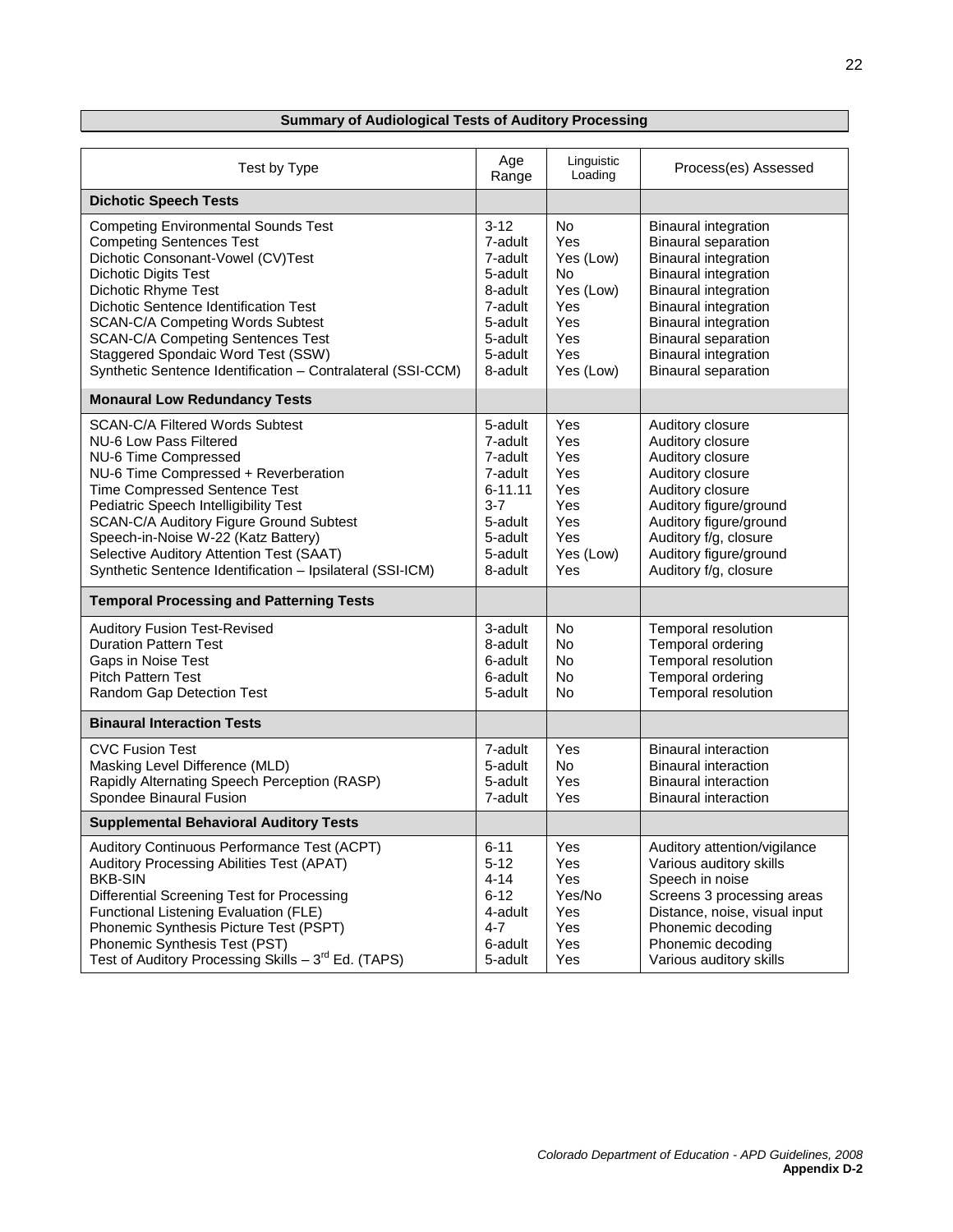## Summary of Audiological Tests of Auditory Processing

| Test by Type | Age Range | Linguistic Loading | Process(es) Assessed |
|---|---|---|---|
| **Dichotic Speech Tests** | | | |
| Competing Environmental Sounds Test | 3-12 | No | Binaural integration |
| Competing Sentences Test | 7-adult | Yes | Binaural separation |
| Dichotic Consonant-Vowel (CV)Test | 7-adult | Yes (Low) | Binaural integration |
| Dichotic Digits Test | 5-adult | No | Binaural integration |
| Dichotic Rhyme Test | 8-adult | Yes (Low) | Binaural integration |
| Dichotic Sentence Identification Test | 7-adult | Yes | Binaural integration |
| SCAN-C/A Competing Words Subtest | 5-adult | Yes | Binaural integration |
| SCAN-C/A Competing Sentences Test | 5-adult | Yes | Binaural separation |
| Staggered Spondaic Word Test (SSW) | 5-adult | Yes | Binaural integration |
| Synthetic Sentence Identification – Contralateral (SSI-CCM) | 8-adult | Yes (Low) | Binaural separation |
| **Monaural Low Redundancy Tests** | | | |
| SCAN-C/A Filtered Words Subtest | 5-adult | Yes | Auditory closure |
| NU-6 Low Pass Filtered | 7-adult | Yes | Auditory closure |
| NU-6 Time Compressed | 7-adult | Yes | Auditory closure |
| NU-6 Time Compressed + Reverberation | 7-adult | Yes | Auditory closure |
| Time Compressed Sentence Test | 6-11.11 | Yes | Auditory closure |
| Pediatric Speech Intelligibility Test | 3-7 | Yes | Auditory figure/ground |
| SCAN-C/A Auditory Figure Ground Subtest | 5-adult | Yes | Auditory figure/ground |
| Speech-in-Noise W-22 (Katz Battery) | 5-adult | Yes | Auditory f/g, closure |
| Selective Auditory Attention Test (SAAT) | 5-adult | Yes (Low) | Auditory figure/ground |
| Synthetic Sentence Identification – Ipsilateral (SSI-ICM) | 8-adult | Yes | Auditory f/g, closure |
| **Temporal Processing and Patterning Tests** | | | |
| Auditory Fusion Test-Revised | 3-adult | No | Temporal resolution |
| Duration Pattern Test | 8-adult | No | Temporal ordering |
| Gaps in Noise Test | 6-adult | No | Temporal resolution |
| Pitch Pattern Test | 6-adult | No | Temporal ordering |
| Random Gap Detection Test | 5-adult | No | Temporal resolution |
| **Binaural Interaction Tests** | | | |
| CVC Fusion Test | 7-adult | Yes | Binaural interaction |
| Masking Level Difference (MLD) | 5-adult | No | Binaural interaction |
| Rapidly Alternating Speech Perception (RASP) | 5-adult | Yes | Binaural interaction |
| Spondee Binaural Fusion | 7-adult | Yes | Binaural interaction |
| **Supplemental Behavioral Auditory Tests** | | | |
| Auditory Continuous Performance Test (ACPT) | 6-11 | Yes | Auditory attention/vigilance |
| Auditory Processing Abilities Test (APAT) | 5-12 | Yes | Various auditory skills |
| BKB-SIN | 4-14 | Yes | Speech in noise |
| Differential Screening Test for Processing | 6-12 | Yes/No | Screens 3 processing areas |
| Functional Listening Evaluation (FLE) | 4-adult | Yes | Distance, noise, visual input |
| Phonemic Synthesis Picture Test (PSPT) | 4-7 | Yes | Phonemic decoding |
| Phonemic Synthesis Test (PST) | 6-adult | Yes | Phonemic decoding |
| Test of Auditory Processing Skills – 3rd Ed. (TAPS) | 5-adult | Yes | Various auditory skills |

*Colorado Department of Education - APD Guidelines, 2008*
**Appendix D-2**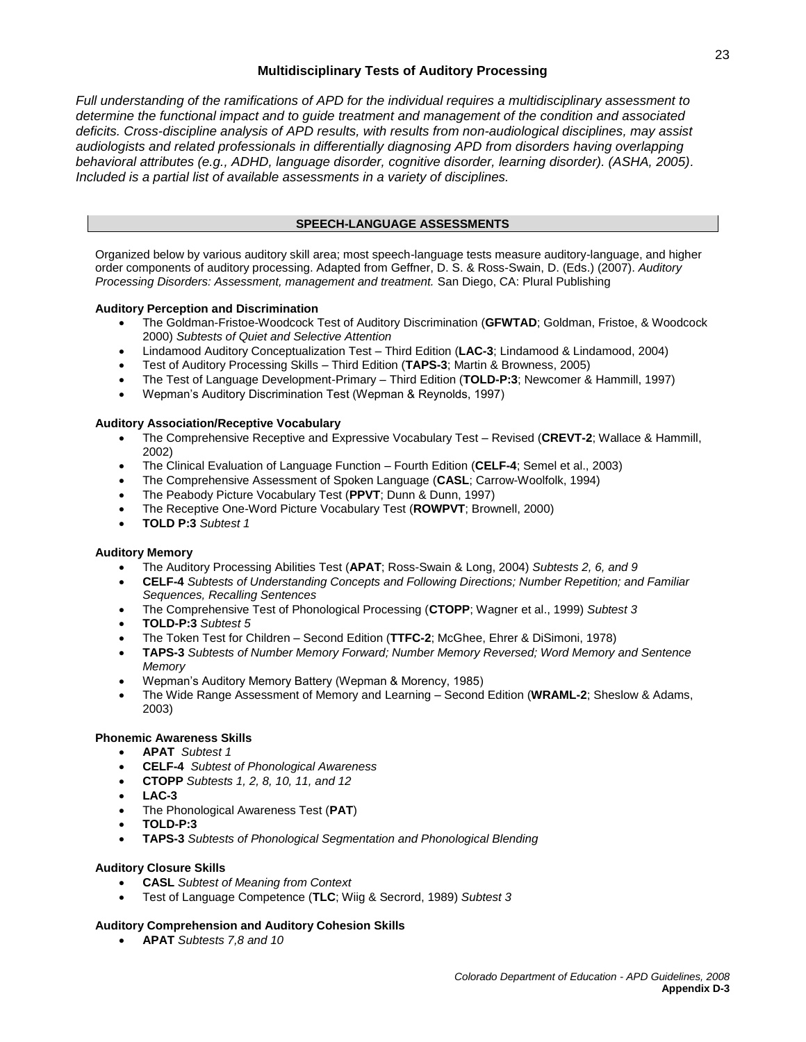## Multidisciplinary Tests of Auditory Processing

*Full understanding of the ramifications of APD for the individual requires a multidisciplinary assessment to determine the functional impact and to guide treatment and management of the condition and associated deficits. Cross-discipline analysis of APD results, with results from non-audiological disciplines, may assist audiologists and related professionals in differentially diagnosing APD from disorders having overlapping behavioral attributes (e.g., ADHD, language disorder, cognitive disorder, learning disorder). (ASHA, 2005). Included is a partial list of available assessments in a variety of disciplines.*

### SPEECH-LANGUAGE ASSESSMENTS

Organized below by various auditory skill area; most speech-language tests measure auditory-language, and higher order components of auditory processing. Adapted from Geffner, D. S. & Ross-Swain, D. (Eds.) (2007). *Auditory Processing Disorders: Assessment, management and treatment.* San Diego, CA: Plural Publishing

**Auditory Perception and Discrimination**

- The Goldman-Fristoe-Woodcock Test of Auditory Discrimination (**GFWTAD**; Goldman, Fristoe, & Woodcock 2000) *Subtests of Quiet and Selective Attention*
- Lindamood Auditory Conceptualization Test – Third Edition (**LAC-3**; Lindamood & Lindamood, 2004)
- Test of Auditory Processing Skills – Third Edition (**TAPS-3**; Martin & Browness, 2005)
- The Test of Language Development-Primary – Third Edition (**TOLD-P:3**; Newcomer & Hammill, 1997)
- Wepman's Auditory Discrimination Test (Wepman & Reynolds, 1997)

**Auditory Association/Receptive Vocabulary**

- The Comprehensive Receptive and Expressive Vocabulary Test – Revised (**CREVT-2**; Wallace & Hammill, 2002)
- The Clinical Evaluation of Language Function – Fourth Edition (**CELF-4**; Semel et al., 2003)
- The Comprehensive Assessment of Spoken Language (**CASL**; Carrow-Woolfolk, 1994)
- The Peabody Picture Vocabulary Test (**PPVT**; Dunn & Dunn, 1997)
- The Receptive One-Word Picture Vocabulary Test (**ROWPVT**; Brownell, 2000)
- **TOLD P:3** *Subtest 1*

**Auditory Memory**

- The Auditory Processing Abilities Test (**APAT**; Ross-Swain & Long, 2004) *Subtests 2, 6, and 9*
- **CELF-4** *Subtests of Understanding Concepts and Following Directions; Number Repetition; and Familiar Sequences, Recalling Sentences*
- The Comprehensive Test of Phonological Processing (**CTOPP**; Wagner et al., 1999) *Subtest 3*
- **TOLD-P:3** *Subtest 5*
- The Token Test for Children – Second Edition (**TTFC-2**; McGhee, Ehrer & DiSimoni, 1978)
- **TAPS-3** *Subtests of Number Memory Forward; Number Memory Reversed; Word Memory and Sentence Memory*
- Wepman's Auditory Memory Battery (Wepman & Morency, 1985)
- The Wide Range Assessment of Memory and Learning – Second Edition (**WRAML-2**; Sheslow & Adams, 2003)

**Phonemic Awareness Skills**

- **APAT** *Subtest 1*
- **CELF-4** *Subtest of Phonological Awareness*
- **CTOPP** *Subtests 1, 2, 8, 10, 11, and 12*
- **LAC-3**
- The Phonological Awareness Test (**PAT**)
- **TOLD-P:3**
- **TAPS-3** *Subtests of Phonological Segmentation and Phonological Blending*

**Auditory Closure Skills**

- **CASL** *Subtest of Meaning from Context*
- Test of Language Competence (**TLC**; Wiig & Secrord, 1989) *Subtest 3*

**Auditory Comprehension and Auditory Cohesion Skills**

- **APAT** *Subtests 7,8 and 10*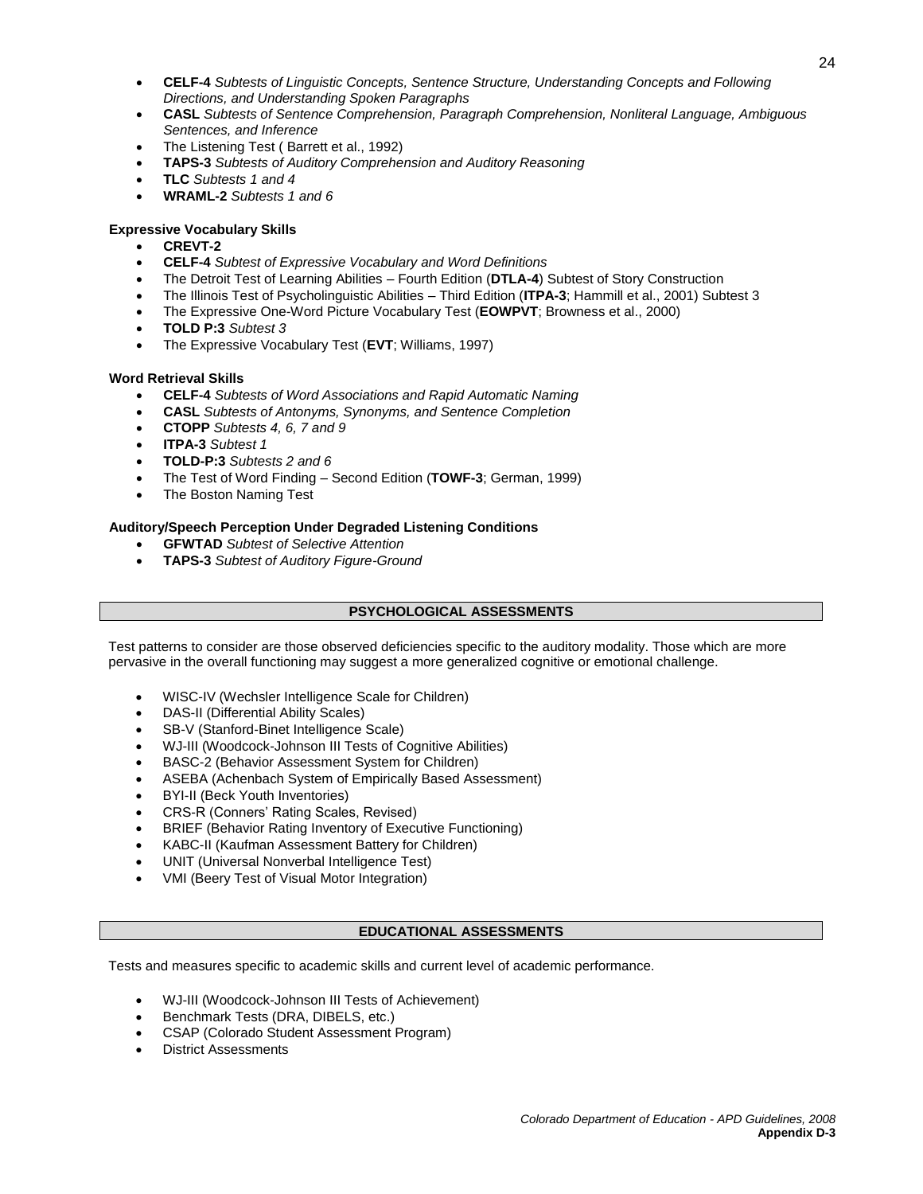- **CELF-4** *Subtests of Linguistic Concepts, Sentence Structure, Understanding Concepts and Following Directions, and Understanding Spoken Paragraphs*
- **CASL** *Subtests of Sentence Comprehension, Paragraph Comprehension, Nonliteral Language, Ambiguous Sentences, and Inference*
- The Listening Test ( Barrett et al., 1992)
- **TAPS-3** *Subtests of Auditory Comprehension and Auditory Reasoning*
- **TLC** *Subtests 1 and 4*
- **WRAML-2** *Subtests 1 and 6*

**Expressive Vocabulary Skills**

- **CREVT-2**
- **CELF-4** *Subtest of Expressive Vocabulary and Word Definitions*
- The Detroit Test of Learning Abilities – Fourth Edition (**DTLA-4**) Subtest of Story Construction
- The Illinois Test of Psycholinguistic Abilities – Third Edition (**ITPA-3**; Hammill et al., 2001) Subtest 3
- The Expressive One-Word Picture Vocabulary Test (**EOWPVT**; Browness et al., 2000)
- **TOLD P:3** *Subtest 3*
- The Expressive Vocabulary Test (**EVT**; Williams, 1997)

**Word Retrieval Skills**

- **CELF-4** *Subtests of Word Associations and Rapid Automatic Naming*
- **CASL** *Subtests of Antonyms, Synonyms, and Sentence Completion*
- **CTOPP** *Subtests 4, 6, 7 and 9*
- **ITPA-3** *Subtest 1*
- **TOLD-P:3** *Subtests 2 and 6*
- The Test of Word Finding – Second Edition (**TOWF-3**; German, 1999)
- The Boston Naming Test

**Auditory/Speech Perception Under Degraded Listening Conditions**

- **GFWTAD** *Subtest of Selective Attention*
- **TAPS-3** *Subtest of Auditory Figure-Ground*

## PSYCHOLOGICAL ASSESSMENTS

Test patterns to consider are those observed deficiencies specific to the auditory modality. Those which are more pervasive in the overall functioning may suggest a more generalized cognitive or emotional challenge.

- WISC-IV (Wechsler Intelligence Scale for Children)
- DAS-II (Differential Ability Scales)
- SB-V (Stanford-Binet Intelligence Scale)
- WJ-III (Woodcock-Johnson III Tests of Cognitive Abilities)
- BASC-2 (Behavior Assessment System for Children)
- ASEBA (Achenbach System of Empirically Based Assessment)
- BYI-II (Beck Youth Inventories)
- CRS-R (Conners' Rating Scales, Revised)
- BRIEF (Behavior Rating Inventory of Executive Functioning)
- KABC-II (Kaufman Assessment Battery for Children)
- UNIT (Universal Nonverbal Intelligence Test)
- VMI (Beery Test of Visual Motor Integration)

## EDUCATIONAL ASSESSMENTS

Tests and measures specific to academic skills and current level of academic performance.

- WJ-III (Woodcock-Johnson III Tests of Achievement)
- Benchmark Tests (DRA, DIBELS, etc.)
- CSAP (Colorado Student Assessment Program)
- District Assessments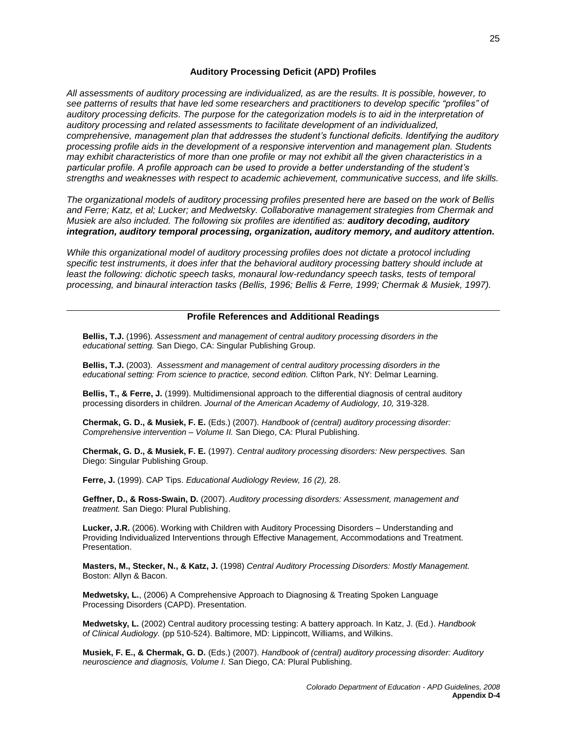## Auditory Processing Deficit (APD) Profiles

*All assessments of auditory processing are individualized, as are the results. It is possible, however, to see patterns of results that have led some researchers and practitioners to develop specific "profiles" of auditory processing deficits. The purpose for the categorization models is to aid in the interpretation of auditory processing and related assessments to facilitate development of an individualized, comprehensive, management plan that addresses the student's functional deficits. Identifying the auditory processing profile aids in the development of a responsive intervention and management plan. Students may exhibit characteristics of more than one profile or may not exhibit all the given characteristics in a particular profile. A profile approach can be used to provide a better understanding of the student's strengths and weaknesses with respect to academic achievement, communicative success, and life skills.*

*The organizational models of auditory processing profiles presented here are based on the work of Bellis and Ferre; Katz, et al; Lucker; and Medwetsky. Collaborative management strategies from Chermak and Musiek are also included. The following six profiles are identified as:* ***auditory decoding, auditory integration, auditory temporal processing, organization, auditory memory, and auditory attention.***

*While this organizational model of auditory processing profiles does not dictate a protocol including specific test instruments, it does infer that the behavioral auditory processing battery should include at least the following: dichotic speech tasks, monaural low-redundancy speech tasks, tests of temporal processing, and binaural interaction tasks (Bellis, 1996; Bellis & Ferre, 1999; Chermak & Musiek, 1997).*

---

### Profile References and Additional Readings

**Bellis, T.J.** (1996). *Assessment and management of central auditory processing disorders in the educational setting.* San Diego, CA: Singular Publishing Group.

**Bellis, T.J.** (2003). *Assessment and management of central auditory processing disorders in the educational setting: From science to practice, second edition.* Clifton Park, NY: Delmar Learning.

**Bellis, T., & Ferre, J.** (1999). Multidimensional approach to the differential diagnosis of central auditory processing disorders in children. *Journal of the American Academy of Audiology, 10,* 319-328.

**Chermak, G. D., & Musiek, F. E.** (Eds.) (2007). *Handbook of (central) auditory processing disorder: Comprehensive intervention – Volume II.* San Diego, CA: Plural Publishing.

**Chermak, G. D., & Musiek, F. E.** (1997). *Central auditory processing disorders: New perspectives.* San Diego: Singular Publishing Group.

**Ferre, J.** (1999). CAP Tips. *Educational Audiology Review, 16 (2),* 28.

**Geffner, D., & Ross-Swain, D.** (2007). *Auditory processing disorders: Assessment, management and treatment.* San Diego: Plural Publishing.

**Lucker, J.R.** (2006). Working with Children with Auditory Processing Disorders – Understanding and Providing Individualized Interventions through Effective Management, Accommodations and Treatment. Presentation.

**Masters, M., Stecker, N., & Katz, J.** (1998) *Central Auditory Processing Disorders: Mostly Management.* Boston: Allyn & Bacon.

**Medwetsky, L.**, (2006) A Comprehensive Approach to Diagnosing & Treating Spoken Language Processing Disorders (CAPD). Presentation.

**Medwetsky, L.** (2002) Central auditory processing testing: A battery approach. In Katz, J. (Ed.). *Handbook of Clinical Audiology.* (pp 510-524). Baltimore, MD: Lippincott, Williams, and Wilkins.

**Musiek, F. E., & Chermak, G. D.** (Eds.) (2007). *Handbook of (central) auditory processing disorder: Auditory neuroscience and diagnosis, Volume I.* San Diego, CA: Plural Publishing.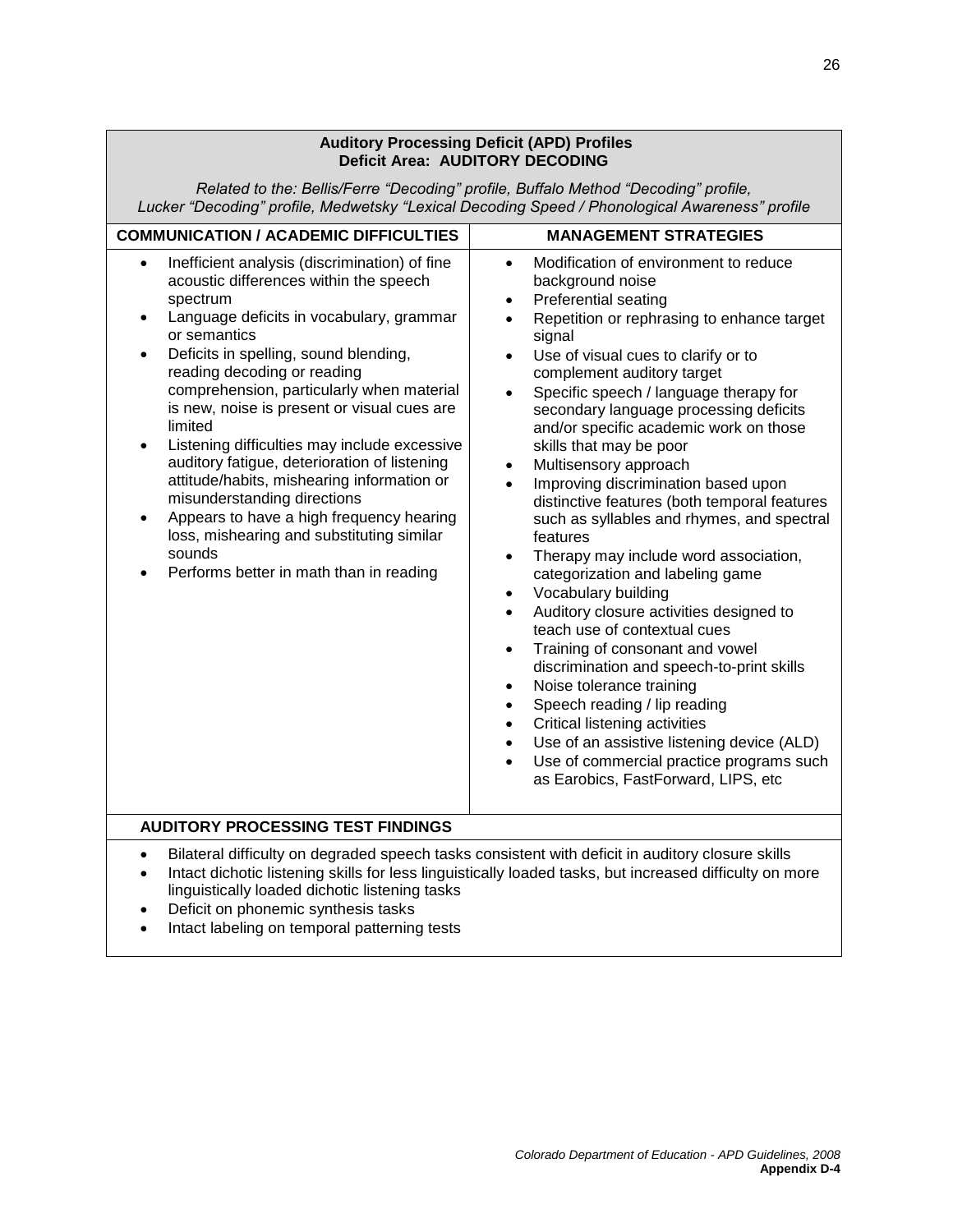## Auditory Processing Deficit (APD) Profiles
### Deficit Area: AUDITORY DECODING

*Related to the: Bellis/Ferre "Decoding" profile, Buffalo Method "Decoding" profile, Lucker "Decoding" profile, Medwetsky "Lexical Decoding Speed / Phonological Awareness" profile*

| COMMUNICATION / ACADEMIC DIFFICULTIES | MANAGEMENT STRATEGIES |
|---|---|
| • Inefficient analysis (discrimination) of fine acoustic differences within the speech spectrum<br>• Language deficits in vocabulary, grammar or semantics<br>• Deficits in spelling, sound blending, reading decoding or reading comprehension, particularly when material is new, noise is present or visual cues are limited<br>• Listening difficulties may include excessive auditory fatigue, deterioration of listening attitude/habits, mishearing information or misunderstanding directions<br>• Appears to have a high frequency hearing loss, mishearing and substituting similar sounds<br>• Performs better in math than in reading | • Modification of environment to reduce background noise<br>• Preferential seating<br>• Repetition or rephrasing to enhance target signal<br>• Use of visual cues to clarify or to complement auditory target<br>• Specific speech / language therapy for secondary language processing deficits and/or specific academic work on those skills that may be poor<br>• Multisensory approach<br>• Improving discrimination based upon distinctive features (both temporal features such as syllables and rhymes, and spectral features<br>• Therapy may include word association, categorization and labeling game<br>• Vocabulary building<br>• Auditory closure activities designed to teach use of contextual cues<br>• Training of consonant and vowel discrimination and speech-to-print skills<br>• Noise tolerance training<br>• Speech reading / lip reading<br>• Critical listening activities<br>• Use of an assistive listening device (ALD)<br>• Use of commercial practice programs such as Earobics, FastForward, LIPS, etc |

**AUDITORY PROCESSING TEST FINDINGS**

- Bilateral difficulty on degraded speech tasks consistent with deficit in auditory closure skills
- Intact dichotic listening skills for less linguistically loaded tasks, but increased difficulty on more linguistically loaded dichotic listening tasks
- Deficit on phonemic synthesis tasks
- Intact labeling on temporal patterning tests

*Colorado Department of Education - APD Guidelines, 2008*
**Appendix D-4**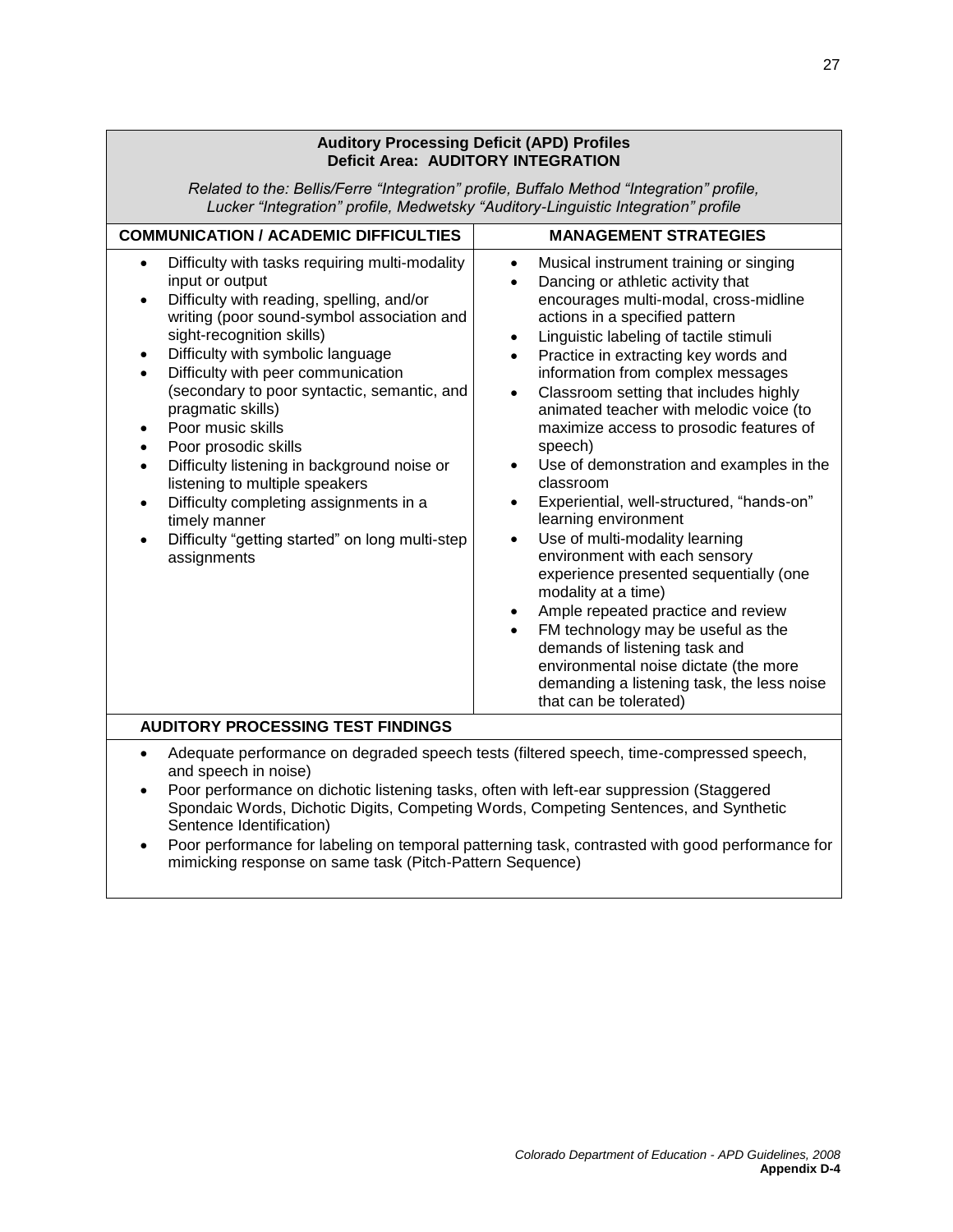## Auditory Processing Deficit (APD) Profiles
## Deficit Area: AUDITORY INTEGRATION

*Related to the: Bellis/Ferre "Integration" profile, Buffalo Method "Integration" profile, Lucker "Integration" profile, Medwetsky "Auditory-Linguistic Integration" profile*

| COMMUNICATION / ACADEMIC DIFFICULTIES | MANAGEMENT STRATEGIES |
| --- | --- |
| • Difficulty with tasks requiring multi-modality input or output<br>• Difficulty with reading, spelling, and/or writing (poor sound-symbol association and sight-recognition skills)<br>• Difficulty with symbolic language<br>• Difficulty with peer communication (secondary to poor syntactic, semantic, and pragmatic skills)<br>• Poor music skills<br>• Poor prosodic skills<br>• Difficulty listening in background noise or listening to multiple speakers<br>• Difficulty completing assignments in a timely manner<br>• Difficulty "getting started" on long multi-step assignments | • Musical instrument training or singing<br>• Dancing or athletic activity that encourages multi-modal, cross-midline actions in a specified pattern<br>• Linguistic labeling of tactile stimuli<br>• Practice in extracting key words and information from complex messages<br>• Classroom setting that includes highly animated teacher with melodic voice (to maximize access to prosodic features of speech)<br>• Use of demonstration and examples in the classroom<br>• Experiential, well-structured, "hands-on" learning environment<br>• Use of multi-modality learning environment with each sensory experience presented sequentially (one modality at a time)<br>• Ample repeated practice and review<br>• FM technology may be useful as the demands of listening task and environmental noise dictate (the more demanding a listening task, the less noise that can be tolerated) |

**AUDITORY PROCESSING TEST FINDINGS**

- Adequate performance on degraded speech tests (filtered speech, time-compressed speech, and speech in noise)
- Poor performance on dichotic listening tasks, often with left-ear suppression (Staggered Spondaic Words, Dichotic Digits, Competing Words, Competing Sentences, and Synthetic Sentence Identification)
- Poor performance for labeling on temporal patterning task, contrasted with good performance for mimicking response on same task (Pitch-Pattern Sequence)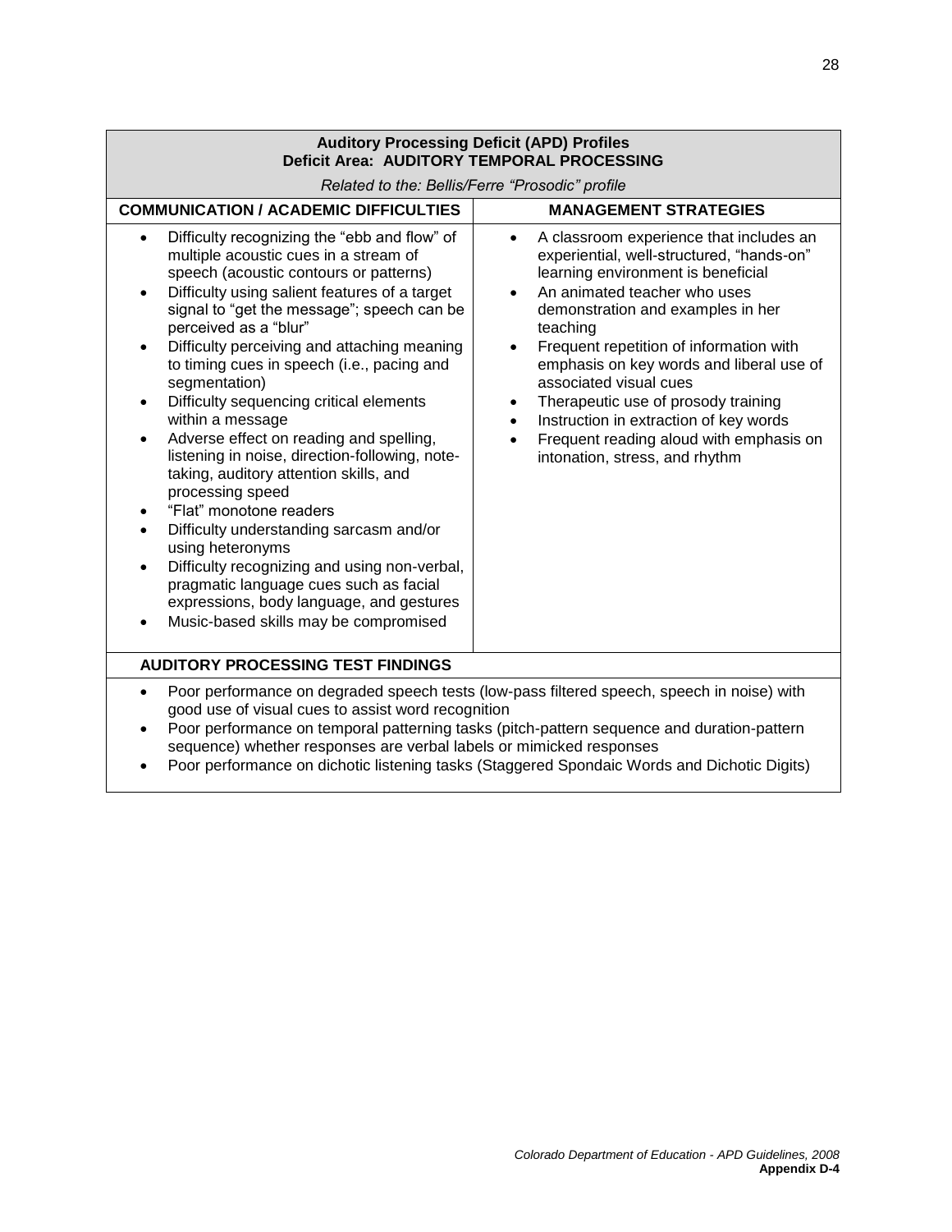## Auditory Processing Deficit (APD) Profiles
## Deficit Area: AUDITORY TEMPORAL PROCESSING

*Related to the: Bellis/Ferre "Prosodic" profile*

| COMMUNICATION / ACADEMIC DIFFICULTIES | MANAGEMENT STRATEGIES |
|---|---|
| • Difficulty recognizing the "ebb and flow" of multiple acoustic cues in a stream of speech (acoustic contours or patterns)<br>• Difficulty using salient features of a target signal to "get the message"; speech can be perceived as a "blur"<br>• Difficulty perceiving and attaching meaning to timing cues in speech (i.e., pacing and segmentation)<br>• Difficulty sequencing critical elements within a message<br>• Adverse effect on reading and spelling, listening in noise, direction-following, note-taking, auditory attention skills, and processing speed<br>• "Flat" monotone readers<br>• Difficulty understanding sarcasm and/or using heteronyms<br>• Difficulty recognizing and using non-verbal, pragmatic language cues such as facial expressions, body language, and gestures<br>• Music-based skills may be compromised | • A classroom experience that includes an experiential, well-structured, "hands-on" learning environment is beneficial<br>• An animated teacher who uses demonstration and examples in her teaching<br>• Frequent repetition of information with emphasis on key words and liberal use of associated visual cues<br>• Therapeutic use of prosody training<br>• Instruction in extraction of key words<br>• Frequent reading aloud with emphasis on intonation, stress, and rhythm |

**AUDITORY PROCESSING TEST FINDINGS**

- Poor performance on degraded speech tests (low-pass filtered speech, speech in noise) with good use of visual cues to assist word recognition
- Poor performance on temporal patterning tasks (pitch-pattern sequence and duration-pattern sequence) whether responses are verbal labels or mimicked responses
- Poor performance on dichotic listening tasks (Staggered Spondaic Words and Dichotic Digits)

*Colorado Department of Education - APD Guidelines, 2008*
**Appendix D-4**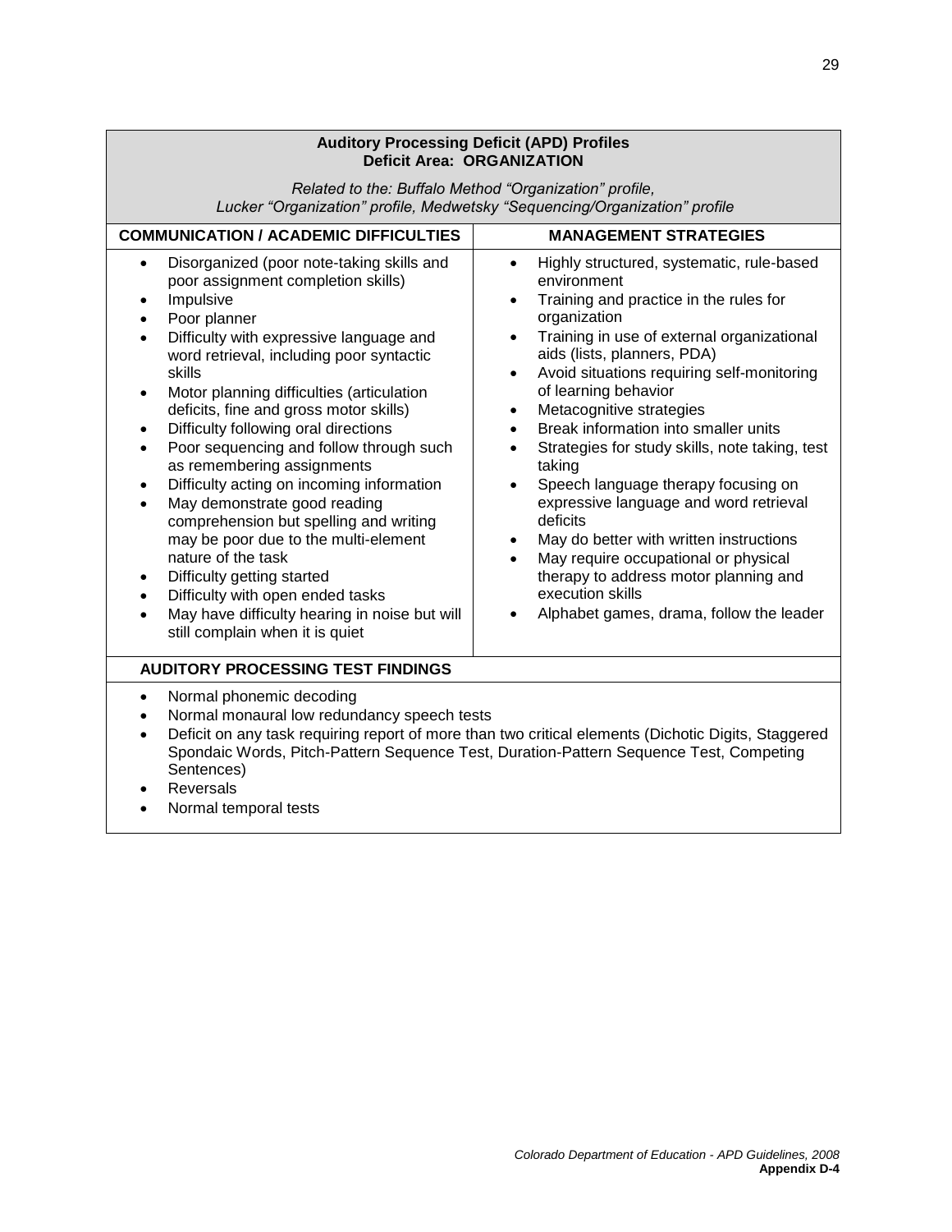## Auditory Processing Deficit (APD) Profiles
### Deficit Area: ORGANIZATION

*Related to the: Buffalo Method "Organization" profile, Lucker "Organization" profile, Medwetsky "Sequencing/Organization" profile*

**COMMUNICATION / ACADEMIC DIFFICULTIES**

- Disorganized (poor note-taking skills and poor assignment completion skills)
- Impulsive
- Poor planner
- Difficulty with expressive language and word retrieval, including poor syntactic skills
- Motor planning difficulties (articulation deficits, fine and gross motor skills)
- Difficulty following oral directions
- Poor sequencing and follow through such as remembering assignments
- Difficulty acting on incoming information
- May demonstrate good reading comprehension but spelling and writing may be poor due to the multi-element nature of the task
- Difficulty getting started
- Difficulty with open ended tasks
- May have difficulty hearing in noise but will still complain when it is quiet

**MANAGEMENT STRATEGIES**

- Highly structured, systematic, rule-based environment
- Training and practice in the rules for organization
- Training in use of external organizational aids (lists, planners, PDA)
- Avoid situations requiring self-monitoring of learning behavior
- Metacognitive strategies
- Break information into smaller units
- Strategies for study skills, note taking, test taking
- Speech language therapy focusing on expressive language and word retrieval deficits
- May do better with written instructions
- May require occupational or physical therapy to address motor planning and execution skills
- Alphabet games, drama, follow the leader

**AUDITORY PROCESSING TEST FINDINGS**

- Normal phonemic decoding
- Normal monaural low redundancy speech tests
- Deficit on any task requiring report of more than two critical elements (Dichotic Digits, Staggered Spondaic Words, Pitch-Pattern Sequence Test, Duration-Pattern Sequence Test, Competing Sentences)
- Reversals
- Normal temporal tests

*Colorado Department of Education - APD Guidelines, 2008*
**Appendix D-4**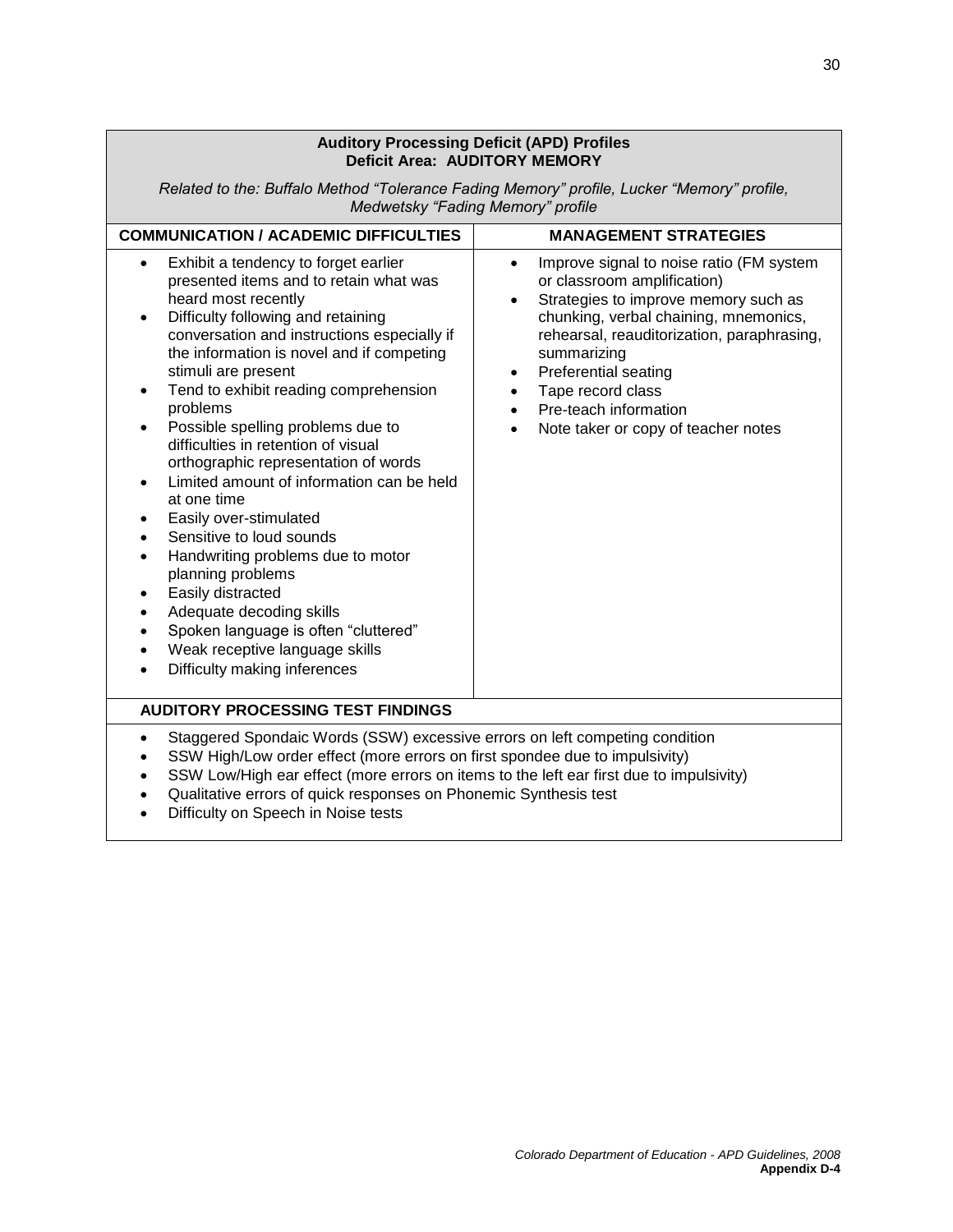**Auditory Processing Deficit (APD) Profiles**
**Deficit Area: AUDITORY MEMORY**

*Related to the: Buffalo Method "Tolerance Fading Memory" profile, Lucker "Memory" profile, Medwetsky "Fading Memory" profile*

| COMMUNICATION / ACADEMIC DIFFICULTIES | MANAGEMENT STRATEGIES |
|---|---|
| • Exhibit a tendency to forget earlier presented items and to retain what was heard most recently<br>• Difficulty following and retaining conversation and instructions especially if the information is novel and if competing stimuli are present<br>• Tend to exhibit reading comprehension problems<br>• Possible spelling problems due to difficulties in retention of visual orthographic representation of words<br>• Limited amount of information can be held at one time<br>• Easily over-stimulated<br>• Sensitive to loud sounds<br>• Handwriting problems due to motor planning problems<br>• Easily distracted<br>• Adequate decoding skills<br>• Spoken language is often "cluttered"<br>• Weak receptive language skills<br>• Difficulty making inferences | • Improve signal to noise ratio (FM system or classroom amplification)<br>• Strategies to improve memory such as chunking, verbal chaining, mnemonics, rehearsal, reauditorization, paraphrasing, summarizing<br>• Preferential seating<br>• Tape record class<br>• Pre-teach information<br>• Note taker or copy of teacher notes |

**AUDITORY PROCESSING TEST FINDINGS**

- Staggered Spondaic Words (SSW) excessive errors on left competing condition
- SSW High/Low order effect (more errors on first spondee due to impulsivity)
- SSW Low/High ear effect (more errors on items to the left ear first due to impulsivity)
- Qualitative errors of quick responses on Phonemic Synthesis test
- Difficulty on Speech in Noise tests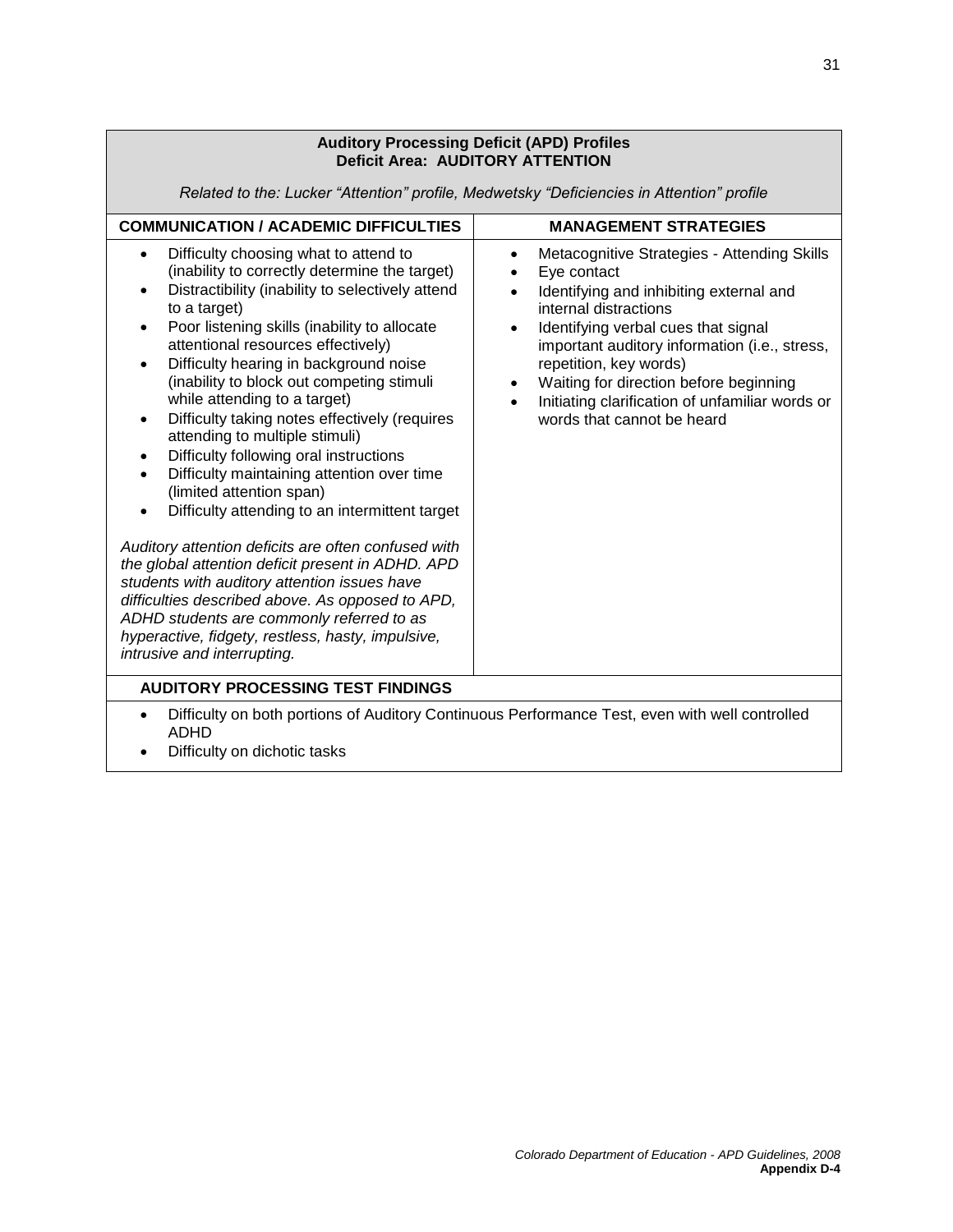**Auditory Processing Deficit (APD) Profiles**
**Deficit Area: AUDITORY ATTENTION**

*Related to the: Lucker "Attention" profile, Medwetsky "Deficiencies in Attention" profile*

| COMMUNICATION / ACADEMIC DIFFICULTIES | MANAGEMENT STRATEGIES |
|---|---|
| • Difficulty choosing what to attend to (inability to correctly determine the target)<br>• Distractibility (inability to selectively attend to a target)<br>• Poor listening skills (inability to allocate attentional resources effectively)<br>• Difficulty hearing in background noise (inability to block out competing stimuli while attending to a target)<br>• Difficulty taking notes effectively (requires attending to multiple stimuli)<br>• Difficulty following oral instructions<br>• Difficulty maintaining attention over time (limited attention span)<br>• Difficulty attending to an intermittent target<br><br>*Auditory attention deficits are often confused with the global attention deficit present in ADHD. APD students with auditory attention issues have difficulties described above. As opposed to APD, ADHD students are commonly referred to as hyperactive, fidgety, restless, hasty, impulsive, intrusive and interrupting.* | • Metacognitive Strategies - Attending Skills<br>• Eye contact<br>• Identifying and inhibiting external and internal distractions<br>• Identifying verbal cues that signal important auditory information (i.e., stress, repetition, key words)<br>• Waiting for direction before beginning<br>• Initiating clarification of unfamiliar words or words that cannot be heard |

**AUDITORY PROCESSING TEST FINDINGS**

- Difficulty on both portions of Auditory Continuous Performance Test, even with well controlled ADHD
- Difficulty on dichotic tasks

*Colorado Department of Education - APD Guidelines, 2008*
**Appendix D-4**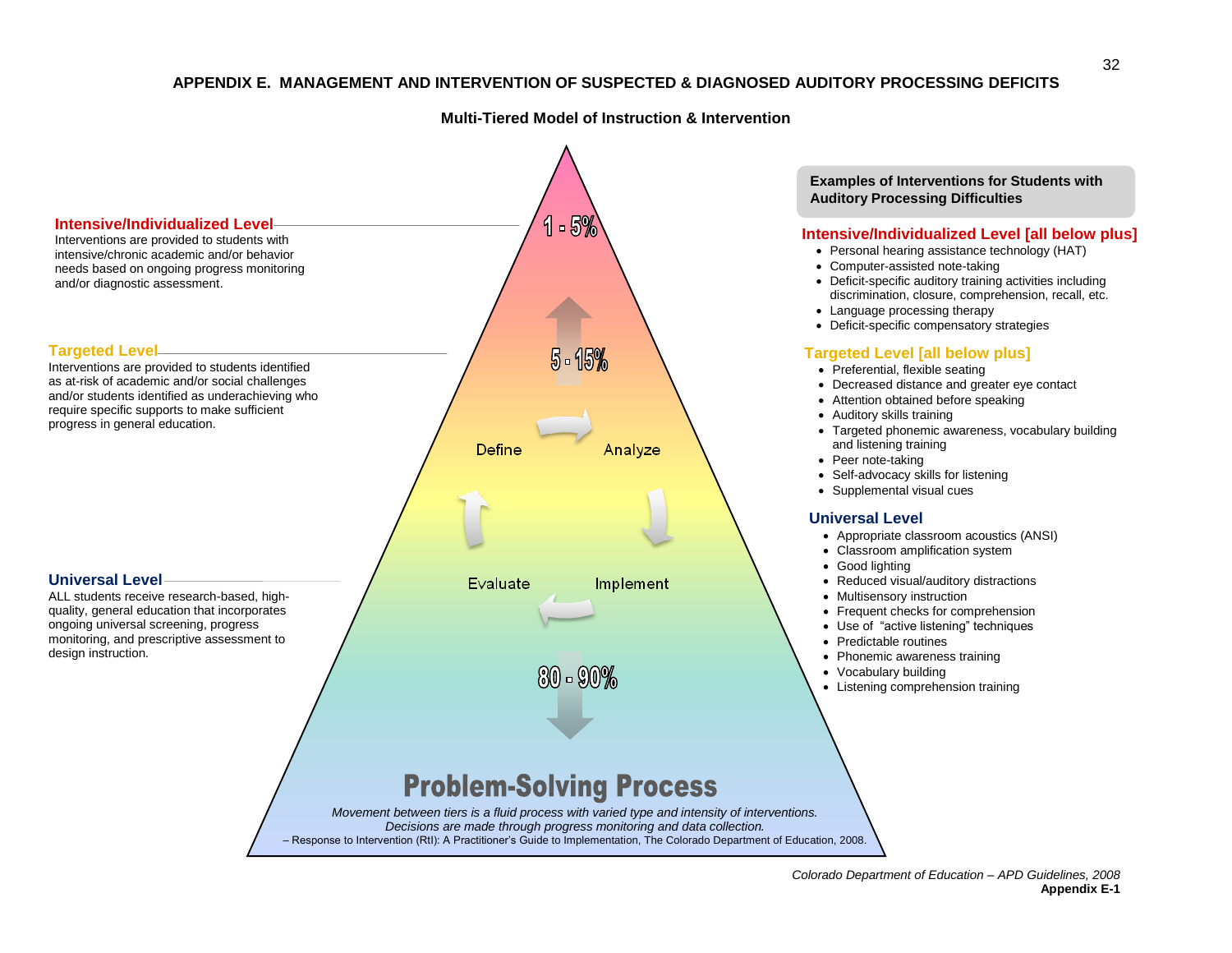## APPENDIX E. MANAGEMENT AND INTERVENTION OF SUSPECTED & DIAGNOSED AUDITORY PROCESSING DEFICITS

### Multi-Tiered Model of Instruction & Intervention

**Intensive/Individualized Level**
Interventions are provided to students with intensive/chronic academic and/or behavior needs based on ongoing progress monitoring and/or diagnostic assessment.

**Targeted Level**
Interventions are provided to students identified as at-risk of academic and/or social challenges and/or students identified as underachieving who require specific supports to make sufficient progress in general education.

**Universal Level**
ALL students receive research-based, high-quality, general education that incorporates ongoing universal screening, progress monitoring, and prescriptive assessment to design instruction.

1 - 5%

5 - 15%

Define → Analyze → Implement → Evaluate

80 - 90%

**Problem-Solving Process**

*Movement between tiers is a fluid process with varied type and intensity of interventions. Decisions are made through progress monitoring and data collection.*
– Response to Intervention (RtI): A Practitioner's Guide to Implementation, The Colorado Department of Education, 2008.

**Examples of Interventions for Students with Auditory Processing Difficulties**

**Intensive/Individualized Level [all below plus]**
- Personal hearing assistance technology (HAT)
- Computer-assisted note-taking
- Deficit-specific auditory training activities including discrimination, closure, comprehension, recall, etc.
- Language processing therapy
- Deficit-specific compensatory strategies

**Targeted Level [all below plus]**
- Preferential, flexible seating
- Decreased distance and greater eye contact
- Attention obtained before speaking
- Auditory skills training
- Targeted phonemic awareness, vocabulary building and listening training
- Peer note-taking
- Self-advocacy skills for listening
- Supplemental visual cues

**Universal Level**
- Appropriate classroom acoustics (ANSI)
- Classroom amplification system
- Good lighting
- Reduced visual/auditory distractions
- Multisensory instruction
- Frequent checks for comprehension
- Use of "active listening" techniques
- Predictable routines
- Phonemic awareness training
- Vocabulary building
- Listening comprehension training

*Colorado Department of Education – APD Guidelines, 2008*
**Appendix E-1**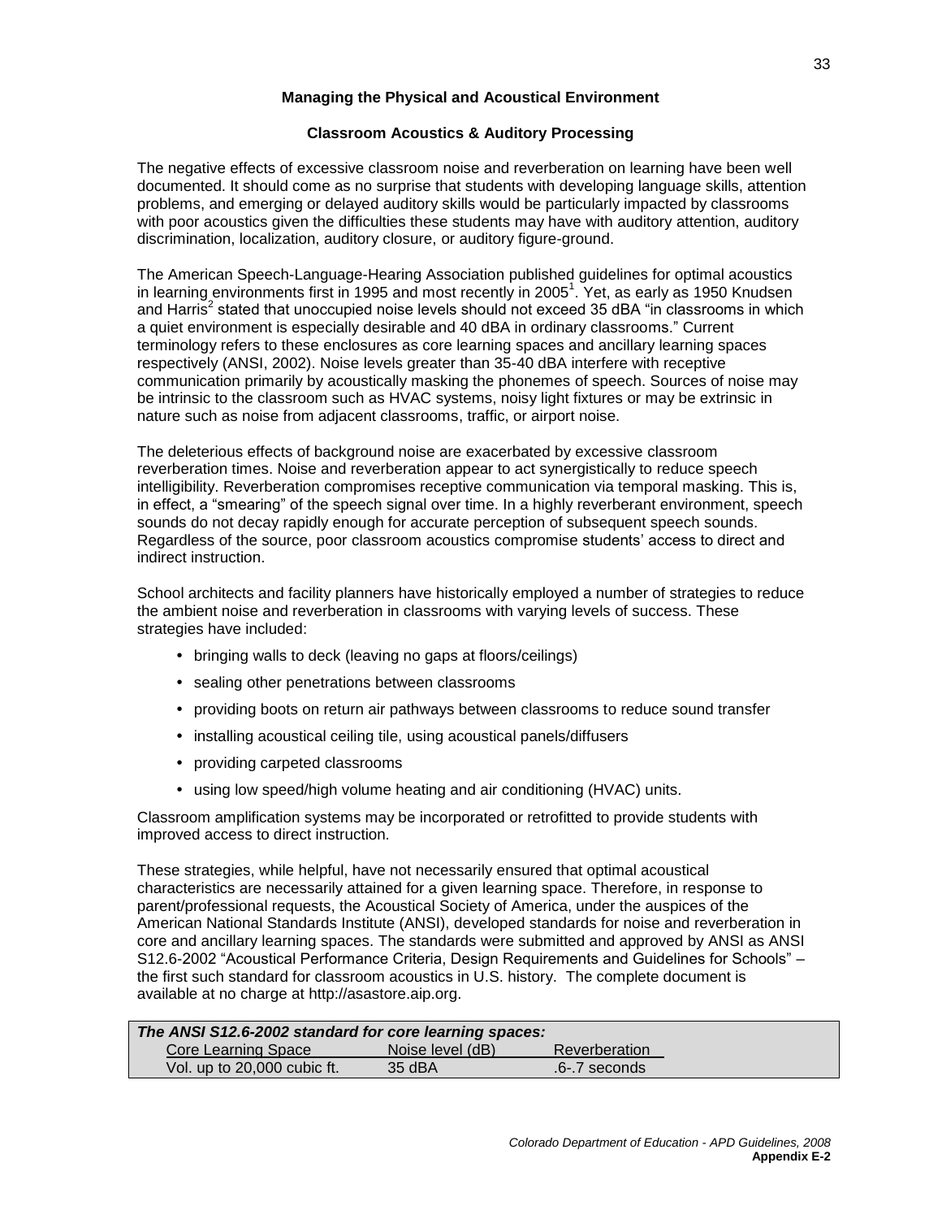## Managing the Physical and Acoustical Environment

### Classroom Acoustics & Auditory Processing

The negative effects of excessive classroom noise and reverberation on learning have been well documented. It should come as no surprise that students with developing language skills, attention problems, and emerging or delayed auditory skills would be particularly impacted by classrooms with poor acoustics given the difficulties these students may have with auditory attention, auditory discrimination, localization, auditory closure, or auditory figure-ground.

The American Speech-Language-Hearing Association published guidelines for optimal acoustics in learning environments first in 1995 and most recently in 2005[1]. Yet, as early as 1950 Knudsen and Harris[2] stated that unoccupied noise levels should not exceed 35 dBA "in classrooms in which a quiet environment is especially desirable and 40 dBA in ordinary classrooms." Current terminology refers to these enclosures as core learning spaces and ancillary learning spaces respectively (ANSI, 2002). Noise levels greater than 35-40 dBA interfere with receptive communication primarily by acoustically masking the phonemes of speech. Sources of noise may be intrinsic to the classroom such as HVAC systems, noisy light fixtures or may be extrinsic in nature such as noise from adjacent classrooms, traffic, or airport noise.

The deleterious effects of background noise are exacerbated by excessive classroom reverberation times. Noise and reverberation appear to act synergistically to reduce speech intelligibility. Reverberation compromises receptive communication via temporal masking. This is, in effect, a "smearing" of the speech signal over time. In a highly reverberant environment, speech sounds do not decay rapidly enough for accurate perception of subsequent speech sounds. Regardless of the source, poor classroom acoustics compromise students' access to direct and indirect instruction.

School architects and facility planners have historically employed a number of strategies to reduce the ambient noise and reverberation in classrooms with varying levels of success. These strategies have included:

- bringing walls to deck (leaving no gaps at floors/ceilings)
- sealing other penetrations between classrooms
- providing boots on return air pathways between classrooms to reduce sound transfer
- installing acoustical ceiling tile, using acoustical panels/diffusers
- providing carpeted classrooms
- using low speed/high volume heating and air conditioning (HVAC) units.

Classroom amplification systems may be incorporated or retrofitted to provide students with improved access to direct instruction.

These strategies, while helpful, have not necessarily ensured that optimal acoustical characteristics are necessarily attained for a given learning space. Therefore, in response to parent/professional requests, the Acoustical Society of America, under the auspices of the American National Standards Institute (ANSI), developed standards for noise and reverberation in core and ancillary learning spaces. The standards were submitted and approved by ANSI as ANSI S12.6-2002 "Acoustical Performance Criteria, Design Requirements and Guidelines for Schools" – the first such standard for classroom acoustics in U.S. history. The complete document is available at no charge at http://asastore.aip.org.

***The ANSI S12.6-2002 standard for core learning spaces:***

| Core Learning Space | Noise level (dB) | Reverberation |
|---|---|---|
| Vol. up to 20,000 cubic ft. | 35 dBA | .6-.7 seconds |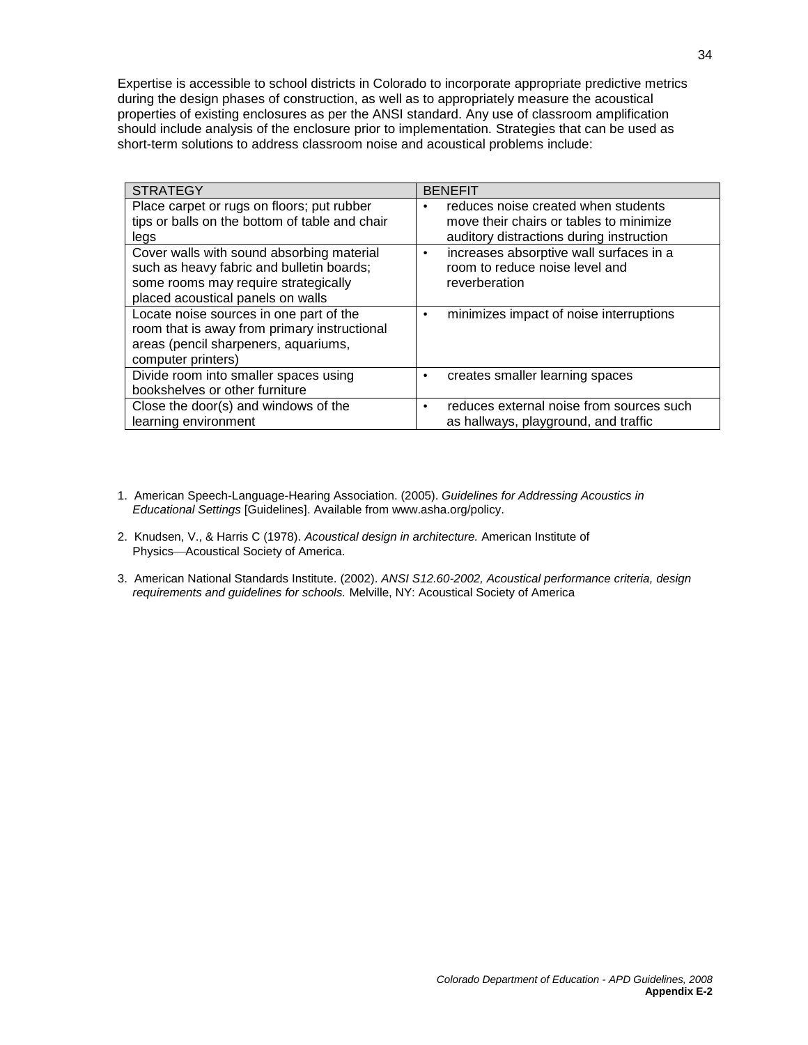Expertise is accessible to school districts in Colorado to incorporate appropriate predictive metrics during the design phases of construction, as well as to appropriately measure the acoustical properties of existing enclosures as per the ANSI standard. Any use of classroom amplification should include analysis of the enclosure prior to implementation. Strategies that can be used as short-term solutions to address classroom noise and acoustical problems include:

| STRATEGY | BENEFIT |
|---|---|
| Place carpet or rugs on floors; put rubber tips or balls on the bottom of table and chair legs | • reduces noise created when students move their chairs or tables to minimize auditory distractions during instruction |
| Cover walls with sound absorbing material such as heavy fabric and bulletin boards; some rooms may require strategically placed acoustical panels on walls | • increases absorptive wall surfaces in a room to reduce noise level and reverberation |
| Locate noise sources in one part of the room that is away from primary instructional areas (pencil sharpeners, aquariums, computer printers) | • minimizes impact of noise interruptions |
| Divide room into smaller spaces using bookshelves or other furniture | • creates smaller learning spaces |
| Close the door(s) and windows of the learning environment | • reduces external noise from sources such as hallways, playground, and traffic |

1. American Speech-Language-Hearing Association. (2005). *Guidelines for Addressing Acoustics in Educational Settings* [Guidelines]. Available from www.asha.org/policy.

2. Knudsen, V., & Harris C (1978). *Acoustical design in architecture.* American Institute of Physics—Acoustical Society of America.

3. American National Standards Institute. (2002). *ANSI S12.60-2002, Acoustical performance criteria, design requirements and guidelines for schools.* Melville, NY: Acoustical Society of America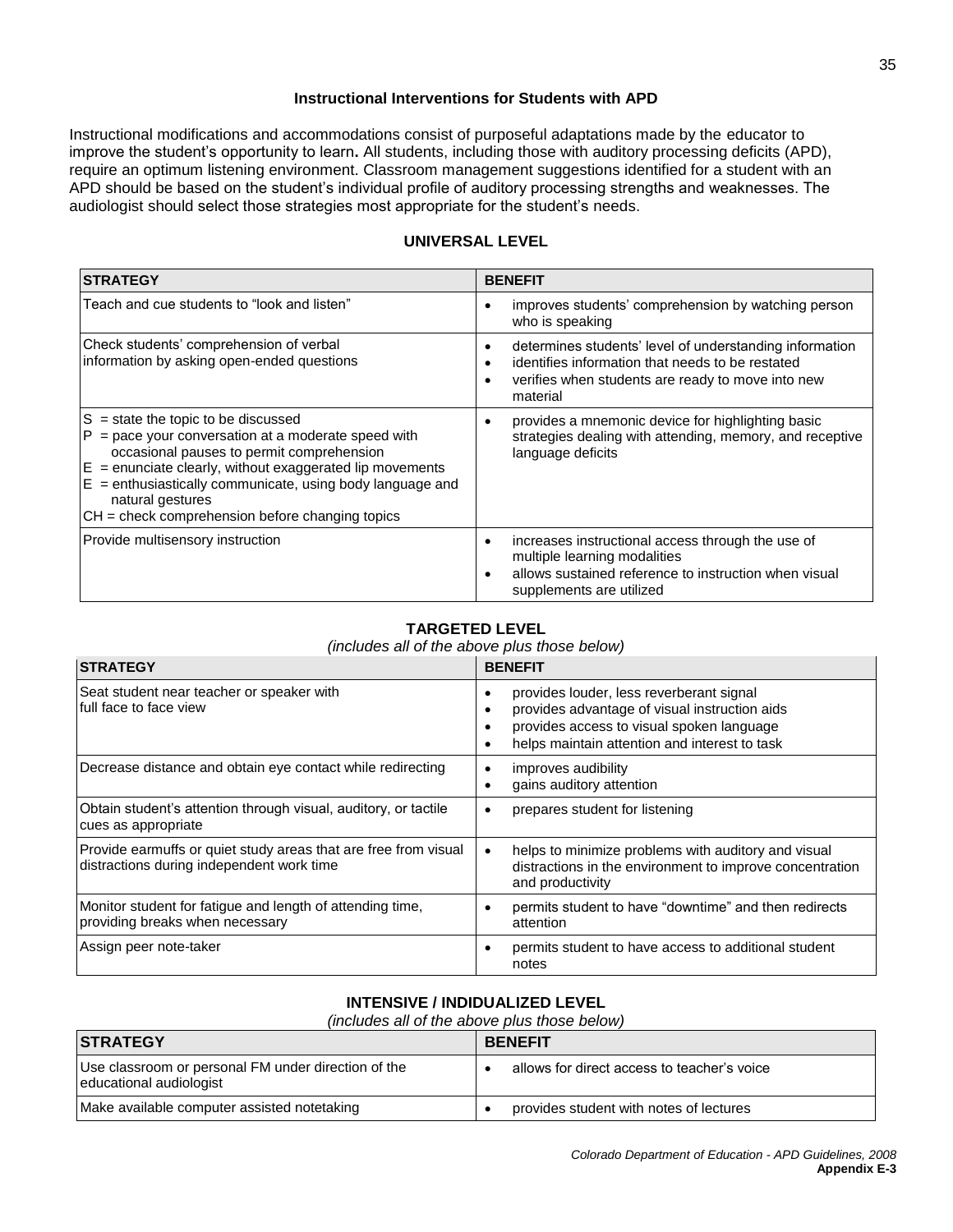## Instructional Interventions for Students with APD

Instructional modifications and accommodations consist of purposeful adaptations made by the educator to improve the student's opportunity to learn. All students, including those with auditory processing deficits (APD), require an optimum listening environment. Classroom management suggestions identified for a student with an APD should be based on the student's individual profile of auditory processing strengths and weaknesses. The audiologist should select those strategies most appropriate for the student's needs.

### UNIVERSAL LEVEL

| STRATEGY | BENEFIT |
|---|---|
| Teach and cue students to "look and listen" | • improves students' comprehension by watching person who is speaking |
| Check students' comprehension of verbal information by asking open-ended questions | • determines students' level of understanding information<br>• identifies information that needs to be restated<br>• verifies when students are ready to move into new material |
| S = state the topic to be discussed<br>P = pace your conversation at a moderate speed with occasional pauses to permit comprehension<br>E = enunciate clearly, without exaggerated lip movements<br>E = enthusiastically communicate, using body language and natural gestures<br>CH = check comprehension before changing topics | • provides a mnemonic device for highlighting basic strategies dealing with attending, memory, and receptive language deficits |
| Provide multisensory instruction | • increases instructional access through the use of multiple learning modalities<br>• allows sustained reference to instruction when visual supplements are utilized |

### TARGETED LEVEL

*(includes all of the above plus those below)*

| STRATEGY | BENEFIT |
|---|---|
| Seat student near teacher or speaker with full face to face view | • provides louder, less reverberant signal<br>• provides advantage of visual instruction aids<br>• provides access to visual spoken language<br>• helps maintain attention and interest to task |
| Decrease distance and obtain eye contact while redirecting | • improves audibility<br>• gains auditory attention |
| Obtain student's attention through visual, auditory, or tactile cues as appropriate | • prepares student for listening |
| Provide earmuffs or quiet study areas that are free from visual distractions during independent work time | • helps to minimize problems with auditory and visual distractions in the environment to improve concentration and productivity |
| Monitor student for fatigue and length of attending time, providing breaks when necessary | • permits student to have "downtime" and then redirects attention |
| Assign peer note-taker | • permits student to have access to additional student notes |

### INTENSIVE / INDIDUALIZED LEVEL

*(includes all of the above plus those below)*

| STRATEGY | BENEFIT |
|---|---|
| Use classroom or personal FM under direction of the educational audiologist | • allows for direct access to teacher's voice |
| Make available computer assisted notetaking | • provides student with notes of lectures |

*Colorado Department of Education - APD Guidelines, 2008*
**Appendix E-3**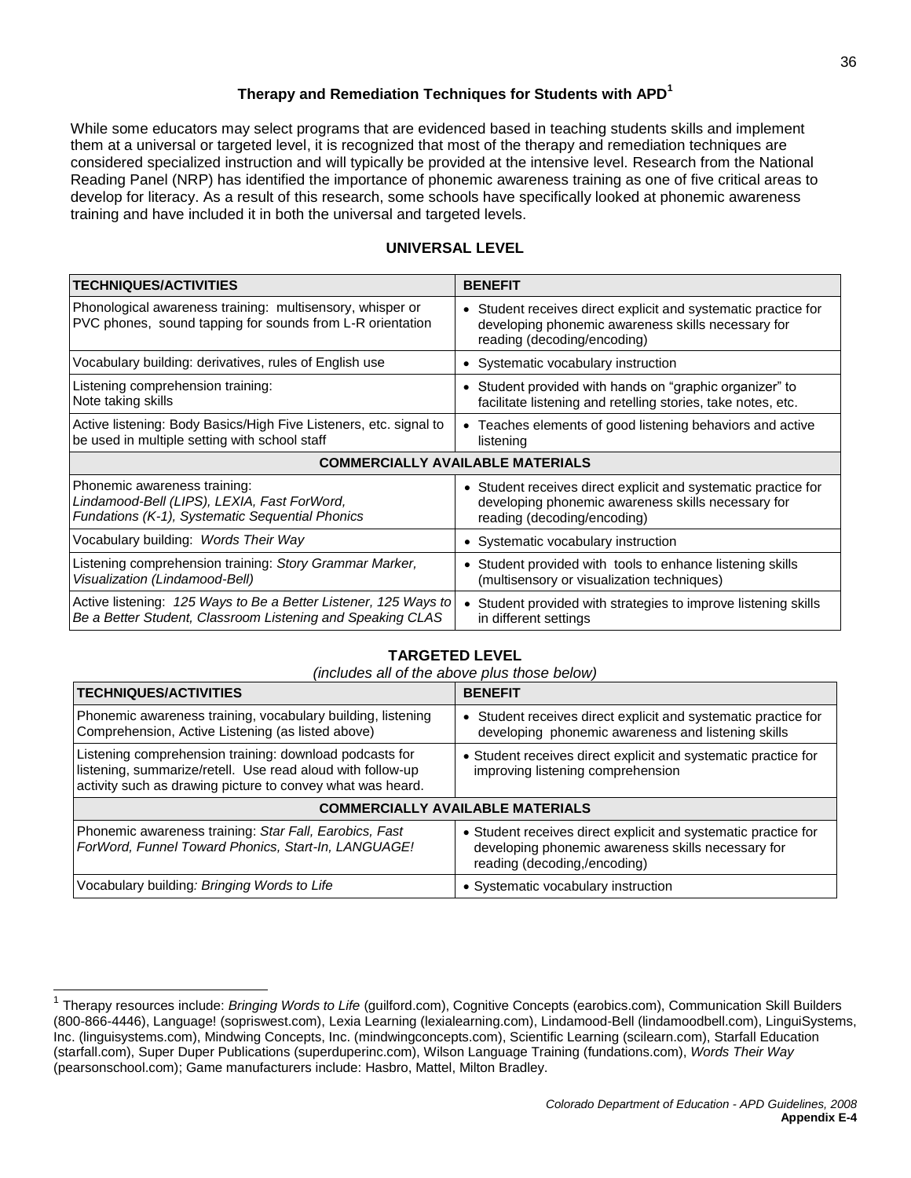### Therapy and Remediation Techniques for Students with APD[1]

While some educators may select programs that are evidenced based in teaching students skills and implement them at a universal or targeted level, it is recognized that most of the therapy and remediation techniques are considered specialized instruction and will typically be provided at the intensive level. Research from the National Reading Panel (NRP) has identified the importance of phonemic awareness training as one of five critical areas to develop for literacy. As a result of this research, some schools have specifically looked at phonemic awareness training and have included it in both the universal and targeted levels.

#### UNIVERSAL LEVEL

| TECHNIQUES/ACTIVITIES | BENEFIT |
|---|---|
| Phonological awareness training: multisensory, whisper or PVC phones, sound tapping for sounds from L-R orientation | • Student receives direct explicit and systematic practice for developing phonemic awareness skills necessary for reading (decoding/encoding) |
| Vocabulary building: derivatives, rules of English use | • Systematic vocabulary instruction |
| Listening comprehension training: Note taking skills | • Student provided with hands on "graphic organizer" to facilitate listening and retelling stories, take notes, etc. |
| Active listening: Body Basics/High Five Listeners, etc. signal to be used in multiple setting with school staff | • Teaches elements of good listening behaviors and active listening |
| **COMMERCIALLY AVAILABLE MATERIALS** | |
| Phonemic awareness training: *Lindamood-Bell (LIPS), LEXIA, Fast ForWord, Fundations (K-1), Systematic Sequential Phonics* | • Student receives direct explicit and systematic practice for developing phonemic awareness skills necessary for reading (decoding/encoding) |
| Vocabulary building: *Words Their Way* | • Systematic vocabulary instruction |
| Listening comprehension training: *Story Grammar Marker, Visualization (Lindamood-Bell)* | • Student provided with tools to enhance listening skills (multisensory or visualization techniques) |
| Active listening: *125 Ways to Be a Better Listener, 125 Ways to Be a Better Student, Classroom Listening and Speaking CLAS* | • Student provided with strategies to improve listening skills in different settings |

#### TARGETED LEVEL

*(includes all of the above plus those below)*

| TECHNIQUES/ACTIVITIES | BENEFIT |
|---|---|
| Phonemic awareness training, vocabulary building, listening Comprehension, Active Listening (as listed above) | • Student receives direct explicit and systematic practice for developing phonemic awareness and listening skills |
| Listening comprehension training: download podcasts for listening, summarize/retell. Use read aloud with follow-up activity such as drawing picture to convey what was heard. | • Student receives direct explicit and systematic practice for improving listening comprehension |
| **COMMERCIALLY AVAILABLE MATERIALS** | |
| Phonemic awareness training: *Star Fall, Earobics, Fast ForWord, Funnel Toward Phonics, Start-In, LANGUAGE!* | • Student receives direct explicit and systematic practice for developing phonemic awareness skills necessary for reading (decoding,/encoding) |
| Vocabulary building*: Bringing Words to Life* | • Systematic vocabulary instruction |

[1] Therapy resources include: *Bringing Words to Life* (guilford.com), Cognitive Concepts (earobics.com), Communication Skill Builders (800-866-4446), Language! (sopriswest.com), Lexia Learning (lexialearning.com), Lindamood-Bell (lindamoodbell.com), LinguiSystems, Inc. (linguisystems.com), Mindwing Concepts, Inc. (mindwingconcepts.com), Scientific Learning (scilearn.com), Starfall Education (starfall.com), Super Duper Publications (superduperinc.com), Wilson Language Training (fundations.com), *Words Their Way* (pearsonschool.com); Game manufacturers include: Hasbro, Mattel, Milton Bradley.

*Colorado Department of Education - APD Guidelines, 2008*
**Appendix E-4**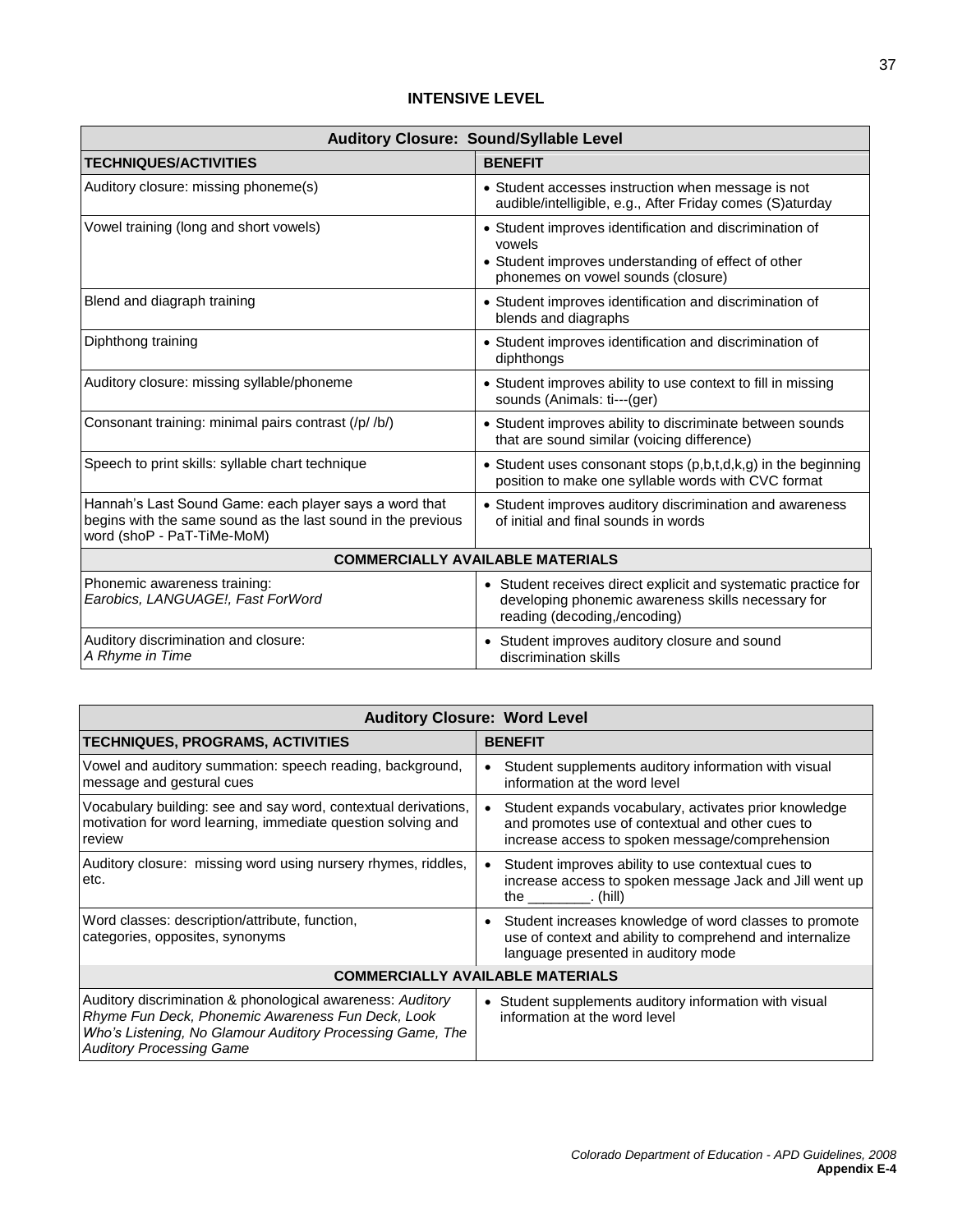## INTENSIVE LEVEL

| Auditory Closure: Sound/Syllable Level | |
|---|---|
| **TECHNIQUES/ACTIVITIES** | **BENEFIT** |
| Auditory closure: missing phoneme(s) | • Student accesses instruction when message is not audible/intelligible, e.g., After Friday comes (S)aturday |
| Vowel training (long and short vowels) | • Student improves identification and discrimination of vowels<br>• Student improves understanding of effect of other phonemes on vowel sounds (closure) |
| Blend and diagraph training | • Student improves identification and discrimination of blends and diagraphs |
| Diphthong training | • Student improves identification and discrimination of diphthongs |
| Auditory closure: missing syllable/phoneme | • Student improves ability to use context to fill in missing sounds (Animals: ti---(ger) |
| Consonant training: minimal pairs contrast (/p/ /b/) | • Student improves ability to discriminate between sounds that are sound similar (voicing difference) |
| Speech to print skills: syllable chart technique | • Student uses consonant stops (p,b,t,d,k,g) in the beginning position to make one syllable words with CVC format |
| Hannah's Last Sound Game: each player says a word that begins with the same sound as the last sound in the previous word (shoP - PaT-TiMe-MoM) | • Student improves auditory discrimination and awareness of initial and final sounds in words |
| **COMMERCIALLY AVAILABLE MATERIALS** | |
| Phonemic awareness training: *Earobics, LANGUAGE!, Fast ForWord* | • Student receives direct explicit and systematic practice for developing phonemic awareness skills necessary for reading (decoding,/encoding) |
| Auditory discrimination and closure: *A Rhyme in Time* | • Student improves auditory closure and sound discrimination skills |

| Auditory Closure: Word Level | |
|---|---|
| **TECHNIQUES, PROGRAMS, ACTIVITIES** | **BENEFIT** |
| Vowel and auditory summation: speech reading, background, message and gestural cues | • Student supplements auditory information with visual information at the word level |
| Vocabulary building: see and say word, contextual derivations, motivation for word learning, immediate question solving and review | • Student expands vocabulary, activates prior knowledge and promotes use of contextual and other cues to increase access to spoken message/comprehension |
| Auditory closure: missing word using nursery rhymes, riddles, etc. | • Student improves ability to use contextual cues to increase access to spoken message Jack and Jill went up the ________. (hill) |
| Word classes: description/attribute, function, categories, opposites, synonyms | • Student increases knowledge of word classes to promote use of context and ability to comprehend and internalize language presented in auditory mode |
| **COMMERCIALLY AVAILABLE MATERIALS** | |
| Auditory discrimination & phonological awareness: *Auditory Rhyme Fun Deck, Phonemic Awareness Fun Deck, Look Who's Listening, No Glamour Auditory Processing Game, The Auditory Processing Game* | • Student supplements auditory information with visual information at the word level |

*Colorado Department of Education - APD Guidelines, 2008*
**Appendix E-4**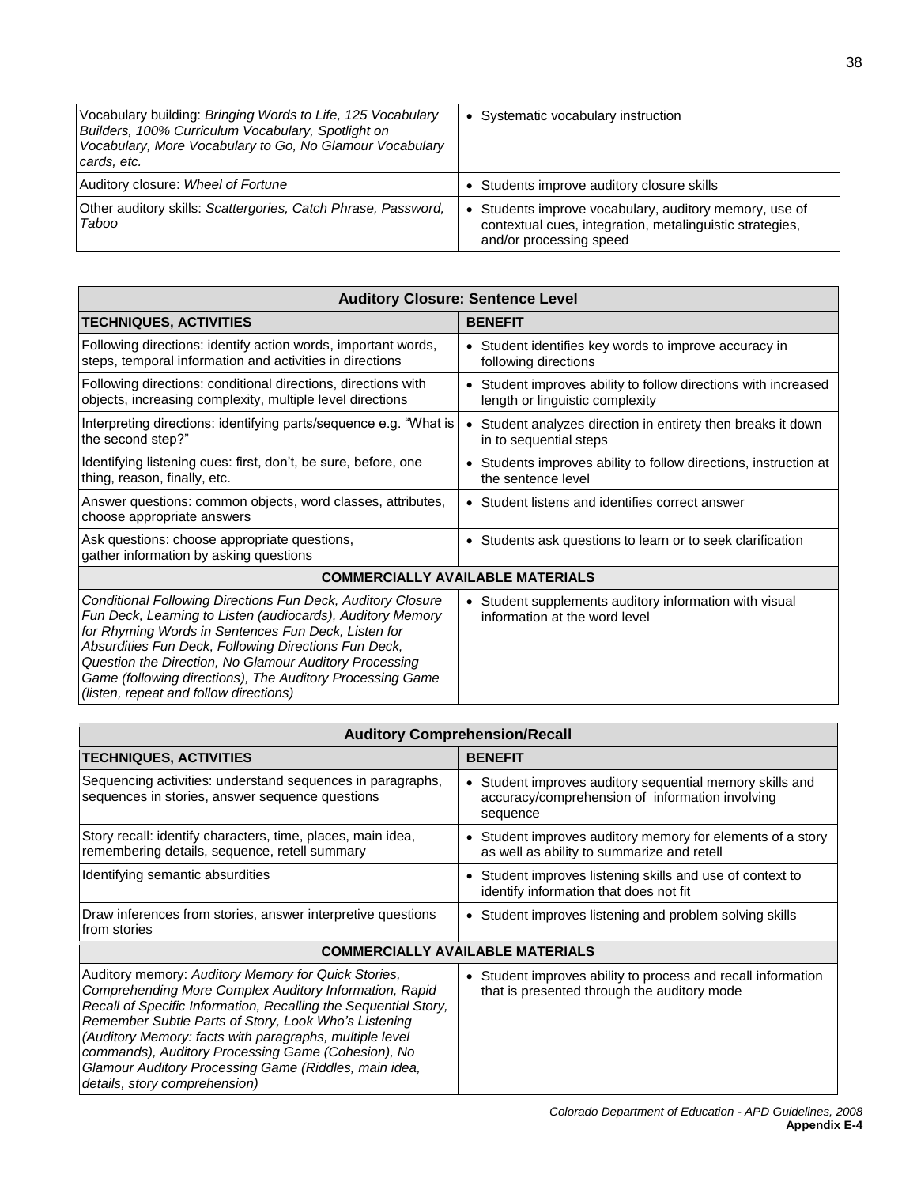| | |
|---|---|
| Vocabulary building: *Bringing Words to Life, 125 Vocabulary Builders, 100% Curriculum Vocabulary, Spotlight on Vocabulary, More Vocabulary to Go, No Glamour Vocabulary cards, etc.* | • Systematic vocabulary instruction |
| Auditory closure: *Wheel of Fortune* | • Students improve auditory closure skills |
| Other auditory skills: *Scattergories, Catch Phrase, Password, Taboo* | • Students improve vocabulary, auditory memory, use of contextual cues, integration, metalinguistic strategies, and/or processing speed |

| **Auditory Closure: Sentence Level** | |
|---|---|
| **TECHNIQUES, ACTIVITIES** | **BENEFIT** |
| Following directions: identify action words, important words, steps, temporal information and activities in directions | • Student identifies key words to improve accuracy in following directions |
| Following directions: conditional directions, directions with objects, increasing complexity, multiple level directions | • Student improves ability to follow directions with increased length or linguistic complexity |
| Interpreting directions: identifying parts/sequence e.g. "What is the second step?" | • Student analyzes direction in entirety then breaks it down in to sequential steps |
| Identifying listening cues: first, don't, be sure, before, one thing, reason, finally, etc. | • Students improves ability to follow directions, instruction at the sentence level |
| Answer questions: common objects, word classes, attributes, choose appropriate answers | • Student listens and identifies correct answer |
| Ask questions: choose appropriate questions, gather information by asking questions | • Students ask questions to learn or to seek clarification |
| **COMMERCIALLY AVAILABLE MATERIALS** | |
| *Conditional Following Directions Fun Deck, Auditory Closure Fun Deck, Learning to Listen (audiocards), Auditory Memory for Rhyming Words in Sentences Fun Deck, Listen for Absurdities Fun Deck, Following Directions Fun Deck, Question the Direction, No Glamour Auditory Processing Game (following directions), The Auditory Processing Game (listen, repeat and follow directions)* | • Student supplements auditory information with visual information at the word level |

| **Auditory Comprehension/Recall** | |
|---|---|
| **TECHNIQUES, ACTIVITIES** | **BENEFIT** |
| Sequencing activities: understand sequences in paragraphs, sequences in stories, answer sequence questions | • Student improves auditory sequential memory skills and accuracy/comprehension of information involving sequence |
| Story recall: identify characters, time, places, main idea, remembering details, sequence, retell summary | • Student improves auditory memory for elements of a story as well as ability to summarize and retell |
| Identifying semantic absurdities | • Student improves listening skills and use of context to identify information that does not fit |
| Draw inferences from stories, answer interpretive questions from stories | • Student improves listening and problem solving skills |
| **COMMERCIALLY AVAILABLE MATERIALS** | |
| Auditory memory: *Auditory Memory for Quick Stories, Comprehending More Complex Auditory Information, Rapid Recall of Specific Information, Recalling the Sequential Story, Remember Subtle Parts of Story, Look Who's Listening (Auditory Memory: facts with paragraphs, multiple level commands), Auditory Processing Game (Cohesion), No Glamour Auditory Processing Game (Riddles, main idea, details, story comprehension)* | • Student improves ability to process and recall information that is presented through the auditory mode |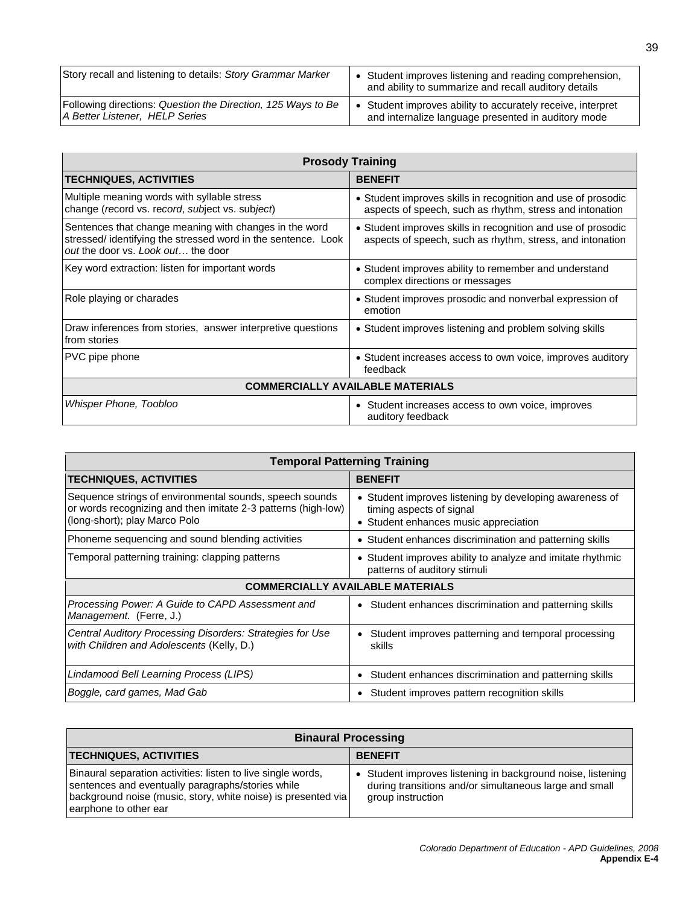| | |
|---|---|
| Story recall and listening to details: *Story Grammar Marker* | • Student improves listening and reading comprehension, and ability to summarize and recall auditory details |
| Following directions: *Question the Direction, 125 Ways to Be A Better Listener, HELP Series* | • Student improves ability to accurately receive, interpret and internalize language presented in auditory mode |

| **Prosody Training** | |
|---|---|
| **TECHNIQUES, ACTIVITIES** | **BENEFIT** |
| Multiple meaning words with syllable stress change (*re*cord vs. re*cord*, *sub*ject vs. sub*ject*) | • Student improves skills in recognition and use of prosodic aspects of speech, such as rhythm, stress and intonation |
| Sentences that change meaning with changes in the word stressed/ identifying the stressed word in the sentence. Look *out* the door vs. *Look out*… the door | • Student improves skills in recognition and use of prosodic aspects of speech, such as rhythm, stress, and intonation |
| Key word extraction: listen for important words | • Student improves ability to remember and understand complex directions or messages |
| Role playing or charades | • Student improves prosodic and nonverbal expression of emotion |
| Draw inferences from stories, answer interpretive questions from stories | • Student improves listening and problem solving skills |
| PVC pipe phone | • Student increases access to own voice, improves auditory feedback |
| **COMMERCIALLY AVAILABLE MATERIALS** | |
| *Whisper Phone, Toobloo* | • Student increases access to own voice, improves auditory feedback |

| **Temporal Patterning Training** | |
|---|---|
| **TECHNIQUES, ACTIVITIES** | **BENEFIT** |
| Sequence strings of environmental sounds, speech sounds or words recognizing and then imitate 2-3 patterns (high-low) (long-short); play Marco Polo | • Student improves listening by developing awareness of timing aspects of signal<br>• Student enhances music appreciation |
| Phoneme sequencing and sound blending activities | • Student enhances discrimination and patterning skills |
| Temporal patterning training: clapping patterns | • Student improves ability to analyze and imitate rhythmic patterns of auditory stimuli |
| **COMMERCIALLY AVAILABLE MATERIALS** | |
| *Processing Power: A Guide to CAPD Assessment and Management.* (Ferre, J.) | • Student enhances discrimination and patterning skills |
| *Central Auditory Processing Disorders: Strategies for Use with Children and Adolescents* (Kelly, D.) | • Student improves patterning and temporal processing skills |
| *Lindamood Bell Learning Process (LIPS)* | • Student enhances discrimination and patterning skills |
| *Boggle, card games, Mad Gab* | • Student improves pattern recognition skills |

| **Binaural Processing** | |
|---|---|
| **TECHNIQUES, ACTIVITIES** | **BENEFIT** |
| Binaural separation activities: listen to live single words, sentences and eventually paragraphs/stories while background noise (music, story, white noise) is presented via earphone to other ear | • Student improves listening in background noise, listening during transitions and/or simultaneous large and small group instruction |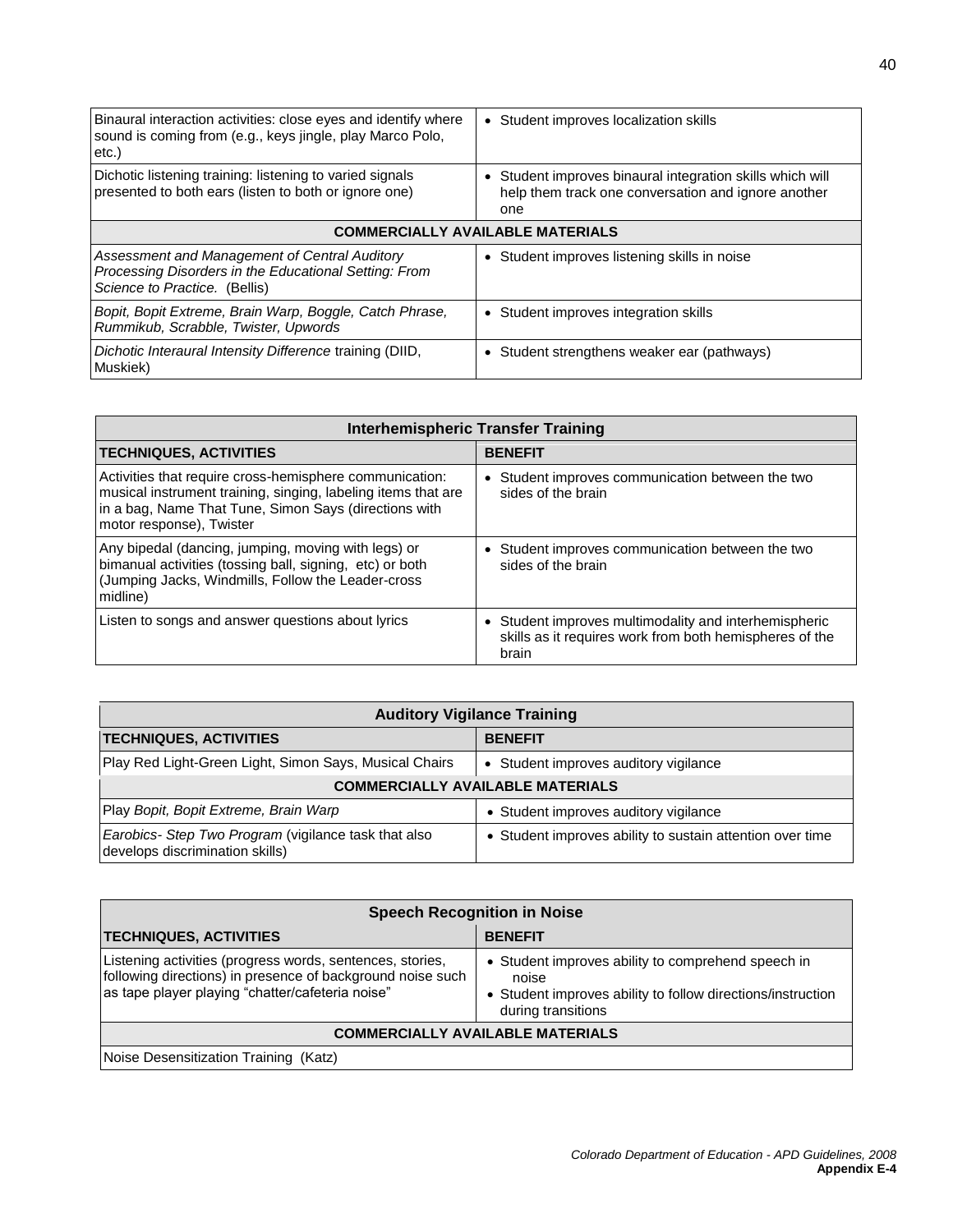| | |
|---|---|
| Binaural interaction activities: close eyes and identify where sound is coming from (e.g., keys jingle, play Marco Polo, etc.) | • Student improves localization skills |
| Dichotic listening training: listening to varied signals presented to both ears (listen to both or ignore one) | • Student improves binaural integration skills which will help them track one conversation and ignore another one |
| **COMMERCIALLY AVAILABLE MATERIALS** | |
| *Assessment and Management of Central Auditory Processing Disorders in the Educational Setting: From Science to Practice.* (Bellis) | • Student improves listening skills in noise |
| *Bopit, Bopit Extreme, Brain Warp, Boggle, Catch Phrase, Rummikub, Scrabble, Twister, Upwords* | • Student improves integration skills |
| *Dichotic Interaural Intensity Difference* training (DIID, Muskiek) | • Student strengthens weaker ear (pathways) |

| **Interhemispheric Transfer Training** | |
|---|---|
| **TECHNIQUES, ACTIVITIES** | **BENEFIT** |
| Activities that require cross-hemisphere communication: musical instrument training, singing, labeling items that are in a bag, Name That Tune, Simon Says (directions with motor response), Twister | • Student improves communication between the two sides of the brain |
| Any bipedal (dancing, jumping, moving with legs) or bimanual activities (tossing ball, signing, etc) or both (Jumping Jacks, Windmills, Follow the Leader-cross midline) | • Student improves communication between the two sides of the brain |
| Listen to songs and answer questions about lyrics | • Student improves multimodality and interhemispheric skills as it requires work from both hemispheres of the brain |

| **Auditory Vigilance Training** | |
|---|---|
| **TECHNIQUES, ACTIVITIES** | **BENEFIT** |
| Play Red Light-Green Light, Simon Says, Musical Chairs | • Student improves auditory vigilance |
| **COMMERCIALLY AVAILABLE MATERIALS** | |
| Play *Bopit, Bopit Extreme, Brain Warp* | • Student improves auditory vigilance |
| *Earobics- Step Two Program* (vigilance task that also develops discrimination skills) | • Student improves ability to sustain attention over time |

| **Speech Recognition in Noise** | |
|---|---|
| **TECHNIQUES, ACTIVITIES** | **BENEFIT** |
| Listening activities (progress words, sentences, stories, following directions) in presence of background noise such as tape player playing "chatter/cafeteria noise" | • Student improves ability to comprehend speech in noise<br>• Student improves ability to follow directions/instruction during transitions |
| **COMMERCIALLY AVAILABLE MATERIALS** | |
| Noise Desensitization Training (Katz) | |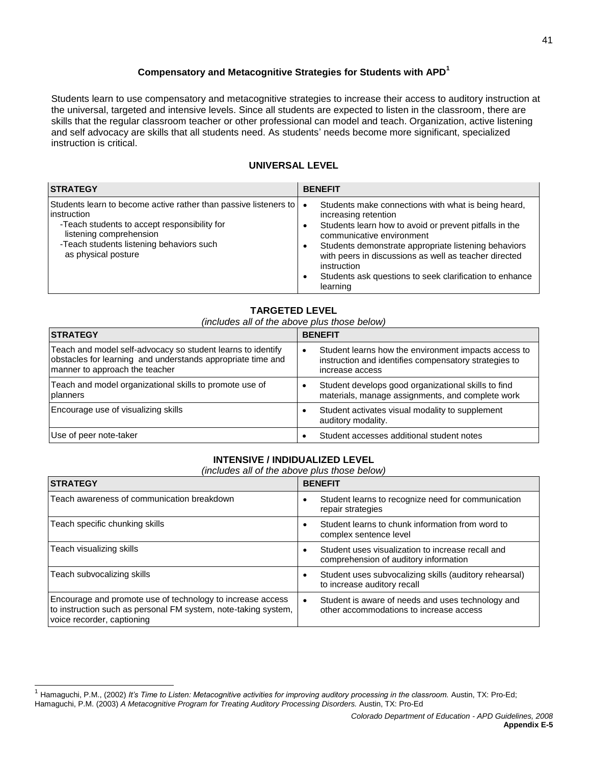## Compensatory and Metacognitive Strategies for Students with APD[1]

Students learn to use compensatory and metacognitive strategies to increase their access to auditory instruction at the universal, targeted and intensive levels. Since all students are expected to listen in the classroom, there are skills that the regular classroom teacher or other professional can model and teach. Organization, active listening and self advocacy are skills that all students need. As students' needs become more significant, specialized instruction is critical.

### UNIVERSAL LEVEL

| STRATEGY | BENEFIT |
|---|---|
| Students learn to become active rather than passive listeners to instruction<br>-Teach students to accept responsibility for listening comprehension<br>-Teach students listening behaviors such as physical posture | • Students make connections with what is being heard, increasing retention<br>• Students learn how to avoid or prevent pitfalls in the communicative environment<br>• Students demonstrate appropriate listening behaviors with peers in discussions as well as teacher directed instruction<br>• Students ask questions to seek clarification to enhance learning |

### TARGETED LEVEL

*(includes all of the above plus those below)*

| STRATEGY | BENEFIT |
|---|---|
| Teach and model self-advocacy so student learns to identify obstacles for learning and understands appropriate time and manner to approach the teacher | • Student learns how the environment impacts access to instruction and identifies compensatory strategies to increase access |
| Teach and model organizational skills to promote use of planners | • Student develops good organizational skills to find materials, manage assignments, and complete work |
| Encourage use of visualizing skills | • Student activates visual modality to supplement auditory modality. |
| Use of peer note-taker | • Student accesses additional student notes |

### INTENSIVE / INDIDUALIZED LEVEL

*(includes all of the above plus those below)*

| STRATEGY | BENEFIT |
|---|---|
| Teach awareness of communication breakdown | • Student learns to recognize need for communication repair strategies |
| Teach specific chunking skills | • Student learns to chunk information from word to complex sentence level |
| Teach visualizing skills | • Student uses visualization to increase recall and comprehension of auditory information |
| Teach subvocalizing skills | • Student uses subvocalizing skills (auditory rehearsal) to increase auditory recall |
| Encourage and promote use of technology to increase access to instruction such as personal FM system, note-taking system, voice recorder, captioning | • Student is aware of needs and uses technology and other accommodations to increase access |

[1] Hamaguchi, P.M., (2002) *It's Time to Listen: Metacognitive activities for improving auditory processing in the classroom.* Austin, TX: Pro-Ed; Hamaguchi, P.M. (2003) *A Metacognitive Program for Treating Auditory Processing Disorders.* Austin, TX: Pro-Ed

*Colorado Department of Education - APD Guidelines, 2008*
**Appendix E-5**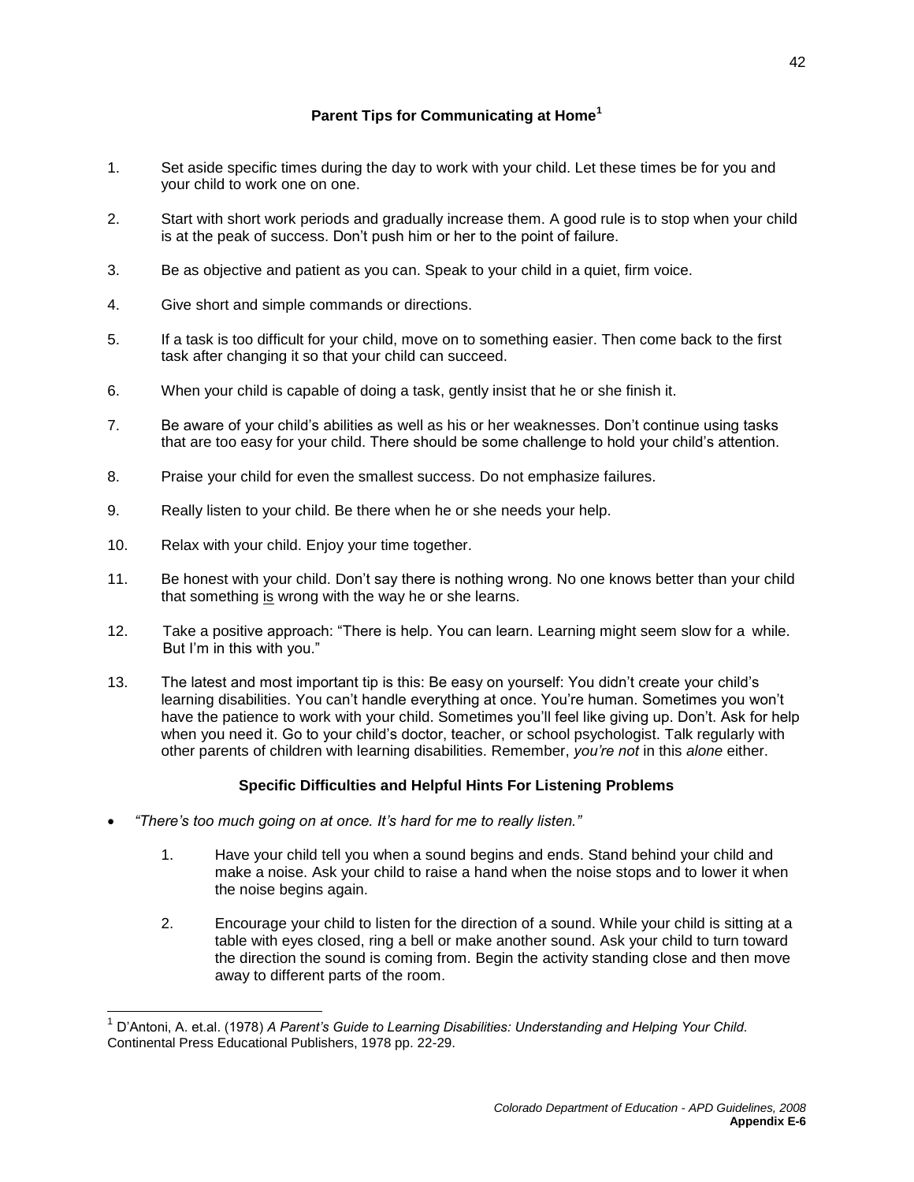## Parent Tips for Communicating at Home[1]

1. Set aside specific times during the day to work with your child. Let these times be for you and your child to work one on one.

2. Start with short work periods and gradually increase them. A good rule is to stop when your child is at the peak of success. Don't push him or her to the point of failure.

3. Be as objective and patient as you can. Speak to your child in a quiet, firm voice.

4. Give short and simple commands or directions.

5. If a task is too difficult for your child, move on to something easier. Then come back to the first task after changing it so that your child can succeed.

6. When your child is capable of doing a task, gently insist that he or she finish it.

7. Be aware of your child's abilities as well as his or her weaknesses. Don't continue using tasks that are too easy for your child. There should be some challenge to hold your child's attention.

8. Praise your child for even the smallest success. Do not emphasize failures.

9. Really listen to your child. Be there when he or she needs your help.

10. Relax with your child. Enjoy your time together.

11. Be honest with your child. Don't say there is nothing wrong. No one knows better than your child that something <u>is</u> wrong with the way he or she learns.

12. Take a positive approach: "There is help. You can learn. Learning might seem slow for a while. But I'm in this with you."

13. The latest and most important tip is this: Be easy on yourself: You didn't create your child's learning disabilities. You can't handle everything at once. You're human. Sometimes you won't have the patience to work with your child. Sometimes you'll feel like giving up. Don't. Ask for help when you need it. Go to your child's doctor, teacher, or school psychologist. Talk regularly with other parents of children with learning disabilities. Remember, *you're not* in this *alone* either.

### Specific Difficulties and Helpful Hints For Listening Problems

- *"There's too much going on at once. It's hard for me to really listen."*

    1. Have your child tell you when a sound begins and ends. Stand behind your child and make a noise. Ask your child to raise a hand when the noise stops and to lower it when the noise begins again.

    2. Encourage your child to listen for the direction of a sound. While your child is sitting at a table with eyes closed, ring a bell or make another sound. Ask your child to turn toward the direction the sound is coming from. Begin the activity standing close and then move away to different parts of the room.

---

[1] D'Antoni, A. et.al. (1978) *A Parent's Guide to Learning Disabilities: Understanding and Helping Your Child*. Continental Press Educational Publishers, 1978 pp. 22-29.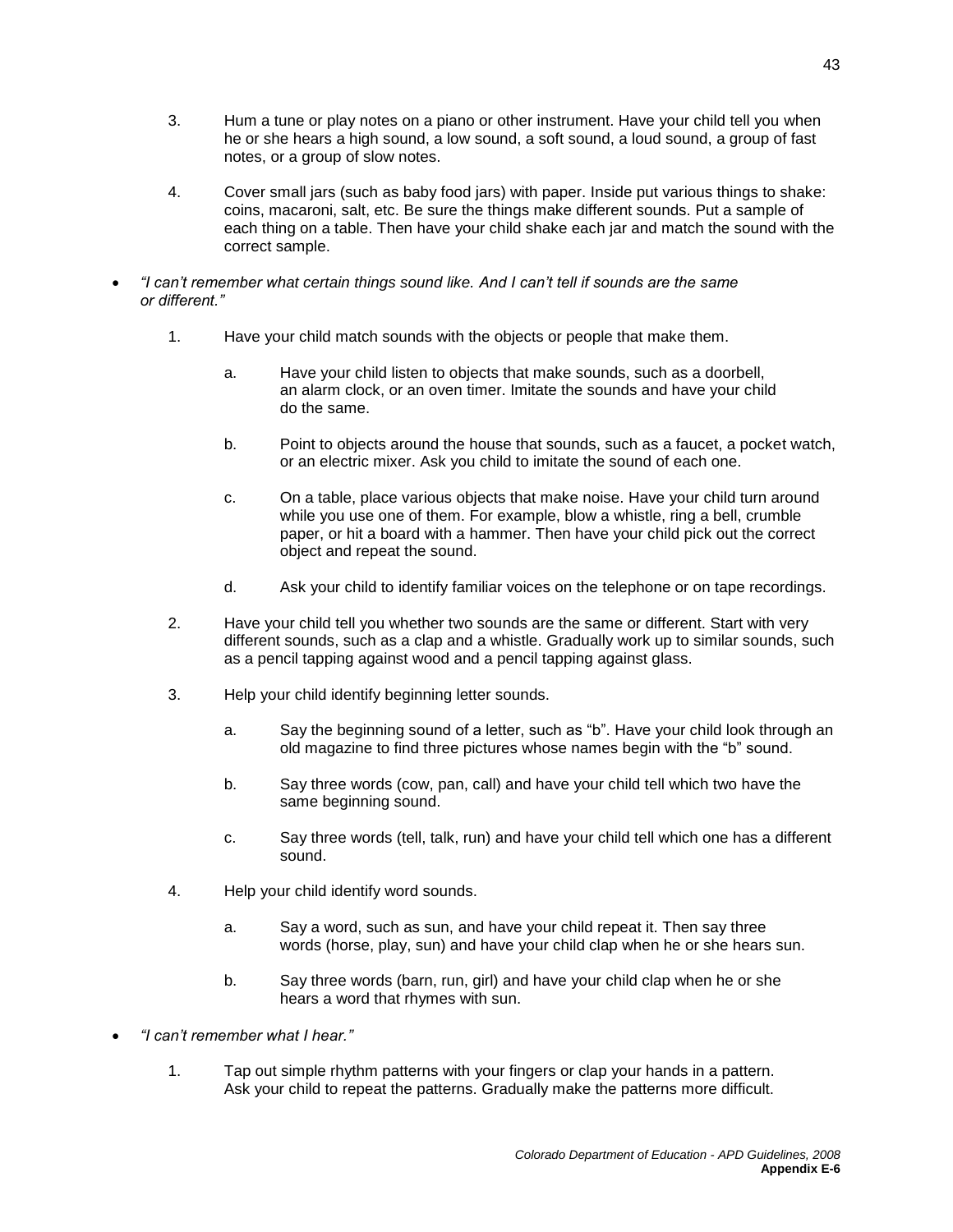3. Hum a tune or play notes on a piano or other instrument. Have your child tell you when he or she hears a high sound, a low sound, a soft sound, a loud sound, a group of fast notes, or a group of slow notes.

4. Cover small jars (such as baby food jars) with paper. Inside put various things to shake: coins, macaroni, salt, etc. Be sure the things make different sounds. Put a sample of each thing on a table. Then have your child shake each jar and match the sound with the correct sample.

- *"I can't remember what certain things sound like. And I can't tell if sounds are the same or different."*

  1. Have your child match sounds with the objects or people that make them.

     a. Have your child listen to objects that make sounds, such as a doorbell, an alarm clock, or an oven timer. Imitate the sounds and have your child do the same.

     b. Point to objects around the house that sounds, such as a faucet, a pocket watch, or an electric mixer. Ask you child to imitate the sound of each one.

     c. On a table, place various objects that make noise. Have your child turn around while you use one of them. For example, blow a whistle, ring a bell, crumble paper, or hit a board with a hammer. Then have your child pick out the correct object and repeat the sound.

     d. Ask your child to identify familiar voices on the telephone or on tape recordings.

  2. Have your child tell you whether two sounds are the same or different. Start with very different sounds, such as a clap and a whistle. Gradually work up to similar sounds, such as a pencil tapping against wood and a pencil tapping against glass.

  3. Help your child identify beginning letter sounds.

     a. Say the beginning sound of a letter, such as "b". Have your child look through an old magazine to find three pictures whose names begin with the "b" sound.

     b. Say three words (cow, pan, call) and have your child tell which two have the same beginning sound.

     c. Say three words (tell, talk, run) and have your child tell which one has a different sound.

  4. Help your child identify word sounds.

     a. Say a word, such as sun, and have your child repeat it. Then say three words (horse, play, sun) and have your child clap when he or she hears sun.

     b. Say three words (barn, run, girl) and have your child clap when he or she hears a word that rhymes with sun.

- *"I can't remember what I hear."*

  1. Tap out simple rhythm patterns with your fingers or clap your hands in a pattern. Ask your child to repeat the patterns. Gradually make the patterns more difficult.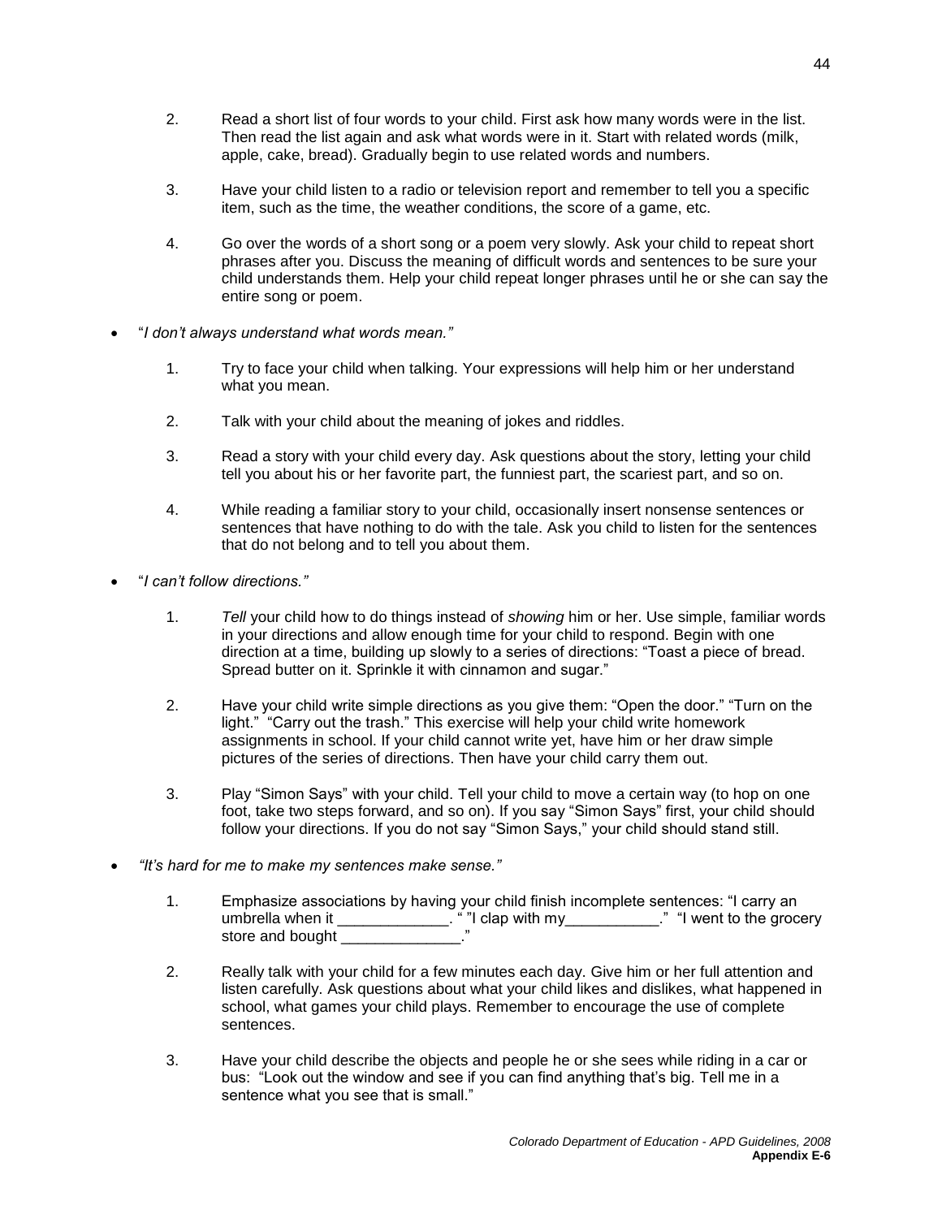2. Read a short list of four words to your child. First ask how many words were in the list. Then read the list again and ask what words were in it. Start with related words (milk, apple, cake, bread). Gradually begin to use related words and numbers.

3. Have your child listen to a radio or television report and remember to tell you a specific item, such as the time, the weather conditions, the score of a game, etc.

4. Go over the words of a short song or a poem very slowly. Ask your child to repeat short phrases after you. Discuss the meaning of difficult words and sentences to be sure your child understands them. Help your child repeat longer phrases until he or she can say the entire song or poem.

- "*I don't always understand what words mean.*"

  1. Try to face your child when talking. Your expressions will help him or her understand what you mean.

  2. Talk with your child about the meaning of jokes and riddles.

  3. Read a story with your child every day. Ask questions about the story, letting your child tell you about his or her favorite part, the funniest part, the scariest part, and so on.

  4. While reading a familiar story to your child, occasionally insert nonsense sentences or sentences that have nothing to do with the tale. Ask you child to listen for the sentences that do not belong and to tell you about them.

- "*I can't follow directions.*"

  1. *Tell* your child how to do things instead of *showing* him or her. Use simple, familiar words in your directions and allow enough time for your child to respond. Begin with one direction at a time, building up slowly to a series of directions: "Toast a piece of bread. Spread butter on it. Sprinkle it with cinnamon and sugar."

  2. Have your child write simple directions as you give them: "Open the door." "Turn on the light." "Carry out the trash." This exercise will help your child write homework assignments in school. If your child cannot write yet, have him or her draw simple pictures of the series of directions. Then have your child carry them out.

  3. Play "Simon Says" with your child. Tell your child to move a certain way (to hop on one foot, take two steps forward, and so on). If you say "Simon Says" first, your child should follow your directions. If you do not say "Simon Says," your child should stand still.

- *"It's hard for me to make my sentences make sense."*

  1. Emphasize associations by having your child finish incomplete sentences: "I carry an umbrella when it _____________. " "I clap with my___________." "I went to the grocery store and bought ______________."

  2. Really talk with your child for a few minutes each day. Give him or her full attention and listen carefully. Ask questions about what your child likes and dislikes, what happened in school, what games your child plays. Remember to encourage the use of complete sentences.

  3. Have your child describe the objects and people he or she sees while riding in a car or bus: "Look out the window and see if you can find anything that's big. Tell me in a sentence what you see that is small."

*Colorado Department of Education - APD Guidelines, 2008*
**Appendix E-6**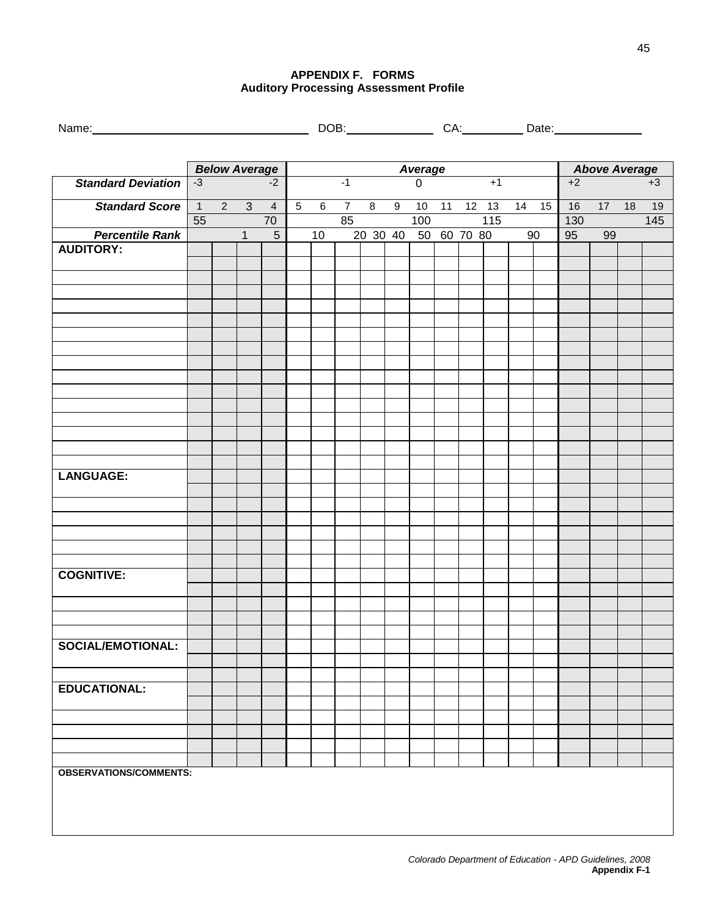**APPENDIX F. FORMS**
**Auditory Processing Assessment Profile**

Name:________________________________ DOB:_____________ CA:_________ Date:_____________

| | ***Below Average*** | | | | ***Average*** | | | | | | | | | | | ***Above Average*** | | | |
|---|---|---|---|---|---|---|---|---|---|---|---|---|---|---|---|---|---|---|---|
| ***Standard Deviation*** | -3 | | | -2 | | | -1 | | | 0 | | | +1 | | | +2 | | | +3 |
| ***Standard Score*** | 1 | 2 | 3 | 4 | 5 | 6 | 7 | 8 | 9 | 10 | 11 | 12 | 13 | 14 | 15 | 16 | 17 | 18 | 19 |
| | 55 | | | 70 | | | 85 | | | 100 | | | 115 | | | 130 | | | 145 |
| ***Percentile Rank*** | | | 1 | 5 | | 10 | | 20 | 30 40 | 50 | 60 | 70 80 | | | 90 | 95 | 99 | | |
| **AUDITORY:** | | | | | | | | | | | | | | | | | | | |
| | | | | | | | | | | | | | | | | | | | |
| | | | | | | | | | | | | | | | | | | | |
| | | | | | | | | | | | | | | | | | | | |
| | | | | | | | | | | | | | | | | | | | |
| | | | | | | | | | | | | | | | | | | | |
| | | | | | | | | | | | | | | | | | | | |
| | | | | | | | | | | | | | | | | | | | |
| | | | | | | | | | | | | | | | | | | | |
| | | | | | | | | | | | | | | | | | | | |
| | | | | | | | | | | | | | | | | | | | |
| | | | | | | | | | | | | | | | | | | | |
| | | | | | | | | | | | | | | | | | | | |
| | | | | | | | | | | | | | | | | | | | |
| | | | | | | | | | | | | | | | | | | | |
| | | | | | | | | | | | | | | | | | | | |
| **LANGUAGE:** | | | | | | | | | | | | | | | | | | | |
| | | | | | | | | | | | | | | | | | | | |
| | | | | | | | | | | | | | | | | | | | |
| | | | | | | | | | | | | | | | | | | | |
| | | | | | | | | | | | | | | | | | | | |
| | | | | | | | | | | | | | | | | | | | |
| | | | | | | | | | | | | | | | | | | | |
| **COGNITIVE:** | | | | | | | | | | | | | | | | | | | |
| | | | | | | | | | | | | | | | | | | | |
| | | | | | | | | | | | | | | | | | | | |
| | | | | | | | | | | | | | | | | | | | |
| | | | | | | | | | | | | | | | | | | | |
| **SOCIAL/EMOTIONAL:** | | | | | | | | | | | | | | | | | | | |
| | | | | | | | | | | | | | | | | | | | |
| | | | | | | | | | | | | | | | | | | | |
| **EDUCATIONAL:** | | | | | | | | | | | | | | | | | | | |
| | | | | | | | | | | | | | | | | | | | |
| | | | | | | | | | | | | | | | | | | | |
| | | | | | | | | | | | | | | | | | | | |
| | | | | | | | | | | | | | | | | | | | |
| | | | | | | | | | | | | | | | | | | | |

**OBSERVATIONS/COMMENTS:**

*Colorado Department of Education - APD Guidelines, 2008*
**Appendix F-1**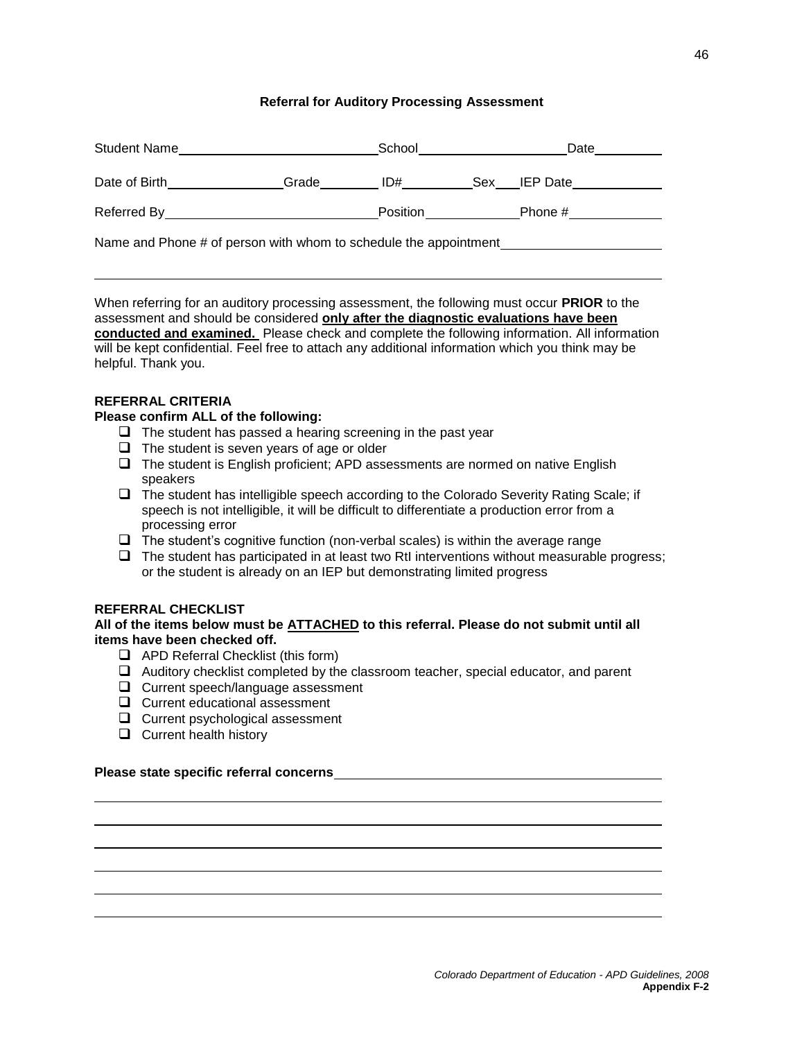# Referral for Auditory Processing Assessment

Student Name\_\_\_\_\_\_\_\_\_\_\_\_\_\_\_\_\_\_\_\_\_\_\_\_\_\_ School\_\_\_\_\_\_\_\_\_\_\_\_\_\_\_\_\_\_\_\_ Date\_\_\_\_\_\_\_\_\_

Date of Birth\_\_\_\_\_\_\_\_\_\_\_\_\_\_\_\_ Grade\_\_\_\_\_\_\_\_ ID#\_\_\_\_\_\_\_\_\_\_ Sex\_\_\_ IEP Date\_\_\_\_\_\_\_\_\_\_\_\_

Referred By\_\_\_\_\_\_\_\_\_\_\_\_\_\_\_\_\_\_\_\_\_\_\_\_\_\_\_\_ Position\_\_\_\_\_\_\_\_\_\_\_\_\_ Phone #\_\_\_\_\_\_\_\_\_\_\_\_\_

Name and Phone # of person with whom to schedule the appointment\_\_\_\_\_\_\_\_\_\_\_\_\_\_\_\_\_\_\_\_\_\_

\_\_\_\_\_\_\_\_\_\_\_\_\_\_\_\_\_\_\_\_\_\_\_\_\_\_\_\_\_\_\_\_\_\_\_\_\_\_\_\_\_\_\_\_\_\_\_\_\_\_\_\_\_\_\_\_\_\_\_\_\_\_\_\_\_\_\_\_\_\_\_\_\_\_\_\_\_\_

When referring for an auditory processing assessment, the following must occur **PRIOR** to the assessment and should be considered **<u>only after the diagnostic evaluations have been conducted and examined.</u>** Please check and complete the following information. All information will be kept confidential. Feel free to attach any additional information which you think may be helpful. Thank you.

**REFERRAL CRITERIA**

**Please confirm ALL of the following:**

- ☐ The student has passed a hearing screening in the past year
- ☐ The student is seven years of age or older
- ☐ The student is English proficient; APD assessments are normed on native English speakers
- ☐ The student has intelligible speech according to the Colorado Severity Rating Scale; if speech is not intelligible, it will be difficult to differentiate a production error from a processing error
- ☐ The student's cognitive function (non-verbal scales) is within the average range
- ☐ The student has participated in at least two RtI interventions without measurable progress; or the student is already on an IEP but demonstrating limited progress

**REFERRAL CHECKLIST**

**All of the items below must be <u>ATTACHED</u> to this referral. Please do not submit until all items have been checked off.**

- ☐ APD Referral Checklist (this form)
- ☐ Auditory checklist completed by the classroom teacher, special educator, and parent
- ☐ Current speech/language assessment
- ☐ Current educational assessment
- ☐ Current psychological assessment
- ☐ Current health history

**Please state specific referral concerns**\_\_\_\_\_\_\_\_\_\_\_\_\_\_\_\_\_\_\_\_\_\_\_\_\_\_\_\_\_\_\_\_\_\_\_\_\_\_\_\_\_\_\_\_

\_\_\_\_\_\_\_\_\_\_\_\_\_\_\_\_\_\_\_\_\_\_\_\_\_\_\_\_\_\_\_\_\_\_\_\_\_\_\_\_\_\_\_\_\_\_\_\_\_\_\_\_\_\_\_\_\_\_\_\_\_\_\_\_\_\_\_\_\_\_\_\_\_\_\_\_\_\_

\_\_\_\_\_\_\_\_\_\_\_\_\_\_\_\_\_\_\_\_\_\_\_\_\_\_\_\_\_\_\_\_\_\_\_\_\_\_\_\_\_\_\_\_\_\_\_\_\_\_\_\_\_\_\_\_\_\_\_\_\_\_\_\_\_\_\_\_\_\_\_\_\_\_\_\_\_\_

\_\_\_\_\_\_\_\_\_\_\_\_\_\_\_\_\_\_\_\_\_\_\_\_\_\_\_\_\_\_\_\_\_\_\_\_\_\_\_\_\_\_\_\_\_\_\_\_\_\_\_\_\_\_\_\_\_\_\_\_\_\_\_\_\_\_\_\_\_\_\_\_\_\_\_\_\_\_

\_\_\_\_\_\_\_\_\_\_\_\_\_\_\_\_\_\_\_\_\_\_\_\_\_\_\_\_\_\_\_\_\_\_\_\_\_\_\_\_\_\_\_\_\_\_\_\_\_\_\_\_\_\_\_\_\_\_\_\_\_\_\_\_\_\_\_\_\_\_\_\_\_\_\_\_\_\_

\_\_\_\_\_\_\_\_\_\_\_\_\_\_\_\_\_\_\_\_\_\_\_\_\_\_\_\_\_\_\_\_\_\_\_\_\_\_\_\_\_\_\_\_\_\_\_\_\_\_\_\_\_\_\_\_\_\_\_\_\_\_\_\_\_\_\_\_\_\_\_\_\_\_\_\_\_\_

\_\_\_\_\_\_\_\_\_\_\_\_\_\_\_\_\_\_\_\_\_\_\_\_\_\_\_\_\_\_\_\_\_\_\_\_\_\_\_\_\_\_\_\_\_\_\_\_\_\_\_\_\_\_\_\_\_\_\_\_\_\_\_\_\_\_\_\_\_\_\_\_\_\_\_\_\_\_

*Colorado Department of Education - APD Guidelines, 2008*

**Appendix F-2**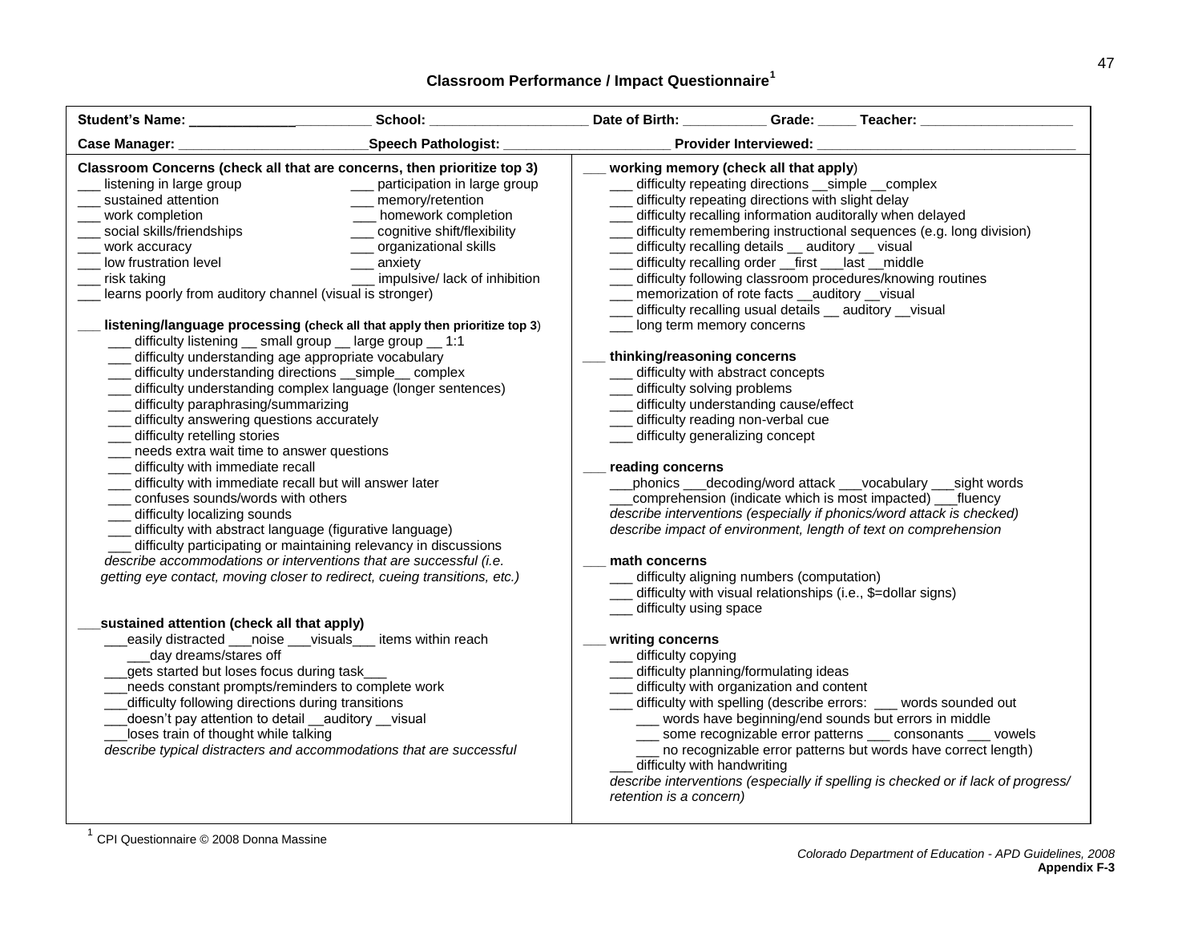## Classroom Performance / Impact Questionnaire[1]

**Student's Name: ______________________ School: ____________________ Date of Birth: ___________ Grade: _____ Teacher: ____________________**

**Case Manager: ________________________ Speech Pathologist: _____________________ Provider Interviewed: __________________________________**

**Classroom Concerns (check all that are concerns, then prioritize top 3)**

___ listening in large group
___ participation in large group
___ sustained attention
___ memory/retention
___ work completion
___ homework completion
___ social skills/friendships
___ cognitive shift/flexibility
___ work accuracy
___ organizational skills
___ low frustration level
___ anxiety
___ risk taking
___ impulsive/ lack of inhibition
___ learns poorly from auditory channel (visual is stronger)

___ **listening/language processing (check all that apply then prioritize top 3)**

- ___ difficulty listening __ small group __ large group __ 1:1
- ___ difficulty understanding age appropriate vocabulary
- ___ difficulty understanding directions __simple__ complex
- ___ difficulty understanding complex language (longer sentences)
- ___ difficulty paraphrasing/summarizing
- ___ difficulty answering questions accurately
- ___ difficulty retelling stories
- ___ needs extra wait time to answer questions
- ___ difficulty with immediate recall
- ___ difficulty with immediate recall but will answer later
- ___ confuses sounds/words with others
- ___ difficulty localizing sounds
- ___ difficulty with abstract language (figurative language)
- ___ difficulty participating or maintaining relevancy in discussions

*describe accommodations or interventions that are successful (i.e. getting eye contact, moving closer to redirect, cueing transitions, etc.)*

___ **sustained attention (check all that apply)**

- ___easily distracted ___noise ___visuals___ items within reach
  - ___day dreams/stares off
- ___gets started but loses focus during task___
- ___needs constant prompts/reminders to complete work
- ___difficulty following directions during transitions
- ___doesn't pay attention to detail __auditory __visual
- ___loses train of thought while talking

*describe typical distracters and accommodations that are successful*

___ **working memory (check all that apply)**

- ___ difficulty repeating directions __simple __complex
- ___ difficulty repeating directions with slight delay
- ___ difficulty recalling information auditorally when delayed
- ___ difficulty remembering instructional sequences (e.g. long division)
- ___ difficulty recalling details __ auditory __ visual
- ___ difficulty recalling order __first ___last __middle
- ___ difficulty following classroom procedures/knowing routines
- ___ memorization of rote facts __auditory __visual
- ___ difficulty recalling usual details __ auditory __visual
- ___ long term memory concerns

___ **thinking/reasoning concerns**

- ___ difficulty with abstract concepts
- ___ difficulty solving problems
- ___ difficulty understanding cause/effect
- ___ difficulty reading non-verbal cue
- ___ difficulty generalizing concept

___ **reading concerns**

- ___phonics ___decoding/word attack ___vocabulary ___sight words
- ___comprehension (indicate which is most impacted) ___fluency

*describe interventions (especially if phonics/word attack is checked)*
*describe impact of environment, length of text on comprehension*

___ **math concerns**

- ___ difficulty aligning numbers (computation)
- ___ difficulty with visual relationships (i.e., $=dollar signs)
- ___ difficulty using space

___ **writing concerns**

- ___ difficulty copying
- ___ difficulty planning/formulating ideas
- ___ difficulty with organization and content
- ___ difficulty with spelling (describe errors: ___ words sounded out
  - ___ words have beginning/end sounds but errors in middle
  - ___ some recognizable error patterns ___ consonants ___ vowels
  - ___ no recognizable error patterns but words have correct length)
- ___ difficulty with handwriting

*describe interventions (especially if spelling is checked or if lack of progress/ retention is a concern)*

[1] CPI Questionnaire © 2008 Donna Massine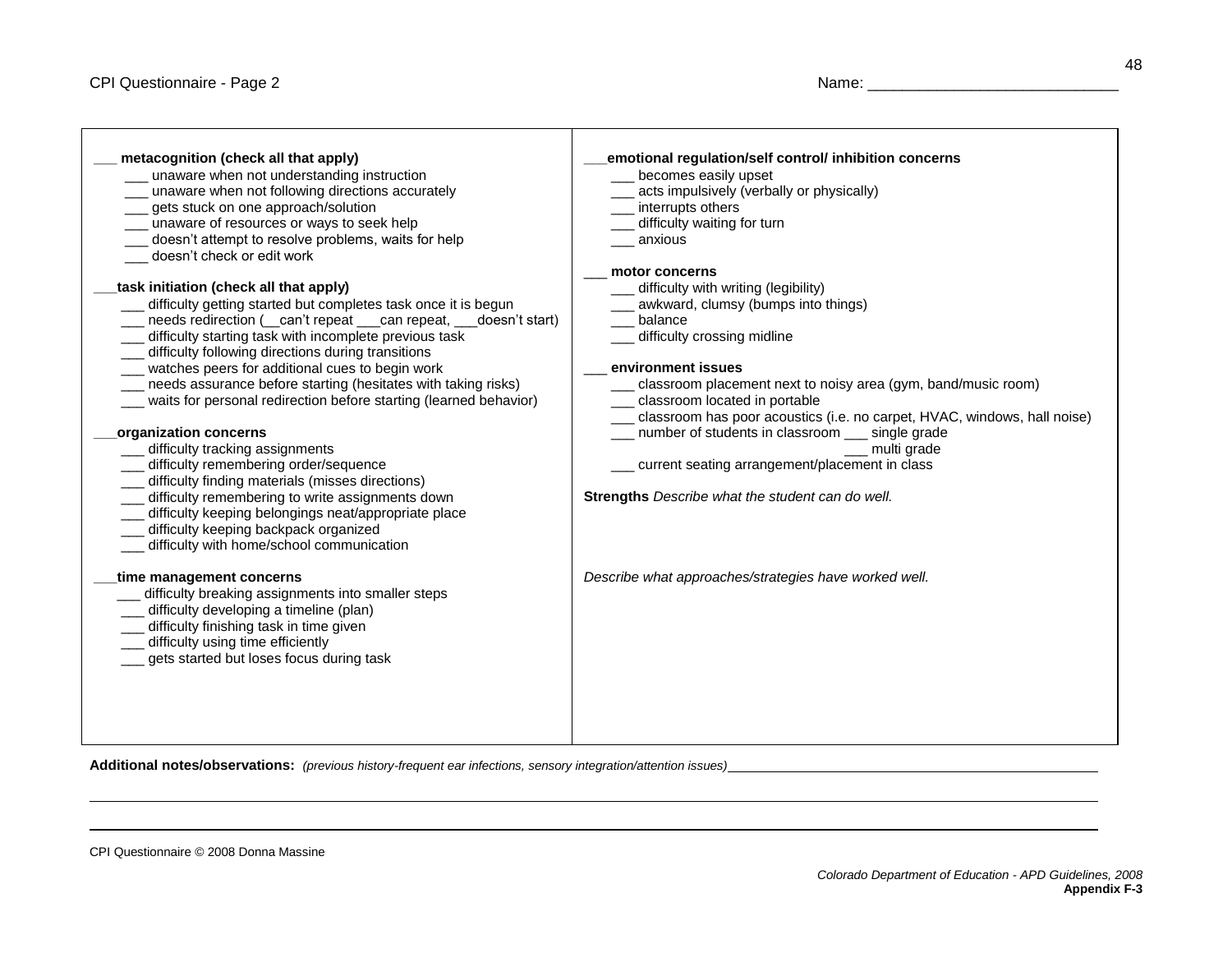CPI Questionnaire - Page 2

Name: ______________________________

___ **metacognition (check all that apply)**
- ___ unaware when not understanding instruction
- ___ unaware when not following directions accurately
- ___ gets stuck on one approach/solution
- ___ unaware of resources or ways to seek help
- ___ doesn't attempt to resolve problems, waits for help
- ___ doesn't check or edit work

___**task initiation (check all that apply)**
- ___ difficulty getting started but completes task once it is begun
- ___ needs redirection (__can't repeat ___can repeat, ___doesn't start)
- ___ difficulty starting task with incomplete previous task
- ___ difficulty following directions during transitions
- ___ watches peers for additional cues to begin work
- ___ needs assurance before starting (hesitates with taking risks)
- ___ waits for personal redirection before starting (learned behavior)

___**organization concerns**
- ___ difficulty tracking assignments
- ___ difficulty remembering order/sequence
- ___ difficulty finding materials (misses directions)
- ___ difficulty remembering to write assignments down
- ___ difficulty keeping belongings neat/appropriate place
- ___ difficulty keeping backpack organized
- ___ difficulty with home/school communication

___**time management concerns**
- ___ difficulty breaking assignments into smaller steps
- ___ difficulty developing a timeline (plan)
- ___ difficulty finishing task in time given
- ___ difficulty using time efficiently
- ___ gets started but loses focus during task

___**emotional regulation/self control/ inhibition concerns**
- ___ becomes easily upset
- ___ acts impulsively (verbally or physically)
- ___ interrupts others
- ___ difficulty waiting for turn
- ___ anxious

___ **motor concerns**
- ___ difficulty with writing (legibility)
- ___ awkward, clumsy (bumps into things)
- ___ balance
- ___ difficulty crossing midline

___ **environment issues**
- ___ classroom placement next to noisy area (gym, band/music room)
- ___ classroom located in portable
- ___ classroom has poor acoustics (i.e. no carpet, HVAC, windows, hall noise)
- ___ number of students in classroom ___ single grade
  ___ multi grade
- ___ current seating arrangement/placement in class

**Strengths** *Describe what the student can do well.*

*Describe what approaches/strategies have worked well.*

**Additional notes/observations:** *(previous history-frequent ear infections, sensory integration/attention issues)*______________________________

______________________________________________________________________

______________________________________________________________________

CPI Questionnaire © 2008 Donna Massine

*Colorado Department of Education - APD Guidelines, 2008*
**Appendix F-3**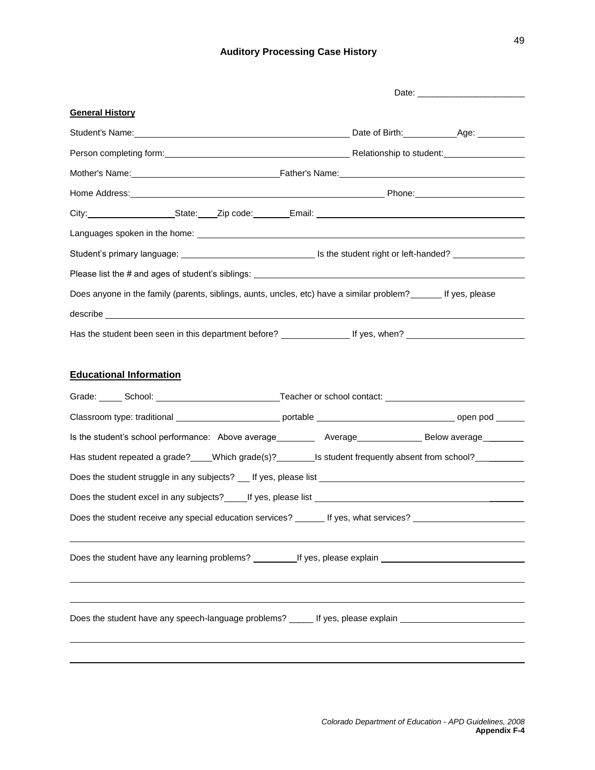# Auditory Processing Case History

Date: ____________________

**General History**

Student's Name: ________________________________ Date of Birth: __________ Age: ________

Person completing form: ____________________________ Relationship to student: ______________

Mother's Name: ______________________ Father's Name: ______________________________

Home Address: ________________________________________ Phone: __________________

City: ______________ State: ___ Zip code: ______ Email: ________________________________

Languages spoken in the home: ______________________________________________________

Student's primary language: ______________________ Is the student right or left-handed? ____________

Please list the # and ages of student's siblings: ____________________________________________

Does anyone in the family (parents, siblings, aunts, uncles, etc) have a similar problem? _____ If yes, please describe ____________________________________________________________________

Has the student been seen in this department before? ___________ If yes, when? __________________

**Educational Information**

Grade: ____ School: ____________________ Teacher or school contact: _____________________

Classroom type: traditional _________________ portable ______________________ open pod _____

Is the student's school performance: Above average _______ Average ___________ Below average _______

Has student repeated a grade? ____ Which grade(s)? _______ Is student frequently absent from school? _______

Does the student struggle in any subjects? ___ If yes, please list ________________________________

Does the student excel in any subjects? ____ If yes, please list ________________________________

Does the student receive any special education services? _____ If yes, what services? _________________

______________________________________________________________________________

Does the student have any learning problems? ________ If yes, please explain _______________________

______________________________________________________________________________

______________________________________________________________________________

Does the student have any speech-language problems? _____ If yes, please explain ___________________

______________________________________________________________________________

______________________________________________________________________________

*Colorado Department of Education - APD Guidelines, 2008*
**Appendix F-4**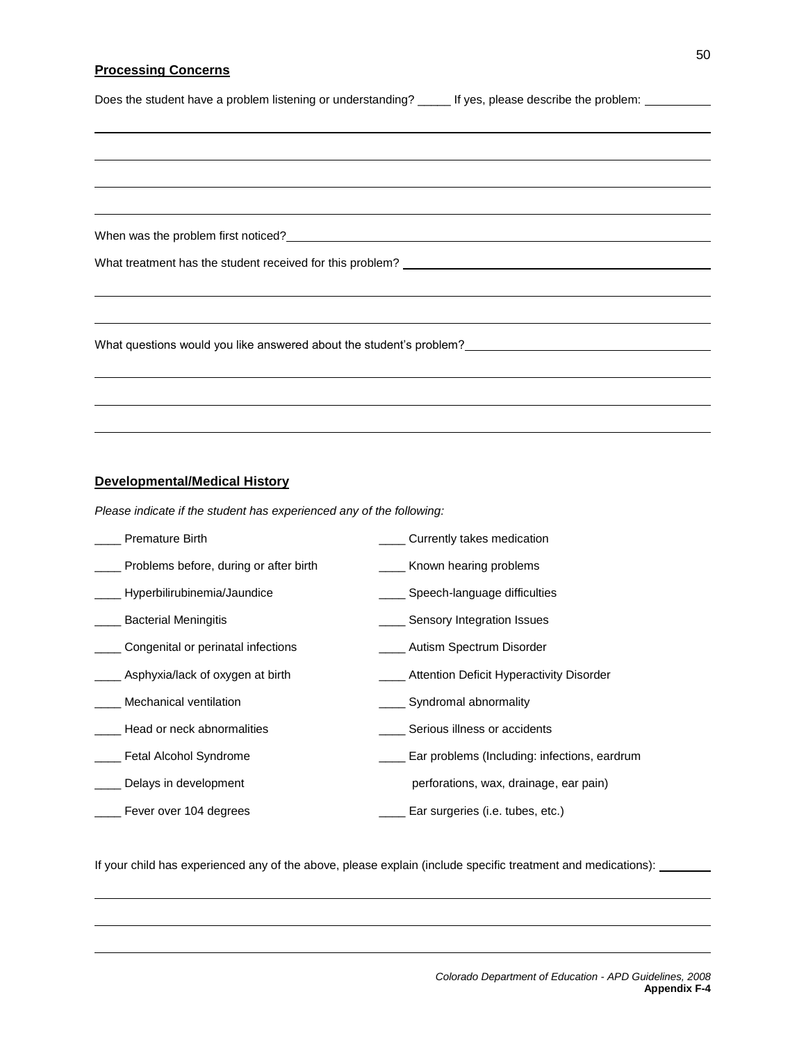**Processing Concerns**

Does the student have a problem listening or understanding? _____ If yes, please describe the problem: __________

When was the problem first noticed? __________

What treatment has the student received for this problem? __________

What questions would you like answered about the student's problem? __________

**Developmental/Medical History**

*Please indicate if the student has experienced any of the following:*

- ____ Premature Birth
- ____ Problems before, during or after birth
- ____ Hyperbilirubinemia/Jaundice
- ____ Bacterial Meningitis
- ____ Congenital or perinatal infections
- ____ Asphyxia/lack of oxygen at birth
- ____ Mechanical ventilation
- ____ Head or neck abnormalities
- ____ Fetal Alcohol Syndrome
- ____ Delays in development
- ____ Fever over 104 degrees
- ____ Currently takes medication
- ____ Known hearing problems
- ____ Speech-language difficulties
- ____ Sensory Integration Issues
- ____ Autism Spectrum Disorder
- ____ Attention Deficit Hyperactivity Disorder
- ____ Syndromal abnormality
- ____ Serious illness or accidents
- ____ Ear problems (Including: infections, eardrum perforations, wax, drainage, ear pain)
- ____ Ear surgeries (i.e. tubes, etc.)

If your child has experienced any of the above, please explain (include specific treatment and medications): __________

*Colorado Department of Education - APD Guidelines, 2008*
**Appendix F-4**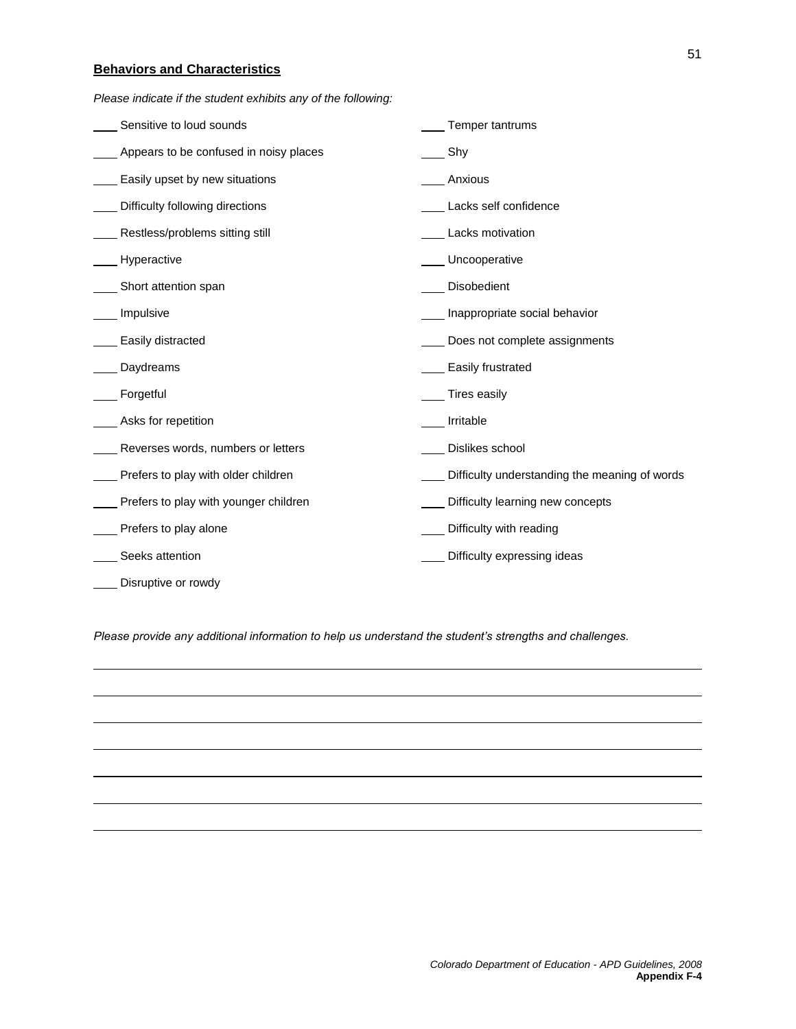**Behaviors and Characteristics**

*Please indicate if the student exhibits any of the following:*

____ Sensitive to loud sounds

____ Appears to be confused in noisy places

____ Easily upset by new situations

____ Difficulty following directions

____ Restless/problems sitting still

____ Hyperactive

____ Short attention span

____ Impulsive

____ Easily distracted

____ Daydreams

____ Forgetful

____ Asks for repetition

____ Reverses words, numbers or letters

____ Prefers to play with older children

____ Prefers to play with younger children

____ Prefers to play alone

____ Seeks attention

____ Disruptive or rowdy

____ Temper tantrums

____ Shy

____ Anxious

____ Lacks self confidence

____ Lacks motivation

____ Uncooperative

____ Disobedient

____ Inappropriate social behavior

____ Does not complete assignments

____ Easily frustrated

____ Tires easily

____ Irritable

____ Dislikes school

____ Difficulty understanding the meaning of words

____ Difficulty learning new concepts

____ Difficulty with reading

____ Difficulty expressing ideas

*Please provide any additional information to help us understand the student's strengths and challenges.*

______________________________________________________________________________

______________________________________________________________________________

______________________________________________________________________________

______________________________________________________________________________

______________________________________________________________________________

______________________________________________________________________________

______________________________________________________________________________

*Colorado Department of Education - APD Guidelines, 2008*
**Appendix F-4**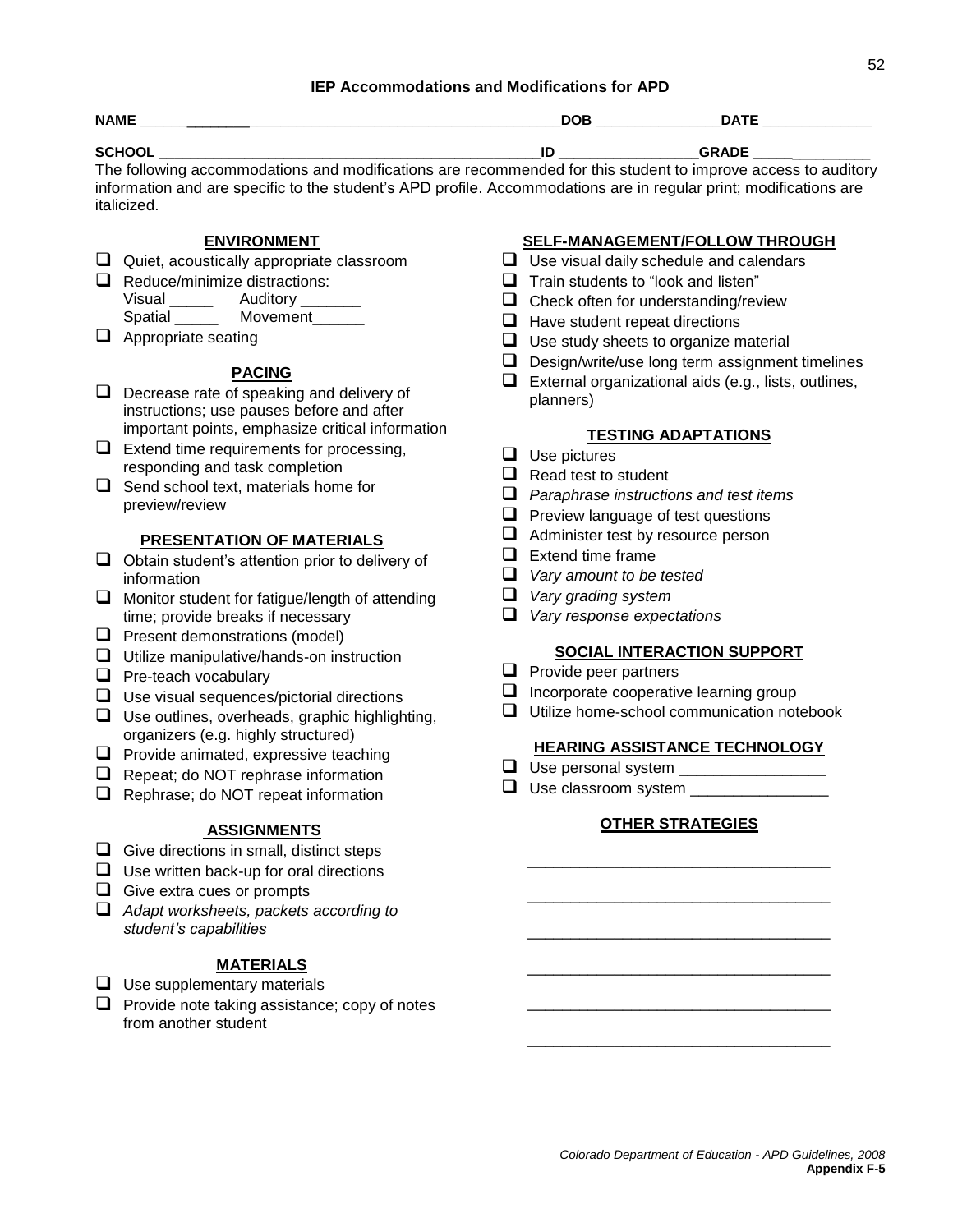### IEP Accommodations and Modifications for APD

**NAME** ______________________________________________ **DOB** ________________ **DATE** ______________

**SCHOOL** _________________________________________________ **ID** _________________ **GRADE** _______________

The following accommodations and modifications are recommended for this student to improve access to auditory information and are specific to the student's APD profile. Accommodations are in regular print; modifications are italicized.

#### ENVIRONMENT

- ❑ Quiet, acoustically appropriate classroom
- ❑ Reduce/minimize distractions:
  Visual _____ Auditory _______
  Spatial _____ Movement______
- ❑ Appropriate seating

#### PACING

- ❑ Decrease rate of speaking and delivery of instructions; use pauses before and after important points, emphasize critical information
- ❑ Extend time requirements for processing, responding and task completion
- ❑ Send school text, materials home for preview/review

#### PRESENTATION OF MATERIALS

- ❑ Obtain student's attention prior to delivery of information
- ❑ Monitor student for fatigue/length of attending time; provide breaks if necessary
- ❑ Present demonstrations (model)
- ❑ Utilize manipulative/hands-on instruction
- ❑ Pre-teach vocabulary
- ❑ Use visual sequences/pictorial directions
- ❑ Use outlines, overheads, graphic highlighting, organizers (e.g. highly structured)
- ❑ Provide animated, expressive teaching
- ❑ Repeat; do NOT rephrase information
- ❑ Rephrase; do NOT repeat information

#### ASSIGNMENTS

- ❑ Give directions in small, distinct steps
- ❑ Use written back-up for oral directions
- ❑ Give extra cues or prompts
- ❑ *Adapt worksheets, packets according to student's capabilities*

#### MATERIALS

- ❑ Use supplementary materials
- ❑ Provide note taking assistance; copy of notes from another student

#### SELF-MANAGEMENT/FOLLOW THROUGH

- ❑ Use visual daily schedule and calendars
- ❑ Train students to "look and listen"
- ❑ Check often for understanding/review
- ❑ Have student repeat directions
- ❑ Use study sheets to organize material
- ❑ Design/write/use long term assignment timelines
- ❑ External organizational aids (e.g., lists, outlines, planners)

#### TESTING ADAPTATIONS

- ❑ Use pictures
- ❑ Read test to student
- ❑ *Paraphrase instructions and test items*
- ❑ Preview language of test questions
- ❑ Administer test by resource person
- ❑ Extend time frame
- ❑ *Vary amount to be tested*
- ❑ *Vary grading system*
- ❑ *Vary response expectations*

#### SOCIAL INTERACTION SUPPORT

- ❑ Provide peer partners
- ❑ Incorporate cooperative learning group
- ❑ Utilize home-school communication notebook

#### HEARING ASSISTANCE TECHNOLOGY

- ❑ Use personal system _________________
- ❑ Use classroom system ________________

#### OTHER STRATEGIES

___________________________________

___________________________________

___________________________________

___________________________________

___________________________________

___________________________________

*Colorado Department of Education - APD Guidelines, 2008*
**Appendix F-5**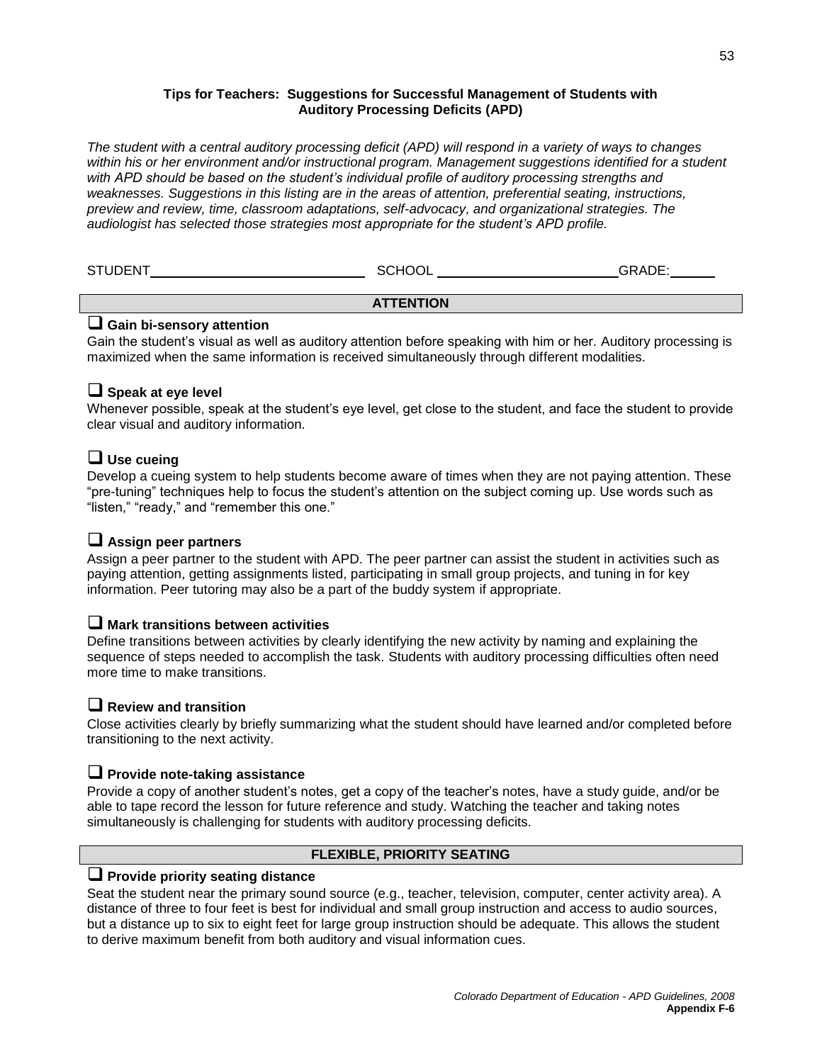**Tips for Teachers: Suggestions for Successful Management of Students with Auditory Processing Deficits (APD)**

*The student with a central auditory processing deficit (APD) will respond in a variety of ways to changes within his or her environment and/or instructional program. Management suggestions identified for a student with APD should be based on the student's individual profile of auditory processing strengths and weaknesses. Suggestions in this listing are in the areas of attention, preferential seating, instructions, preview and review, time, classroom adaptations, self-advocacy, and organizational strategies. The audiologist has selected those strategies most appropriate for the student's APD profile.*

STUDENT______________________________ SCHOOL _________________________GRADE:______

## ATTENTION

❑ **Gain bi-sensory attention**

Gain the student's visual as well as auditory attention before speaking with him or her. Auditory processing is maximized when the same information is received simultaneously through different modalities.

❑ **Speak at eye level**

Whenever possible, speak at the student's eye level, get close to the student, and face the student to provide clear visual and auditory information.

❑ **Use cueing**

Develop a cueing system to help students become aware of times when they are not paying attention. These "pre-tuning" techniques help to focus the student's attention on the subject coming up. Use words such as "listen," "ready," and "remember this one."

❑ **Assign peer partners**

Assign a peer partner to the student with APD. The peer partner can assist the student in activities such as paying attention, getting assignments listed, participating in small group projects, and tuning in for key information. Peer tutoring may also be a part of the buddy system if appropriate.

❑ **Mark transitions between activities**

Define transitions between activities by clearly identifying the new activity by naming and explaining the sequence of steps needed to accomplish the task. Students with auditory processing difficulties often need more time to make transitions.

❑ **Review and transition**

Close activities clearly by briefly summarizing what the student should have learned and/or completed before transitioning to the next activity.

❑ **Provide note-taking assistance**

Provide a copy of another student's notes, get a copy of the teacher's notes, have a study guide, and/or be able to tape record the lesson for future reference and study. Watching the teacher and taking notes simultaneously is challenging for students with auditory processing deficits.

## FLEXIBLE, PRIORITY SEATING

❑ **Provide priority seating distance**

Seat the student near the primary sound source (e.g., teacher, television, computer, center activity area). A distance of three to four feet is best for individual and small group instruction and access to audio sources, but a distance up to six to eight feet for large group instruction should be adequate. This allows the student to derive maximum benefit from both auditory and visual information cues.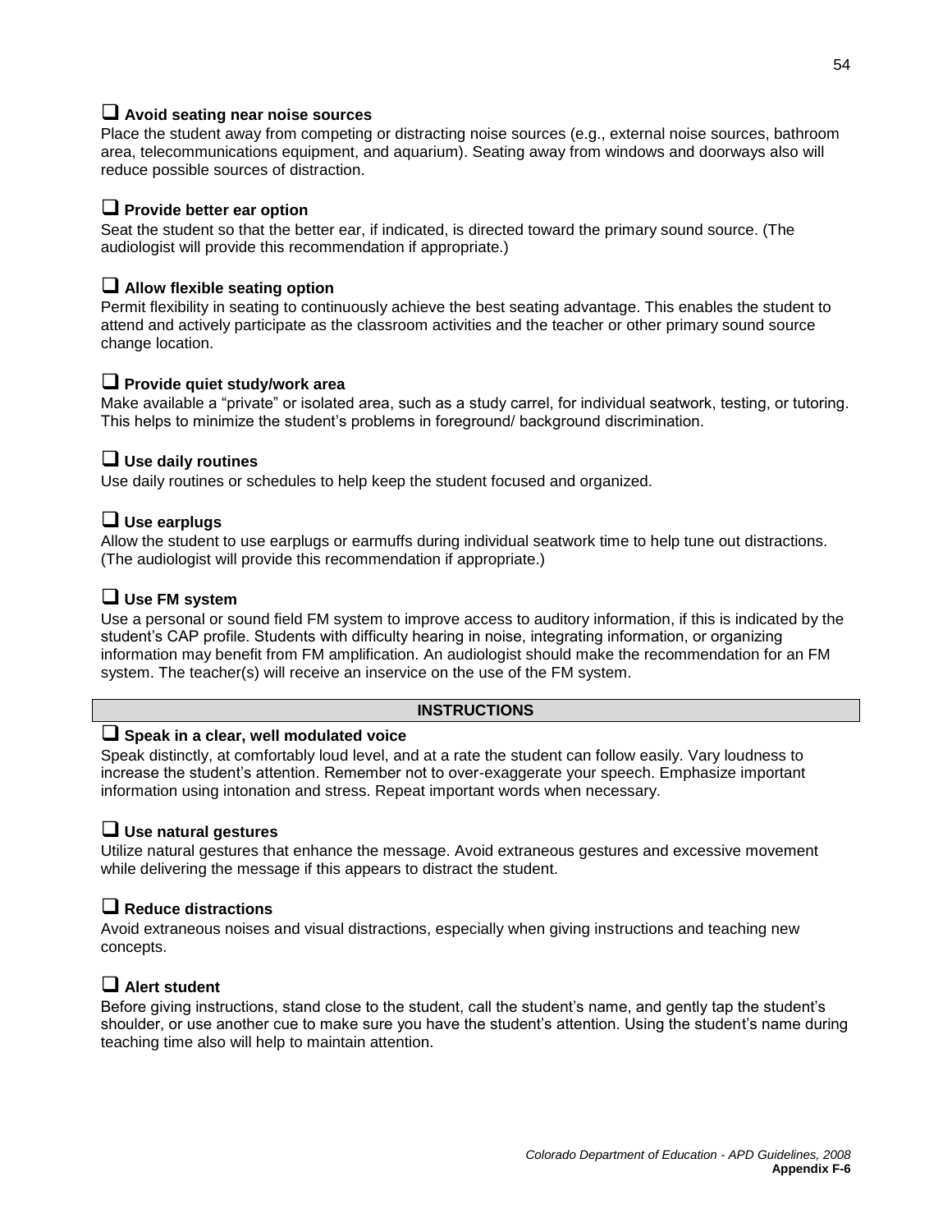❑ **Avoid seating near noise sources**

Place the student away from competing or distracting noise sources (e.g., external noise sources, bathroom area, telecommunications equipment, and aquarium). Seating away from windows and doorways also will reduce possible sources of distraction.

❑ **Provide better ear option**

Seat the student so that the better ear, if indicated, is directed toward the primary sound source. (The audiologist will provide this recommendation if appropriate.)

❑ **Allow flexible seating option**

Permit flexibility in seating to continuously achieve the best seating advantage. This enables the student to attend and actively participate as the classroom activities and the teacher or other primary sound source change location.

❑ **Provide quiet study/work area**

Make available a "private" or isolated area, such as a study carrel, for individual seatwork, testing, or tutoring. This helps to minimize the student's problems in foreground/ background discrimination.

❑ **Use daily routines**

Use daily routines or schedules to help keep the student focused and organized.

❑ **Use earplugs**

Allow the student to use earplugs or earmuffs during individual seatwork time to help tune out distractions. (The audiologist will provide this recommendation if appropriate.)

❑ **Use FM system**

Use a personal or sound field FM system to improve access to auditory information, if this is indicated by the student's CAP profile. Students with difficulty hearing in noise, integrating information, or organizing information may benefit from FM amplification. An audiologist should make the recommendation for an FM system. The teacher(s) will receive an inservice on the use of the FM system.

## INSTRUCTIONS

❑ **Speak in a clear, well modulated voice**

Speak distinctly, at comfortably loud level, and at a rate the student can follow easily. Vary loudness to increase the student's attention. Remember not to over-exaggerate your speech. Emphasize important information using intonation and stress. Repeat important words when necessary.

❑ **Use natural gestures**

Utilize natural gestures that enhance the message. Avoid extraneous gestures and excessive movement while delivering the message if this appears to distract the student.

❑ **Reduce distractions**

Avoid extraneous noises and visual distractions, especially when giving instructions and teaching new concepts.

❑ **Alert student**

Before giving instructions, stand close to the student, call the student's name, and gently tap the student's shoulder, or use another cue to make sure you have the student's attention. Using the student's name during teaching time also will help to maintain attention.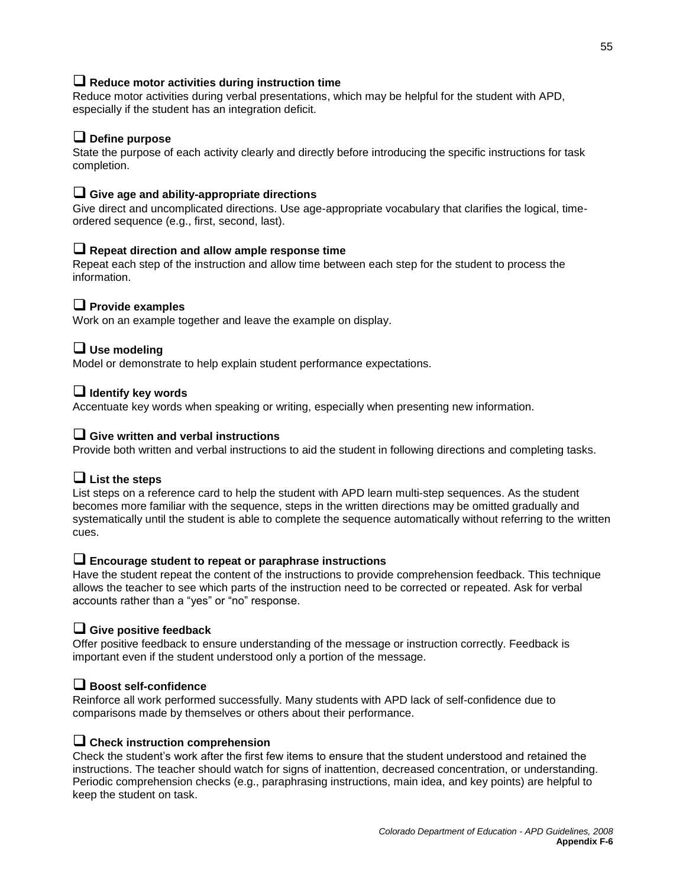❑ **Reduce motor activities during instruction time**
Reduce motor activities during verbal presentations, which may be helpful for the student with APD, especially if the student has an integration deficit.

❑ **Define purpose**
State the purpose of each activity clearly and directly before introducing the specific instructions for task completion.

❑ **Give age and ability-appropriate directions**
Give direct and uncomplicated directions. Use age-appropriate vocabulary that clarifies the logical, time-ordered sequence (e.g., first, second, last).

❑ **Repeat direction and allow ample response time**
Repeat each step of the instruction and allow time between each step for the student to process the information.

❑ **Provide examples**
Work on an example together and leave the example on display.

❑ **Use modeling**
Model or demonstrate to help explain student performance expectations.

❑ **Identify key words**
Accentuate key words when speaking or writing, especially when presenting new information.

❑ **Give written and verbal instructions**
Provide both written and verbal instructions to aid the student in following directions and completing tasks.

❑ **List the steps**
List steps on a reference card to help the student with APD learn multi-step sequences. As the student becomes more familiar with the sequence, steps in the written directions may be omitted gradually and systematically until the student is able to complete the sequence automatically without referring to the written cues.

❑ **Encourage student to repeat or paraphrase instructions**
Have the student repeat the content of the instructions to provide comprehension feedback. This technique allows the teacher to see which parts of the instruction need to be corrected or repeated. Ask for verbal accounts rather than a "yes" or "no" response.

❑ **Give positive feedback**
Offer positive feedback to ensure understanding of the message or instruction correctly. Feedback is important even if the student understood only a portion of the message.

❑ **Boost self-confidence**
Reinforce all work performed successfully. Many students with APD lack of self-confidence due to comparisons made by themselves or others about their performance.

❑ **Check instruction comprehension**
Check the student's work after the first few items to ensure that the student understood and retained the instructions. The teacher should watch for signs of inattention, decreased concentration, or understanding. Periodic comprehension checks (e.g., paraphrasing instructions, main idea, and key points) are helpful to keep the student on task.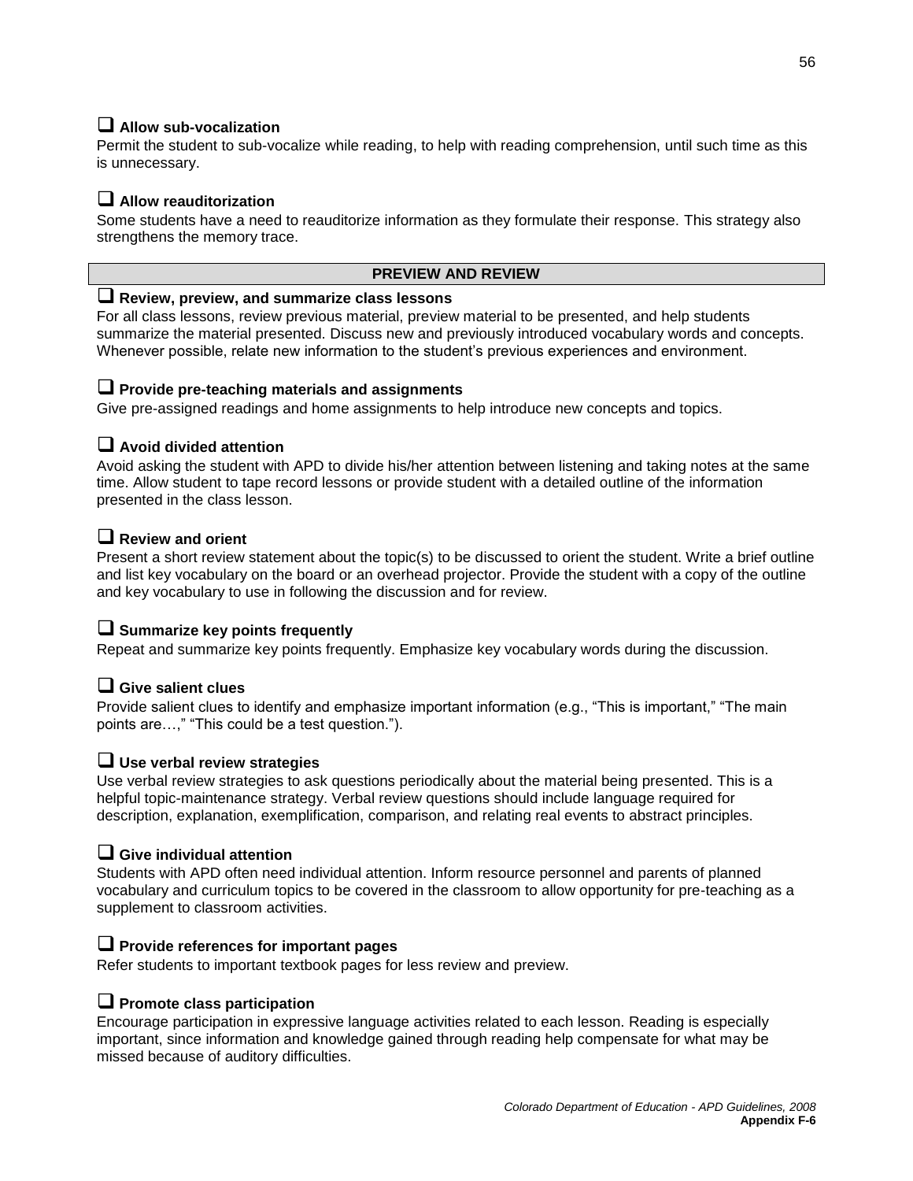❑ **Allow sub-vocalization**
Permit the student to sub-vocalize while reading, to help with reading comprehension, until such time as this is unnecessary.

❑ **Allow reauditorization**
Some students have a need to reauditorize information as they formulate their response. This strategy also strengthens the memory trace.

## PREVIEW AND REVIEW

❑ **Review, preview, and summarize class lessons**
For all class lessons, review previous material, preview material to be presented, and help students summarize the material presented. Discuss new and previously introduced vocabulary words and concepts. Whenever possible, relate new information to the student's previous experiences and environment.

❑ **Provide pre-teaching materials and assignments**
Give pre-assigned readings and home assignments to help introduce new concepts and topics.

❑ **Avoid divided attention**
Avoid asking the student with APD to divide his/her attention between listening and taking notes at the same time. Allow student to tape record lessons or provide student with a detailed outline of the information presented in the class lesson.

❑ **Review and orient**
Present a short review statement about the topic(s) to be discussed to orient the student. Write a brief outline and list key vocabulary on the board or an overhead projector. Provide the student with a copy of the outline and key vocabulary to use in following the discussion and for review.

❑ **Summarize key points frequently**
Repeat and summarize key points frequently. Emphasize key vocabulary words during the discussion.

❑ **Give salient clues**
Provide salient clues to identify and emphasize important information (e.g., "This is important," "The main points are…," "This could be a test question.").

❑ **Use verbal review strategies**
Use verbal review strategies to ask questions periodically about the material being presented. This is a helpful topic-maintenance strategy. Verbal review questions should include language required for description, explanation, exemplification, comparison, and relating real events to abstract principles.

❑ **Give individual attention**
Students with APD often need individual attention. Inform resource personnel and parents of planned vocabulary and curriculum topics to be covered in the classroom to allow opportunity for pre-teaching as a supplement to classroom activities.

❑ **Provide references for important pages**
Refer students to important textbook pages for less review and preview.

❑ **Promote class participation**
Encourage participation in expressive language activities related to each lesson. Reading is especially important, since information and knowledge gained through reading help compensate for what may be missed because of auditory difficulties.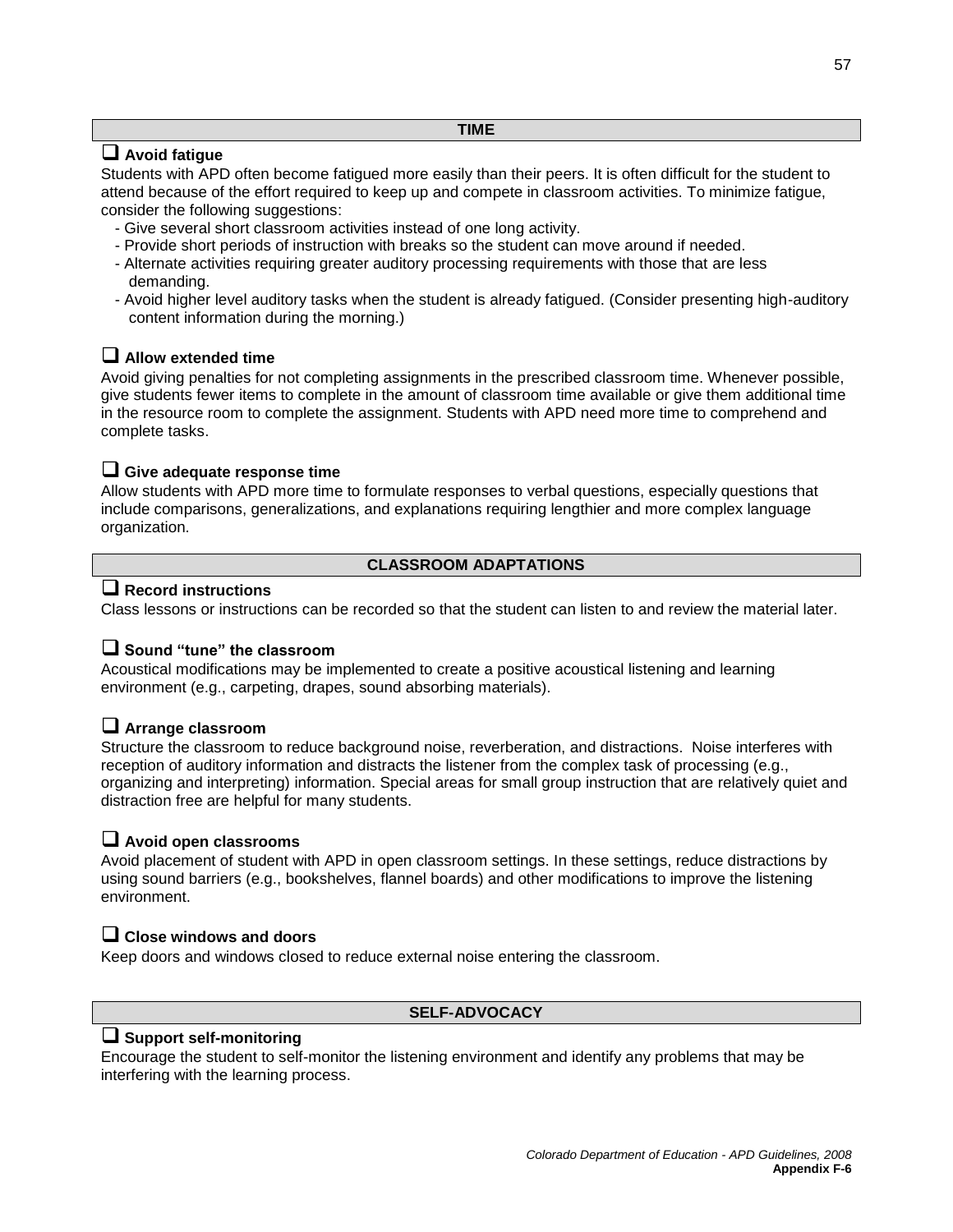## TIME

### ❑ Avoid fatigue

Students with APD often become fatigued more easily than their peers. It is often difficult for the student to attend because of the effort required to keep up and compete in classroom activities. To minimize fatigue, consider the following suggestions:

- Give several short classroom activities instead of one long activity.
- Provide short periods of instruction with breaks so the student can move around if needed.
- Alternate activities requiring greater auditory processing requirements with those that are less demanding.
- Avoid higher level auditory tasks when the student is already fatigued. (Consider presenting high-auditory content information during the morning.)

### ❑ Allow extended time

Avoid giving penalties for not completing assignments in the prescribed classroom time. Whenever possible, give students fewer items to complete in the amount of classroom time available or give them additional time in the resource room to complete the assignment. Students with APD need more time to comprehend and complete tasks.

### ❑ Give adequate response time

Allow students with APD more time to formulate responses to verbal questions, especially questions that include comparisons, generalizations, and explanations requiring lengthier and more complex language organization.

## CLASSROOM ADAPTATIONS

### ❑ Record instructions

Class lessons or instructions can be recorded so that the student can listen to and review the material later.

### ❑ Sound "tune" the classroom

Acoustical modifications may be implemented to create a positive acoustical listening and learning environment (e.g., carpeting, drapes, sound absorbing materials).

### ❑ Arrange classroom

Structure the classroom to reduce background noise, reverberation, and distractions. Noise interferes with reception of auditory information and distracts the listener from the complex task of processing (e.g., organizing and interpreting) information. Special areas for small group instruction that are relatively quiet and distraction free are helpful for many students.

### ❑ Avoid open classrooms

Avoid placement of student with APD in open classroom settings. In these settings, reduce distractions by using sound barriers (e.g., bookshelves, flannel boards) and other modifications to improve the listening environment.

### ❑ Close windows and doors

Keep doors and windows closed to reduce external noise entering the classroom.

## SELF-ADVOCACY

### ❑ Support self-monitoring

Encourage the student to self-monitor the listening environment and identify any problems that may be interfering with the learning process.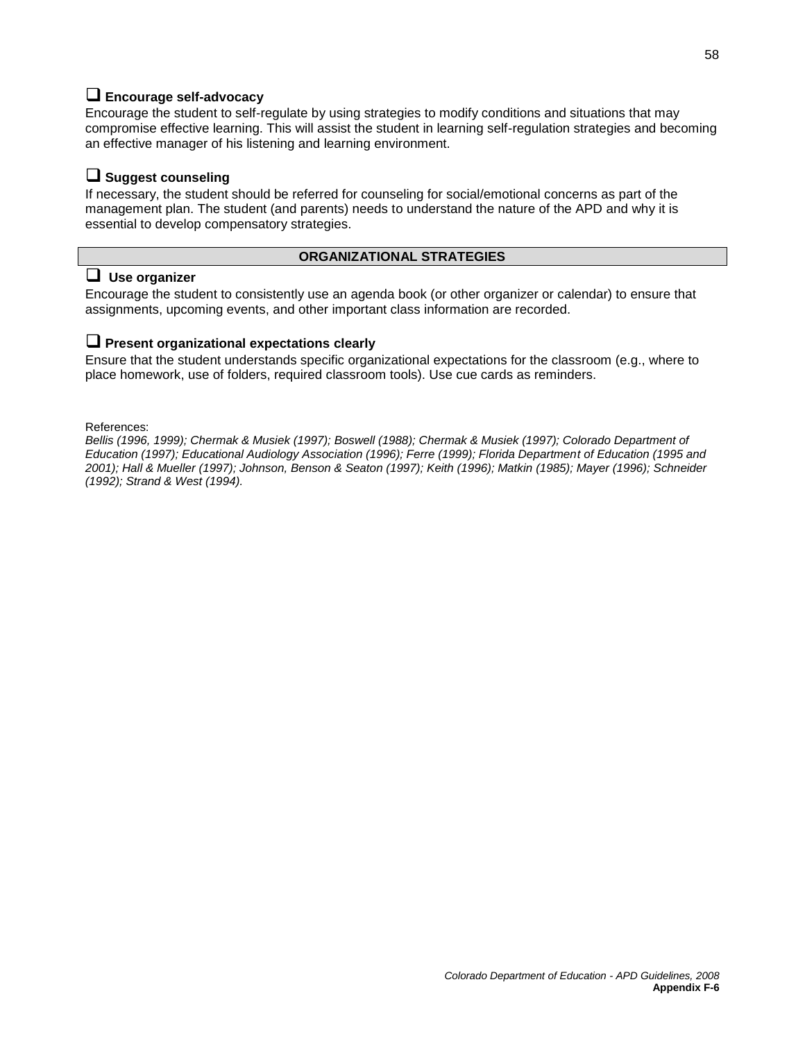**❑ Encourage self-advocacy**

Encourage the student to self-regulate by using strategies to modify conditions and situations that may compromise effective learning. This will assist the student in learning self-regulation strategies and becoming an effective manager of his listening and learning environment.

**❑ Suggest counseling**

If necessary, the student should be referred for counseling for social/emotional concerns as part of the management plan. The student (and parents) needs to understand the nature of the APD and why it is essential to develop compensatory strategies.

## ORGANIZATIONAL STRATEGIES

**❑ Use organizer**

Encourage the student to consistently use an agenda book (or other organizer or calendar) to ensure that assignments, upcoming events, and other important class information are recorded.

**❑ Present organizational expectations clearly**

Ensure that the student understands specific organizational expectations for the classroom (e.g., where to place homework, use of folders, required classroom tools). Use cue cards as reminders.

References:

*Bellis (1996, 1999); Chermak & Musiek (1997); Boswell (1988); Chermak & Musiek (1997); Colorado Department of Education (1997); Educational Audiology Association (1996); Ferre (1999); Florida Department of Education (1995 and 2001); Hall & Mueller (1997); Johnson, Benson & Seaton (1997); Keith (1996); Matkin (1985); Mayer (1996); Schneider (1992); Strand & West (1994).*